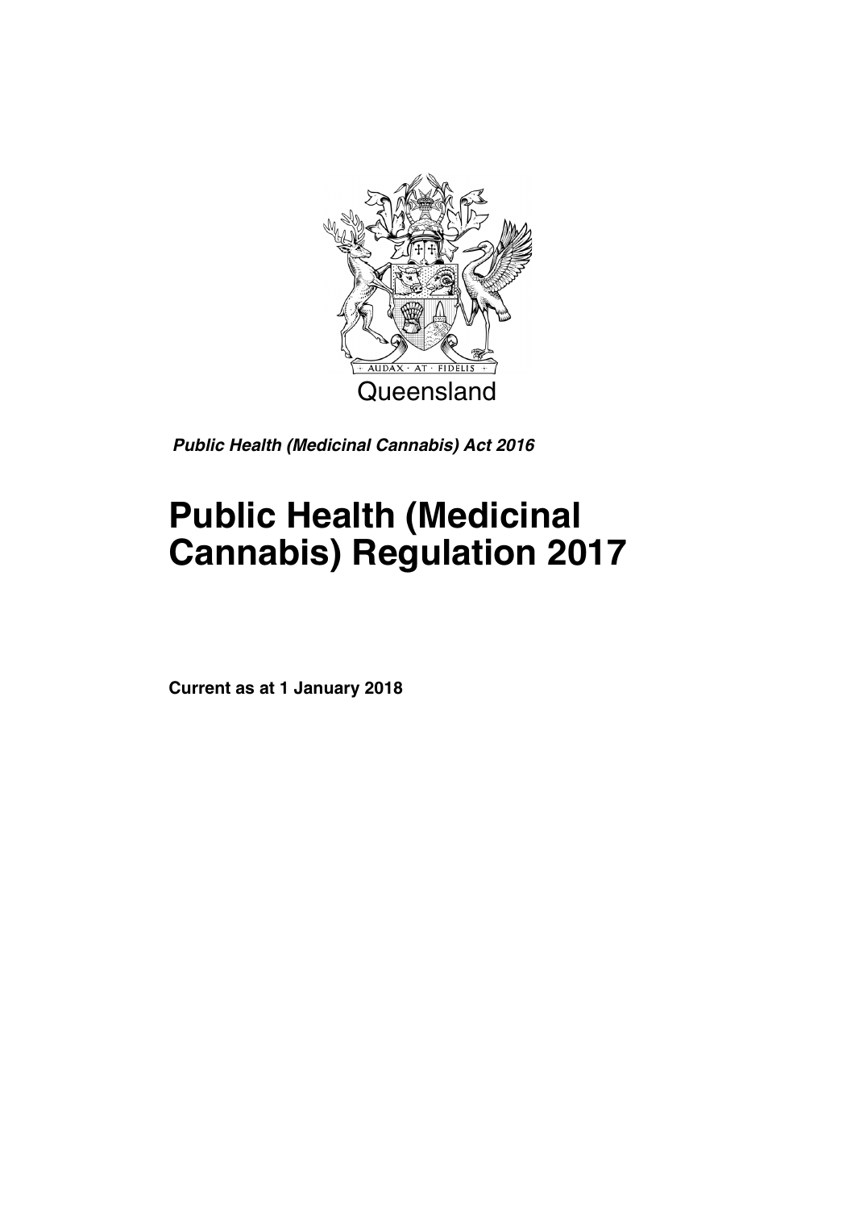Queensland

***Public Health (Medicinal Cannabis) Act 2016***

# Public Health (Medicinal Cannabis) Regulation 2017

**Current as at 1 January 2018**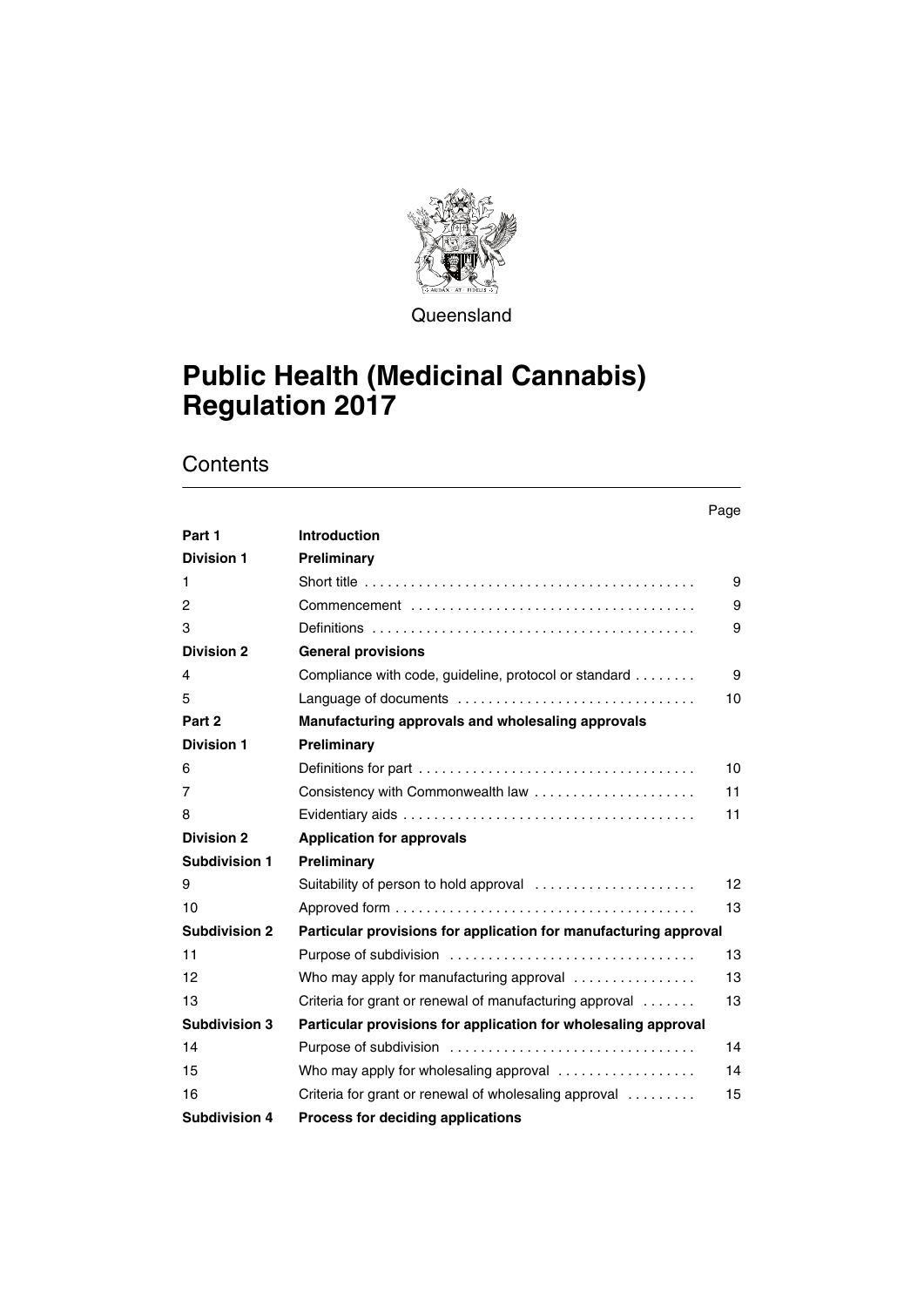Queensland

# Public Health (Medicinal Cannabis) Regulation 2017

## Contents

| | | Page |
|---|---|---|
| **Part 1** | **Introduction** | |
| **Division 1** | **Preliminary** | |
| 1 | Short title | 9 |
| 2 | Commencement | 9 |
| 3 | Definitions | 9 |
| **Division 2** | **General provisions** | |
| 4 | Compliance with code, guideline, protocol or standard | 9 |
| 5 | Language of documents | 10 |
| **Part 2** | **Manufacturing approvals and wholesaling approvals** | |
| **Division 1** | **Preliminary** | |
| 6 | Definitions for part | 10 |
| 7 | Consistency with Commonwealth law | 11 |
| 8 | Evidentiary aids | 11 |
| **Division 2** | **Application for approvals** | |
| **Subdivision 1** | **Preliminary** | |
| 9 | Suitability of person to hold approval | 12 |
| 10 | Approved form | 13 |
| **Subdivision 2** | **Particular provisions for application for manufacturing approval** | |
| 11 | Purpose of subdivision | 13 |
| 12 | Who may apply for manufacturing approval | 13 |
| 13 | Criteria for grant or renewal of manufacturing approval | 13 |
| **Subdivision 3** | **Particular provisions for application for wholesaling approval** | |
| 14 | Purpose of subdivision | 14 |
| 15 | Who may apply for wholesaling approval | 14 |
| 16 | Criteria for grant or renewal of wholesaling approval | 15 |
| **Subdivision 4** | **Process for deciding applications** | |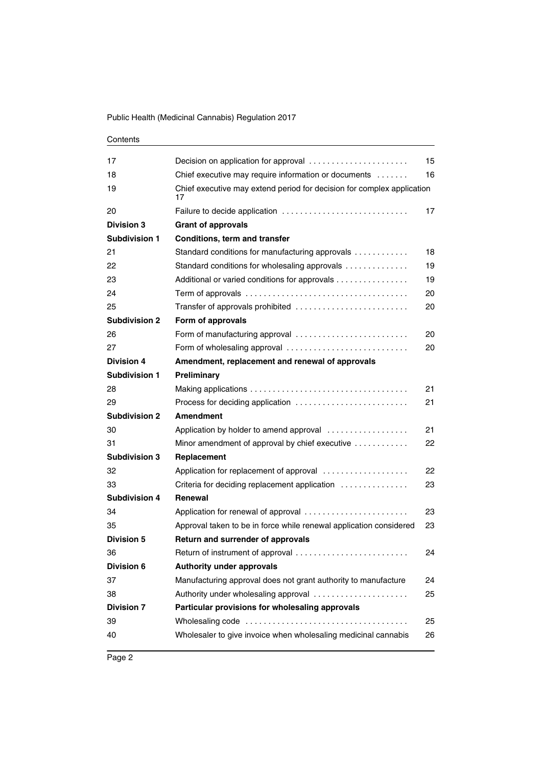| | | |
|---|---|---|
| 17 | Decision on application for approval | 15 |
| 18 | Chief executive may require information or documents | 16 |
| 19 | Chief executive may extend period for decision for complex application | 17 |
| 20 | Failure to decide application | 17 |
| **Division 3** | **Grant of approvals** | |
| **Subdivision 1** | **Conditions, term and transfer** | |
| 21 | Standard conditions for manufacturing approvals | 18 |
| 22 | Standard conditions for wholesaling approvals | 19 |
| 23 | Additional or varied conditions for approvals | 19 |
| 24 | Term of approvals | 20 |
| 25 | Transfer of approvals prohibited | 20 |
| **Subdivision 2** | **Form of approvals** | |
| 26 | Form of manufacturing approval | 20 |
| 27 | Form of wholesaling approval | 20 |
| **Division 4** | **Amendment, replacement and renewal of approvals** | |
| **Subdivision 1** | **Preliminary** | |
| 28 | Making applications | 21 |
| 29 | Process for deciding application | 21 |
| **Subdivision 2** | **Amendment** | |
| 30 | Application by holder to amend approval | 21 |
| 31 | Minor amendment of approval by chief executive | 22 |
| **Subdivision 3** | **Replacement** | |
| 32 | Application for replacement of approval | 22 |
| 33 | Criteria for deciding replacement application | 23 |
| **Subdivision 4** | **Renewal** | |
| 34 | Application for renewal of approval | 23 |
| 35 | Approval taken to be in force while renewal application considered | 23 |
| **Division 5** | **Return and surrender of approvals** | |
| 36 | Return of instrument of approval | 24 |
| **Division 6** | **Authority under approvals** | |
| 37 | Manufacturing approval does not grant authority to manufacture | 24 |
| 38 | Authority under wholesaling approval | 25 |
| **Division 7** | **Particular provisions for wholesaling approvals** | |
| 39 | Wholesaling code | 25 |
| 40 | Wholesaler to give invoice when wholesaling medicinal cannabis | 26 |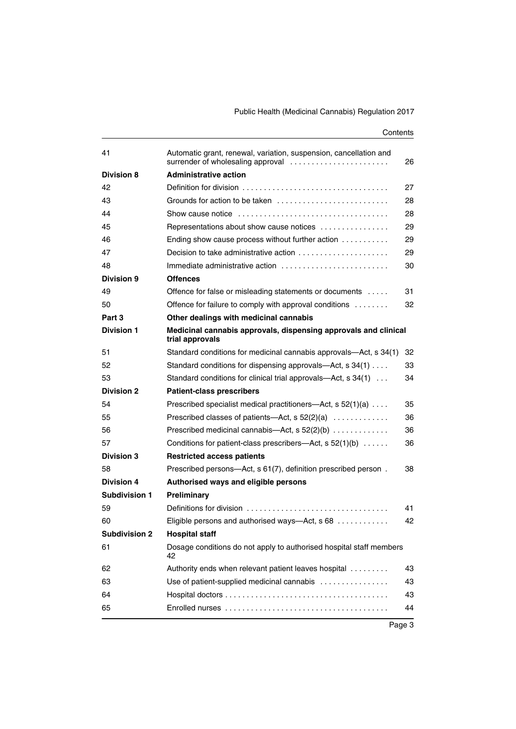| | | |
|---|---|---|
| 41 | Automatic grant, renewal, variation, suspension, cancellation and surrender of wholesaling approval | 26 |
| **Division 8** | **Administrative action** | |
| 42 | Definition for division | 27 |
| 43 | Grounds for action to be taken | 28 |
| 44 | Show cause notice | 28 |
| 45 | Representations about show cause notices | 29 |
| 46 | Ending show cause process without further action | 29 |
| 47 | Decision to take administrative action | 29 |
| 48 | Immediate administrative action | 30 |
| **Division 9** | **Offences** | |
| 49 | Offence for false or misleading statements or documents | 31 |
| 50 | Offence for failure to comply with approval conditions | 32 |
| **Part 3** | **Other dealings with medicinal cannabis** | |
| **Division 1** | **Medicinal cannabis approvals, dispensing approvals and clinical trial approvals** | |
| 51 | Standard conditions for medicinal cannabis approvals—Act, s 34(1) | 32 |
| 52 | Standard conditions for dispensing approvals—Act, s 34(1) | 33 |
| 53 | Standard conditions for clinical trial approvals—Act, s 34(1) | 34 |
| **Division 2** | **Patient-class prescribers** | |
| 54 | Prescribed specialist medical practitioners—Act, s 52(1)(a) | 35 |
| 55 | Prescribed classes of patients—Act, s 52(2)(a) | 36 |
| 56 | Prescribed medicinal cannabis—Act, s 52(2)(b) | 36 |
| 57 | Conditions for patient-class prescribers—Act, s 52(1)(b) | 36 |
| **Division 3** | **Restricted access patients** | |
| 58 | Prescribed persons—Act, s 61(7), definition prescribed person | 38 |
| **Division 4** | **Authorised ways and eligible persons** | |
| **Subdivision 1** | **Preliminary** | |
| 59 | Definitions for division | 41 |
| 60 | Eligible persons and authorised ways—Act, s 68 | 42 |
| **Subdivision 2** | **Hospital staff** | |
| 61 | Dosage conditions do not apply to authorised hospital staff members | 42 |
| 62 | Authority ends when relevant patient leaves hospital | 43 |
| 63 | Use of patient-supplied medicinal cannabis | 43 |
| 64 | Hospital doctors | 43 |
| 65 | Enrolled nurses | 44 |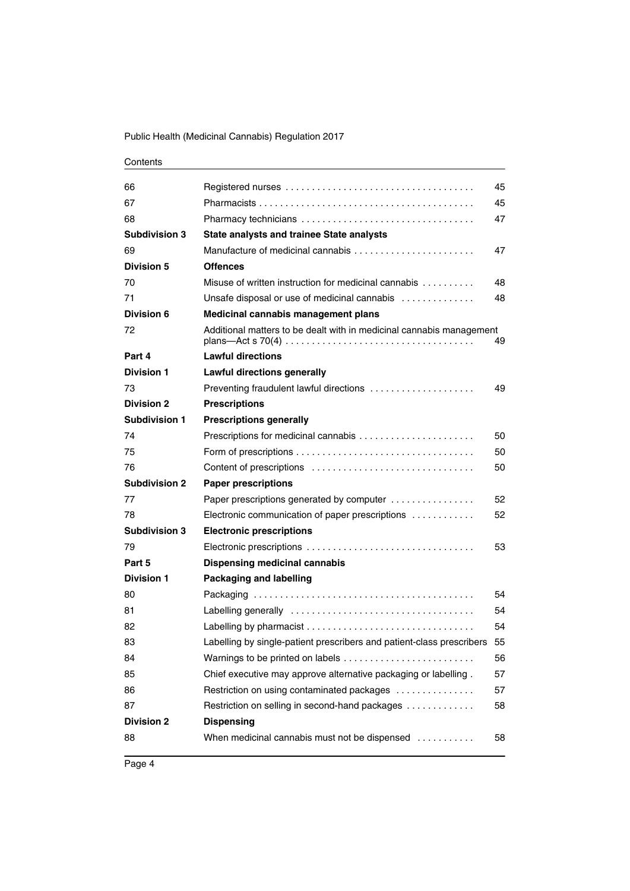| | | |
|---|---|---|
| 66 | Registered nurses | 45 |
| 67 | Pharmacists | 45 |
| 68 | Pharmacy technicians | 47 |
| **Subdivision 3** | **State analysts and trainee State analysts** | |
| 69 | Manufacture of medicinal cannabis | 47 |
| **Division 5** | **Offences** | |
| 70 | Misuse of written instruction for medicinal cannabis | 48 |
| 71 | Unsafe disposal or use of medicinal cannabis | 48 |
| **Division 6** | **Medicinal cannabis management plans** | |
| 72 | Additional matters to be dealt with in medicinal cannabis management plans—Act s 70(4) | 49 |
| **Part 4** | **Lawful directions** | |
| **Division 1** | **Lawful directions generally** | |
| 73 | Preventing fraudulent lawful directions | 49 |
| **Division 2** | **Prescriptions** | |
| **Subdivision 1** | **Prescriptions generally** | |
| 74 | Prescriptions for medicinal cannabis | 50 |
| 75 | Form of prescriptions | 50 |
| 76 | Content of prescriptions | 50 |
| **Subdivision 2** | **Paper prescriptions** | |
| 77 | Paper prescriptions generated by computer | 52 |
| 78 | Electronic communication of paper prescriptions | 52 |
| **Subdivision 3** | **Electronic prescriptions** | |
| 79 | Electronic prescriptions | 53 |
| **Part 5** | **Dispensing medicinal cannabis** | |
| **Division 1** | **Packaging and labelling** | |
| 80 | Packaging | 54 |
| 81 | Labelling generally | 54 |
| 82 | Labelling by pharmacist | 54 |
| 83 | Labelling by single-patient prescribers and patient-class prescribers | 55 |
| 84 | Warnings to be printed on labels | 56 |
| 85 | Chief executive may approve alternative packaging or labelling | 57 |
| 86 | Restriction on using contaminated packages | 57 |
| 87 | Restriction on selling in second-hand packages | 58 |
| **Division 2** | **Dispensing** | |
| 88 | When medicinal cannabis must not be dispensed | 58 |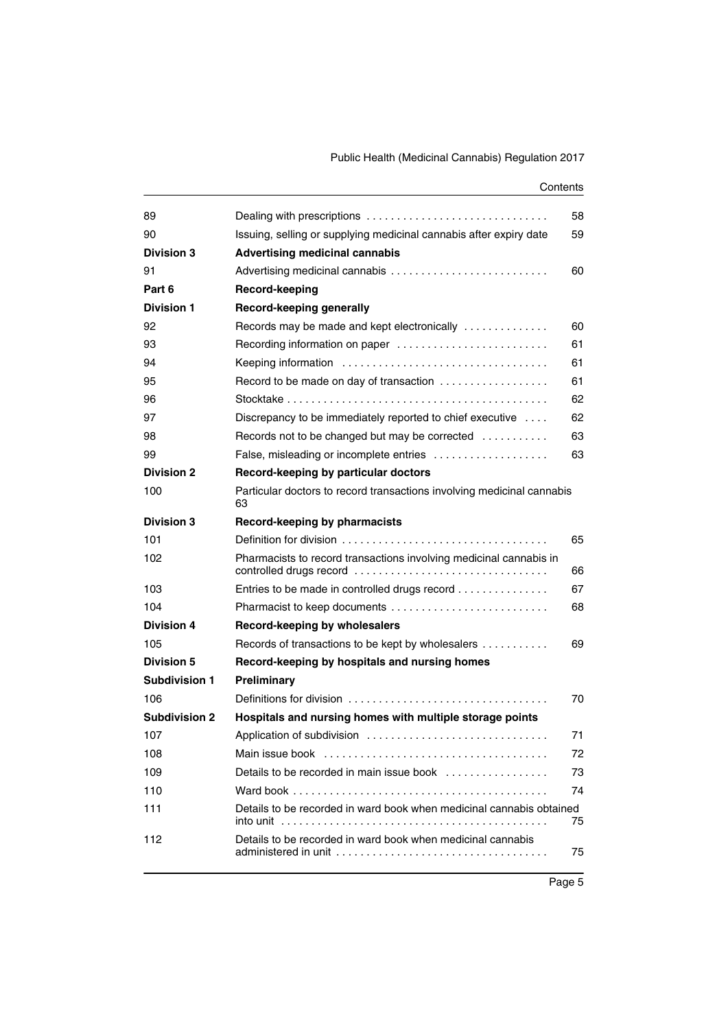| | | |
|---|---|---|
| 89 | Dealing with prescriptions | 58 |
| 90 | Issuing, selling or supplying medicinal cannabis after expiry date | 59 |
| **Division 3** | **Advertising medicinal cannabis** | |
| 91 | Advertising medicinal cannabis | 60 |
| **Part 6** | **Record-keeping** | |
| **Division 1** | **Record-keeping generally** | |
| 92 | Records may be made and kept electronically | 60 |
| 93 | Recording information on paper | 61 |
| 94 | Keeping information | 61 |
| 95 | Record to be made on day of transaction | 61 |
| 96 | Stocktake | 62 |
| 97 | Discrepancy to be immediately reported to chief executive | 62 |
| 98 | Records not to be changed but may be corrected | 63 |
| 99 | False, misleading or incomplete entries | 63 |
| **Division 2** | **Record-keeping by particular doctors** | |
| 100 | Particular doctors to record transactions involving medicinal cannabis | 63 |
| **Division 3** | **Record-keeping by pharmacists** | |
| 101 | Definition for division | 65 |
| 102 | Pharmacists to record transactions involving medicinal cannabis in controlled drugs record | 66 |
| 103 | Entries to be made in controlled drugs record | 67 |
| 104 | Pharmacist to keep documents | 68 |
| **Division 4** | **Record-keeping by wholesalers** | |
| 105 | Records of transactions to be kept by wholesalers | 69 |
| **Division 5** | **Record-keeping by hospitals and nursing homes** | |
| **Subdivision 1** | **Preliminary** | |
| 106 | Definitions for division | 70 |
| **Subdivision 2** | **Hospitals and nursing homes with multiple storage points** | |
| 107 | Application of subdivision | 71 |
| 108 | Main issue book | 72 |
| 109 | Details to be recorded in main issue book | 73 |
| 110 | Ward book | 74 |
| 111 | Details to be recorded in ward book when medicinal cannabis obtained into unit | 75 |
| 112 | Details to be recorded in ward book when medicinal cannabis administered in unit | 75 |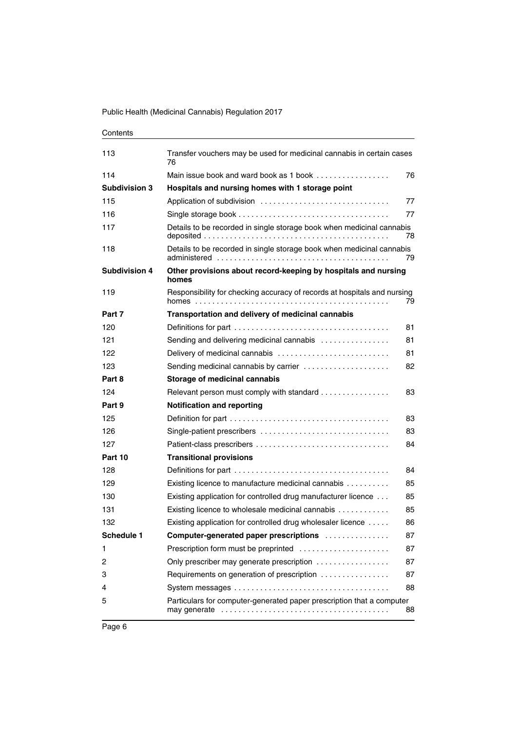| | | |
|---|---|---|
| 113 | Transfer vouchers may be used for medicinal cannabis in certain cases | 76 |
| 114 | Main issue book and ward book as 1 book | 76 |
| **Subdivision 3** | **Hospitals and nursing homes with 1 storage point** | |
| 115 | Application of subdivision | 77 |
| 116 | Single storage book | 77 |
| 117 | Details to be recorded in single storage book when medicinal cannabis deposited | 78 |
| 118 | Details to be recorded in single storage book when medicinal cannabis administered | 79 |
| **Subdivision 4** | **Other provisions about record-keeping by hospitals and nursing homes** | |
| 119 | Responsibility for checking accuracy of records at hospitals and nursing homes | 79 |
| **Part 7** | **Transportation and delivery of medicinal cannabis** | |
| 120 | Definitions for part | 81 |
| 121 | Sending and delivering medicinal cannabis | 81 |
| 122 | Delivery of medicinal cannabis | 81 |
| 123 | Sending medicinal cannabis by carrier | 82 |
| **Part 8** | **Storage of medicinal cannabis** | |
| 124 | Relevant person must comply with standard | 83 |
| **Part 9** | **Notification and reporting** | |
| 125 | Definition for part | 83 |
| 126 | Single-patient prescribers | 83 |
| 127 | Patient-class prescribers | 84 |
| **Part 10** | **Transitional provisions** | |
| 128 | Definitions for part | 84 |
| 129 | Existing licence to manufacture medicinal cannabis | 85 |
| 130 | Existing application for controlled drug manufacturer licence | 85 |
| 131 | Existing licence to wholesale medicinal cannabis | 85 |
| 132 | Existing application for controlled drug wholesaler licence | 86 |
| **Schedule 1** | **Computer-generated paper prescriptions** | 87 |
| 1 | Prescription form must be preprinted | 87 |
| 2 | Only prescriber may generate prescription | 87 |
| 3 | Requirements on generation of prescription | 87 |
| 4 | System messages | 88 |
| 5 | Particulars for computer-generated paper prescription that a computer may generate | 88 |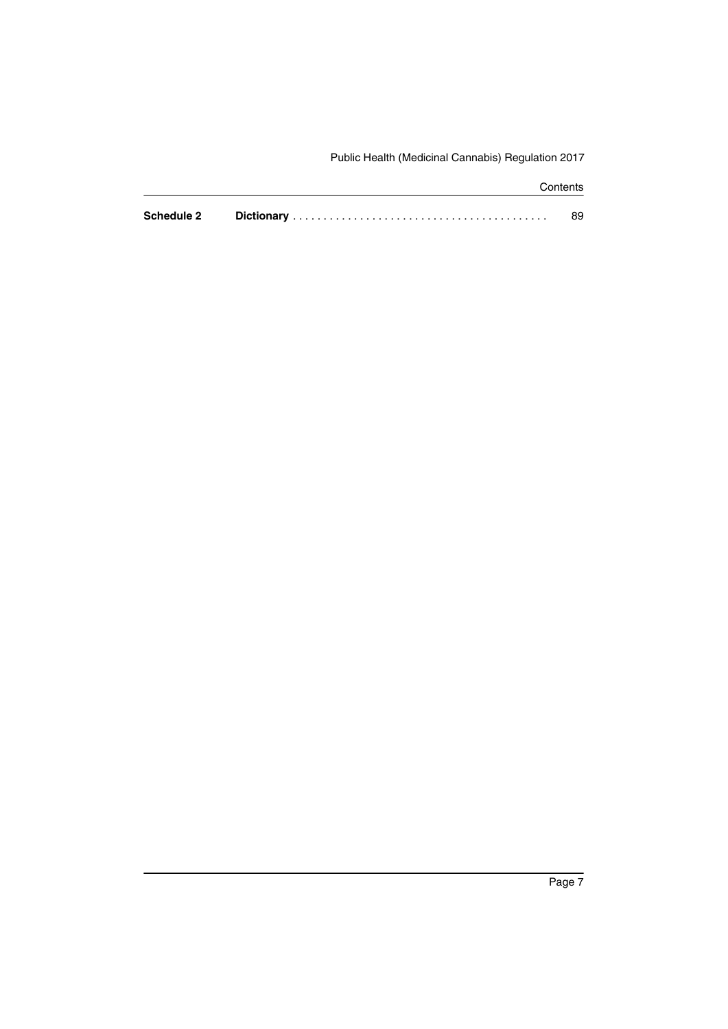| | | |
|---|---|---|
| **Schedule 2** | **Dictionary** | 89 |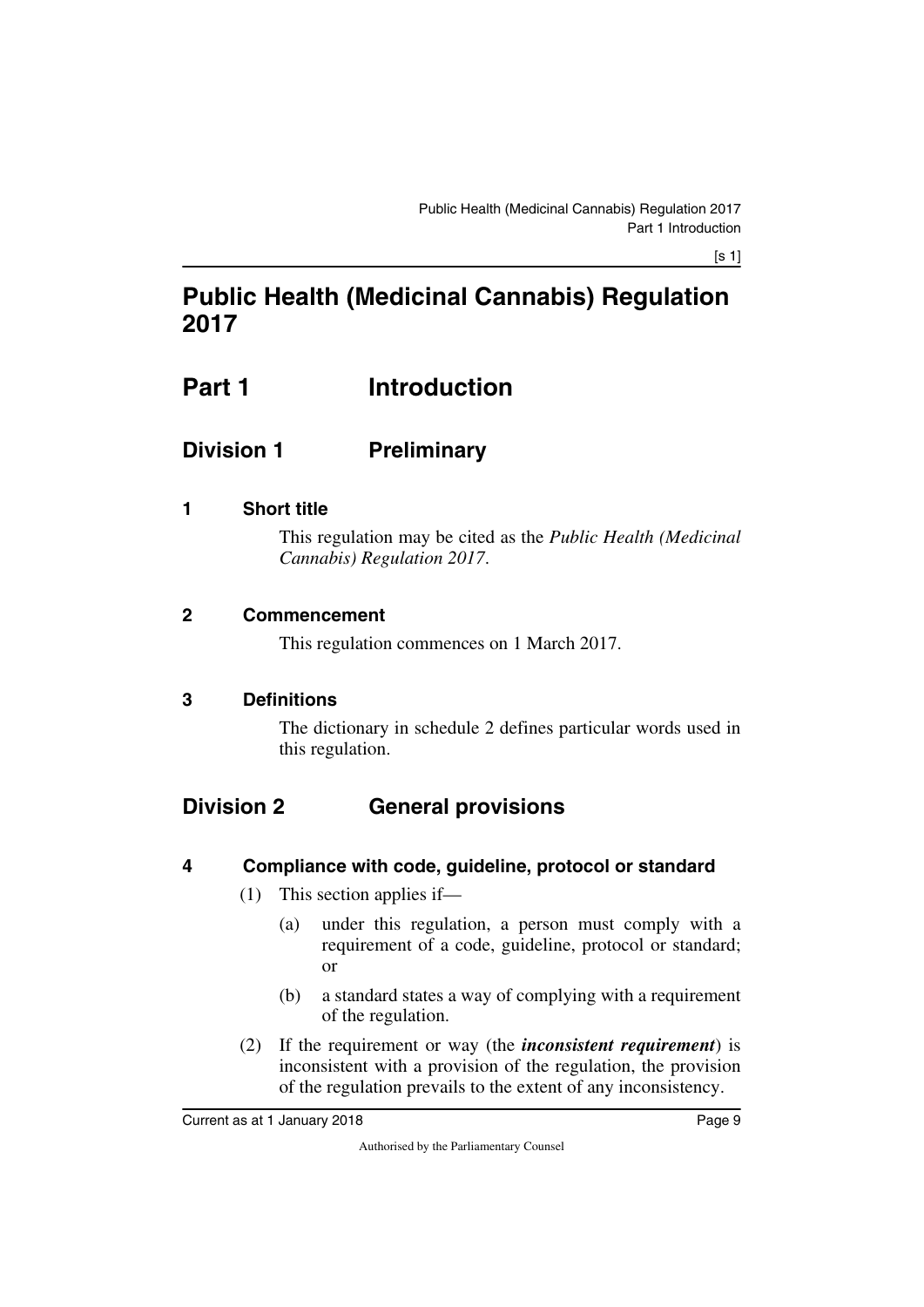# Public Health (Medicinal Cannabis) Regulation 2017

## Part 1 Introduction

### Division 1 Preliminary

#### 1 Short title

This regulation may be cited as the *Public Health (Medicinal Cannabis) Regulation 2017*.

#### 2 Commencement

This regulation commences on 1 March 2017.

#### 3 Definitions

The dictionary in schedule 2 defines particular words used in this regulation.

### Division 2 General provisions

#### 4 Compliance with code, guideline, protocol or standard

(1) This section applies if—

(a) under this regulation, a person must comply with a requirement of a code, guideline, protocol or standard; or

(b) a standard states a way of complying with a requirement of the regulation.

(2) If the requirement or way (the ***inconsistent requirement***) is inconsistent with a provision of the regulation, the provision of the regulation prevails to the extent of any inconsistency.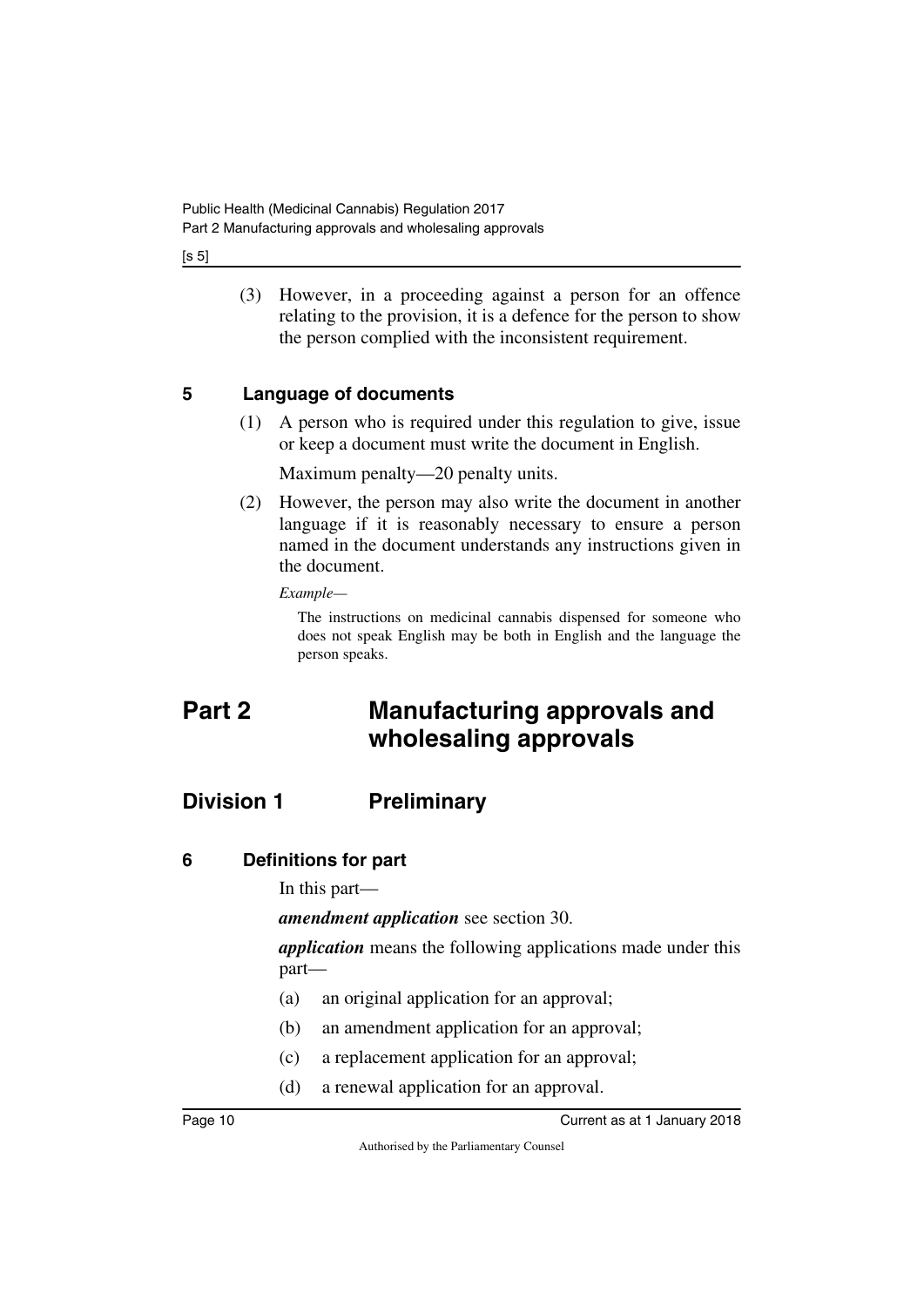(3) However, in a proceeding against a person for an offence relating to the provision, it is a defence for the person to show the person complied with the inconsistent requirement.

### 5 Language of documents

(1) A person who is required under this regulation to give, issue or keep a document must write the document in English.

Maximum penalty—20 penalty units.

(2) However, the person may also write the document in another language if it is reasonably necessary to ensure a person named in the document understands any instructions given in the document.

*Example—*

The instructions on medicinal cannabis dispensed for someone who does not speak English may be both in English and the language the person speaks.

# Part 2 Manufacturing approvals and wholesaling approvals

## Division 1 Preliminary

### 6 Definitions for part

In this part—

***amendment application*** see section 30.

***application*** means the following applications made under this part—

(a) an original application for an approval;

(b) an amendment application for an approval;

(c) a replacement application for an approval;

(d) a renewal application for an approval.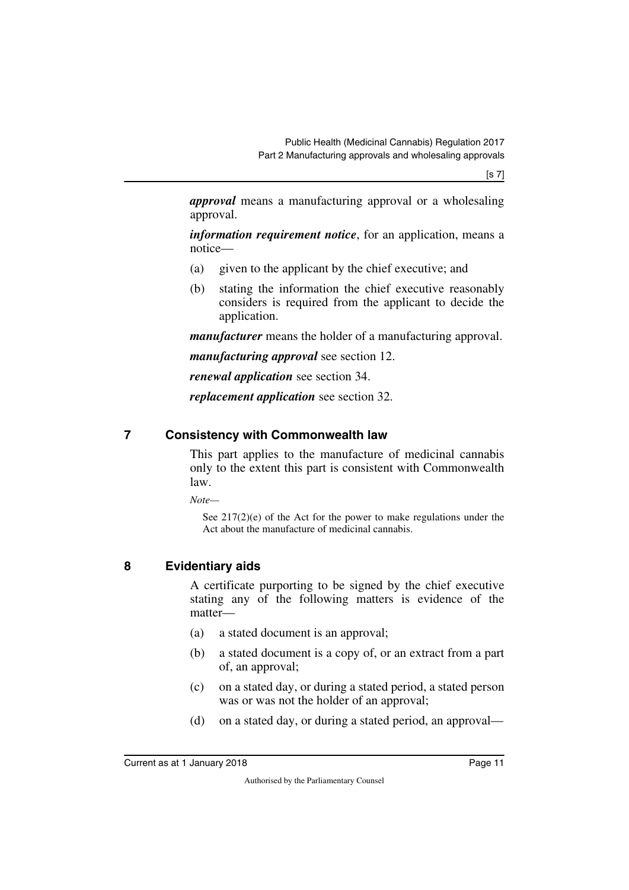***approval*** means a manufacturing approval or a wholesaling approval.

***information requirement notice***, for an application, means a notice—

(a) given to the applicant by the chief executive; and

(b) stating the information the chief executive reasonably considers is required from the applicant to decide the application.

***manufacturer*** means the holder of a manufacturing approval.

***manufacturing approval*** see section 12.

***renewal application*** see section 34.

***replacement application*** see section 32.

## 7 Consistency with Commonwealth law

This part applies to the manufacture of medicinal cannabis only to the extent this part is consistent with Commonwealth law.

*Note—*

See 217(2)(e) of the Act for the power to make regulations under the Act about the manufacture of medicinal cannabis.

## 8 Evidentiary aids

A certificate purporting to be signed by the chief executive stating any of the following matters is evidence of the matter—

(a) a stated document is an approval;

(b) a stated document is a copy of, or an extract from a part of, an approval;

(c) on a stated day, or during a stated period, a stated person was or was not the holder of an approval;

(d) on a stated day, or during a stated period, an approval—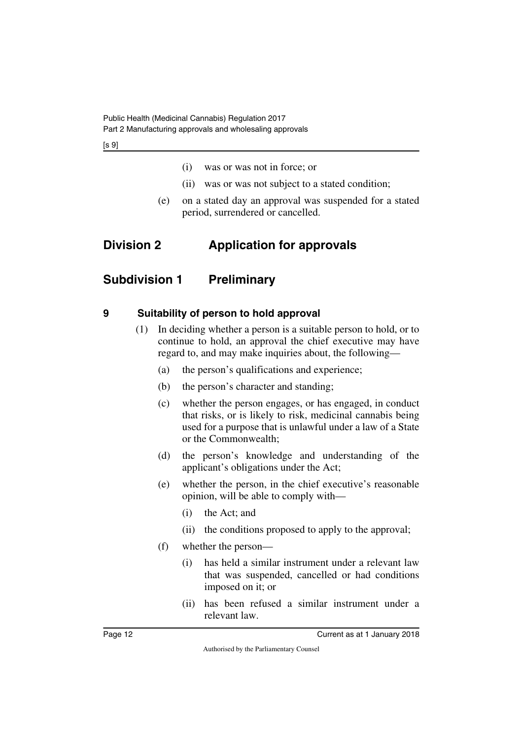(i) was or was not in force; or

(ii) was or was not subject to a stated condition;

(e) on a stated day an approval was suspended for a stated period, surrendered or cancelled.

# Division 2 Application for approvals

## Subdivision 1 Preliminary

### 9 Suitability of person to hold approval

(1) In deciding whether a person is a suitable person to hold, or to continue to hold, an approval the chief executive may have regard to, and may make inquiries about, the following—

(a) the person's qualifications and experience;

(b) the person's character and standing;

(c) whether the person engages, or has engaged, in conduct that risks, or is likely to risk, medicinal cannabis being used for a purpose that is unlawful under a law of a State or the Commonwealth;

(d) the person's knowledge and understanding of the applicant's obligations under the Act;

(e) whether the person, in the chief executive's reasonable opinion, will be able to comply with—

(i) the Act; and

(ii) the conditions proposed to apply to the approval;

(f) whether the person—

(i) has held a similar instrument under a relevant law that was suspended, cancelled or had conditions imposed on it; or

(ii) has been refused a similar instrument under a relevant law.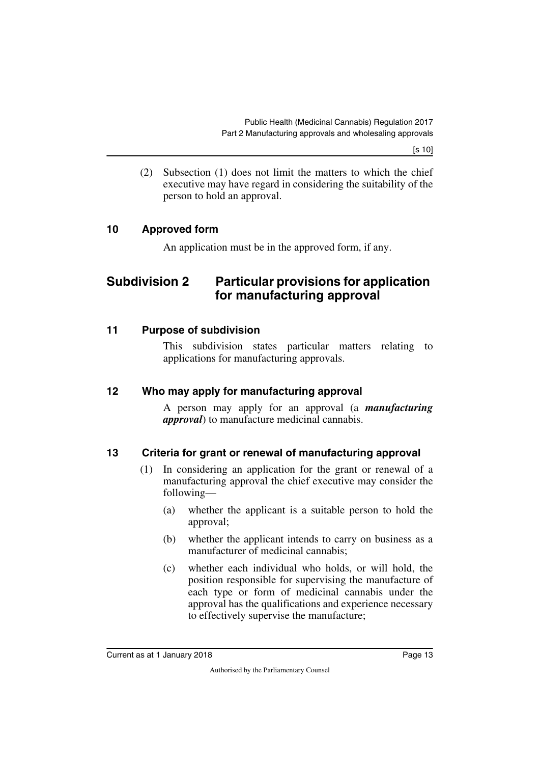(2) Subsection (1) does not limit the matters to which the chief executive may have regard in considering the suitability of the person to hold an approval.

### 10 Approved form

An application must be in the approved form, if any.

## Subdivision 2 Particular provisions for application for manufacturing approval

### 11 Purpose of subdivision

This subdivision states particular matters relating to applications for manufacturing approvals.

### 12 Who may apply for manufacturing approval

A person may apply for an approval (a ***manufacturing approval***) to manufacture medicinal cannabis.

### 13 Criteria for grant or renewal of manufacturing approval

(1) In considering an application for the grant or renewal of a manufacturing approval the chief executive may consider the following—

(a) whether the applicant is a suitable person to hold the approval;

(b) whether the applicant intends to carry on business as a manufacturer of medicinal cannabis;

(c) whether each individual who holds, or will hold, the position responsible for supervising the manufacture of each type or form of medicinal cannabis under the approval has the qualifications and experience necessary to effectively supervise the manufacture;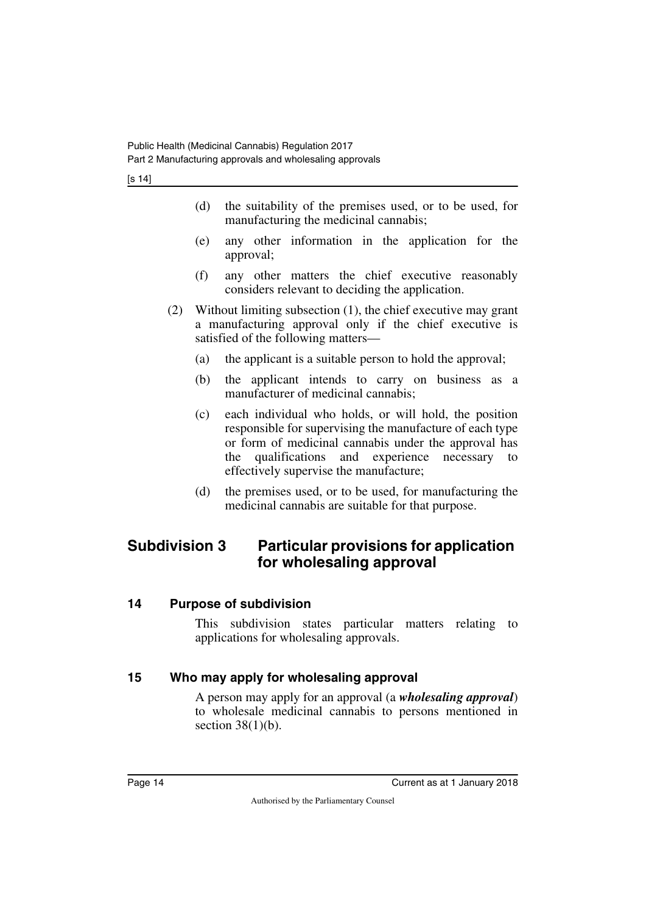(d) the suitability of the premises used, or to be used, for manufacturing the medicinal cannabis;

(e) any other information in the application for the approval;

(f) any other matters the chief executive reasonably considers relevant to deciding the application.

(2) Without limiting subsection (1), the chief executive may grant a manufacturing approval only if the chief executive is satisfied of the following matters—

(a) the applicant is a suitable person to hold the approval;

(b) the applicant intends to carry on business as a manufacturer of medicinal cannabis;

(c) each individual who holds, or will hold, the position responsible for supervising the manufacture of each type or form of medicinal cannabis under the approval has the qualifications and experience necessary to effectively supervise the manufacture;

(d) the premises used, or to be used, for manufacturing the medicinal cannabis are suitable for that purpose.

## Subdivision 3 Particular provisions for application for wholesaling approval

### 14 Purpose of subdivision

This subdivision states particular matters relating to applications for wholesaling approvals.

### 15 Who may apply for wholesaling approval

A person may apply for an approval (a ***wholesaling approval***) to wholesale medicinal cannabis to persons mentioned in section 38(1)(b).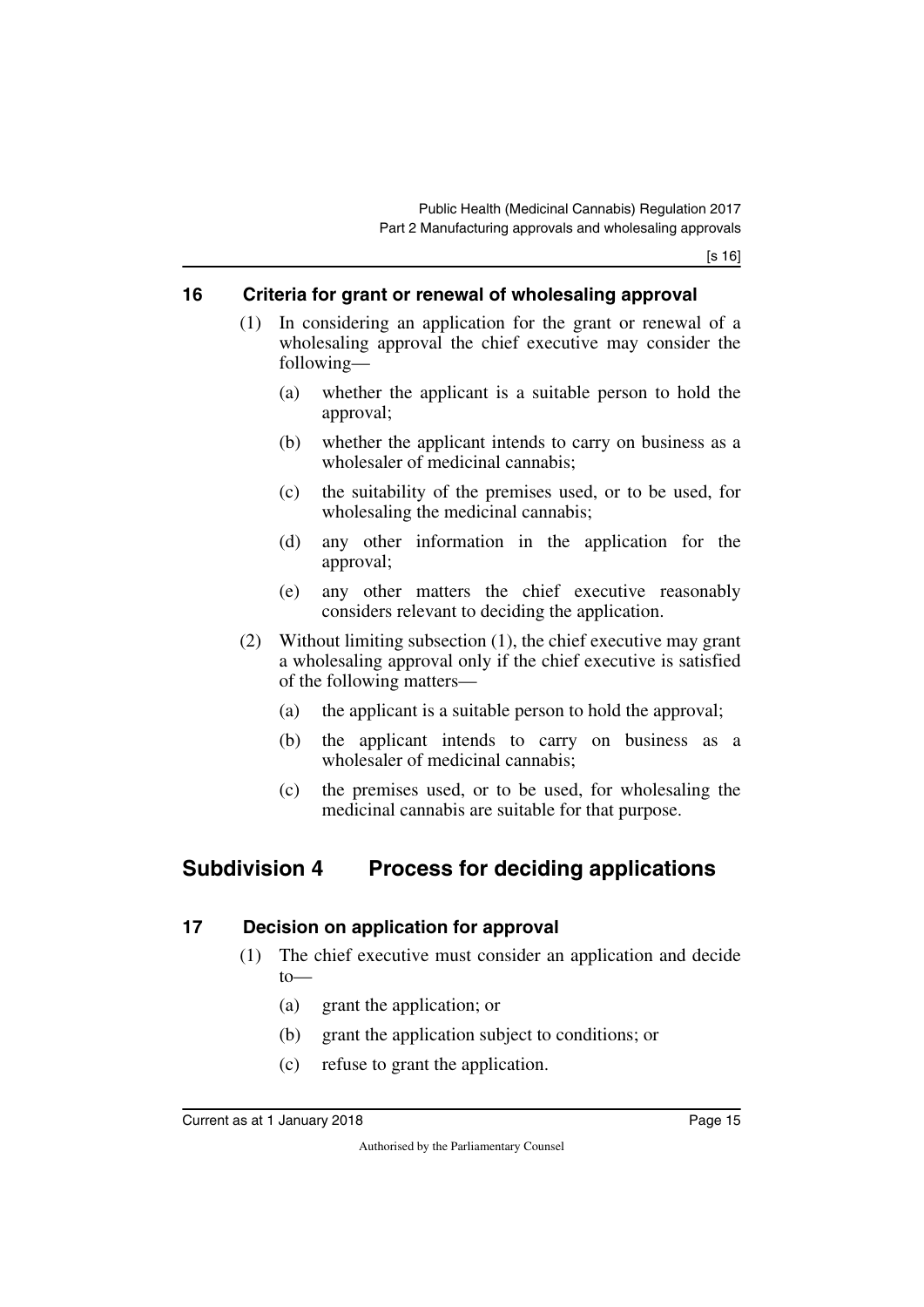### 16 Criteria for grant or renewal of wholesaling approval

(1) In considering an application for the grant or renewal of a wholesaling approval the chief executive may consider the following—

(a) whether the applicant is a suitable person to hold the approval;

(b) whether the applicant intends to carry on business as a wholesaler of medicinal cannabis;

(c) the suitability of the premises used, or to be used, for wholesaling the medicinal cannabis;

(d) any other information in the application for the approval;

(e) any other matters the chief executive reasonably considers relevant to deciding the application.

(2) Without limiting subsection (1), the chief executive may grant a wholesaling approval only if the chief executive is satisfied of the following matters—

(a) the applicant is a suitable person to hold the approval;

(b) the applicant intends to carry on business as a wholesaler of medicinal cannabis;

(c) the premises used, or to be used, for wholesaling the medicinal cannabis are suitable for that purpose.

## Subdivision 4 Process for deciding applications

### 17 Decision on application for approval

(1) The chief executive must consider an application and decide to—

(a) grant the application; or

(b) grant the application subject to conditions; or

(c) refuse to grant the application.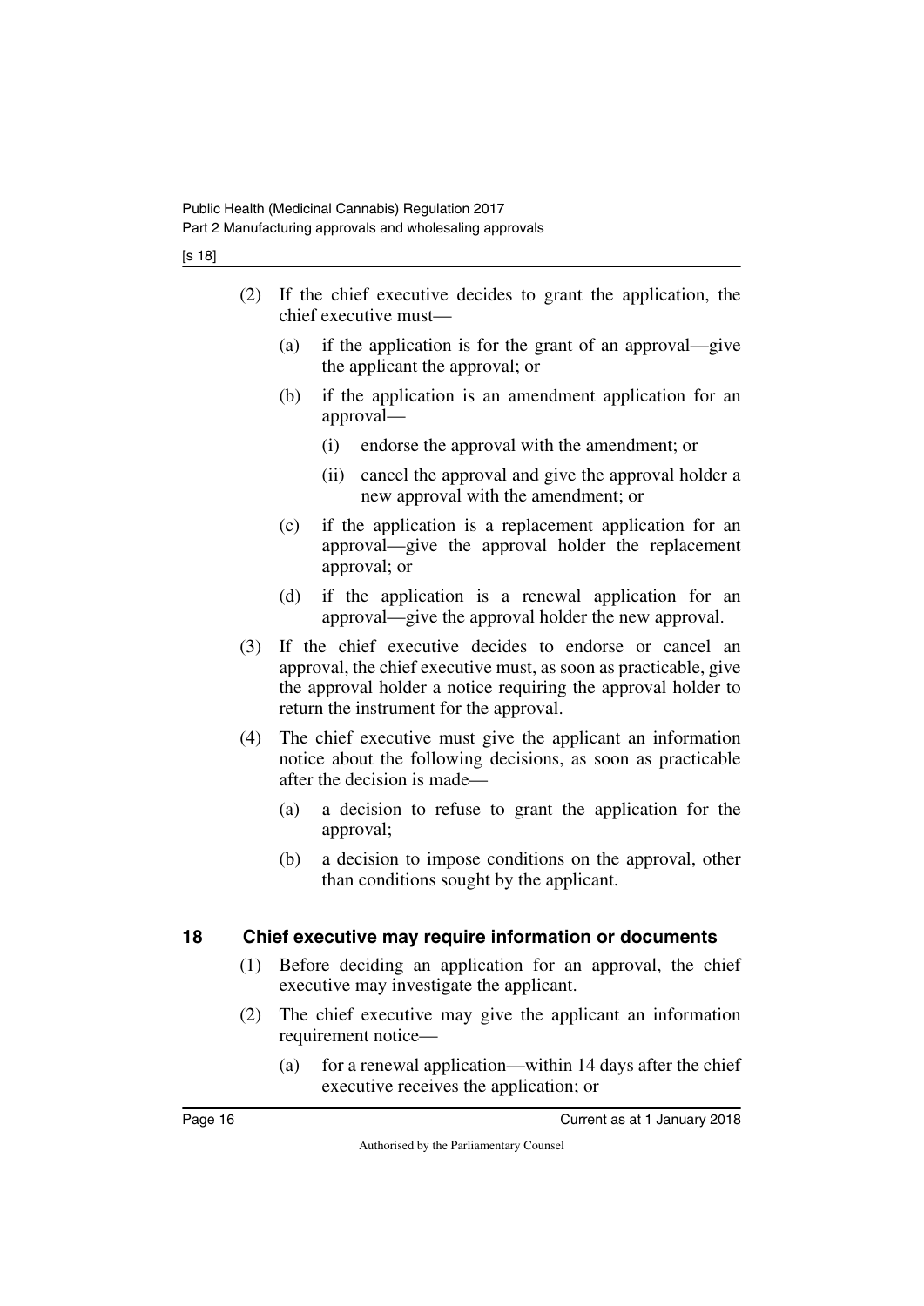(2) If the chief executive decides to grant the application, the chief executive must—

(a) if the application is for the grant of an approval—give the applicant the approval; or

(b) if the application is an amendment application for an approval—

(i) endorse the approval with the amendment; or

(ii) cancel the approval and give the approval holder a new approval with the amendment; or

(c) if the application is a replacement application for an approval—give the approval holder the replacement approval; or

(d) if the application is a renewal application for an approval—give the approval holder the new approval.

(3) If the chief executive decides to endorse or cancel an approval, the chief executive must, as soon as practicable, give the approval holder a notice requiring the approval holder to return the instrument for the approval.

(4) The chief executive must give the applicant an information notice about the following decisions, as soon as practicable after the decision is made—

(a) a decision to refuse to grant the application for the approval;

(b) a decision to impose conditions on the approval, other than conditions sought by the applicant.

## 18 Chief executive may require information or documents

(1) Before deciding an application for an approval, the chief executive may investigate the applicant.

(2) The chief executive may give the applicant an information requirement notice—

(a) for a renewal application—within 14 days after the chief executive receives the application; or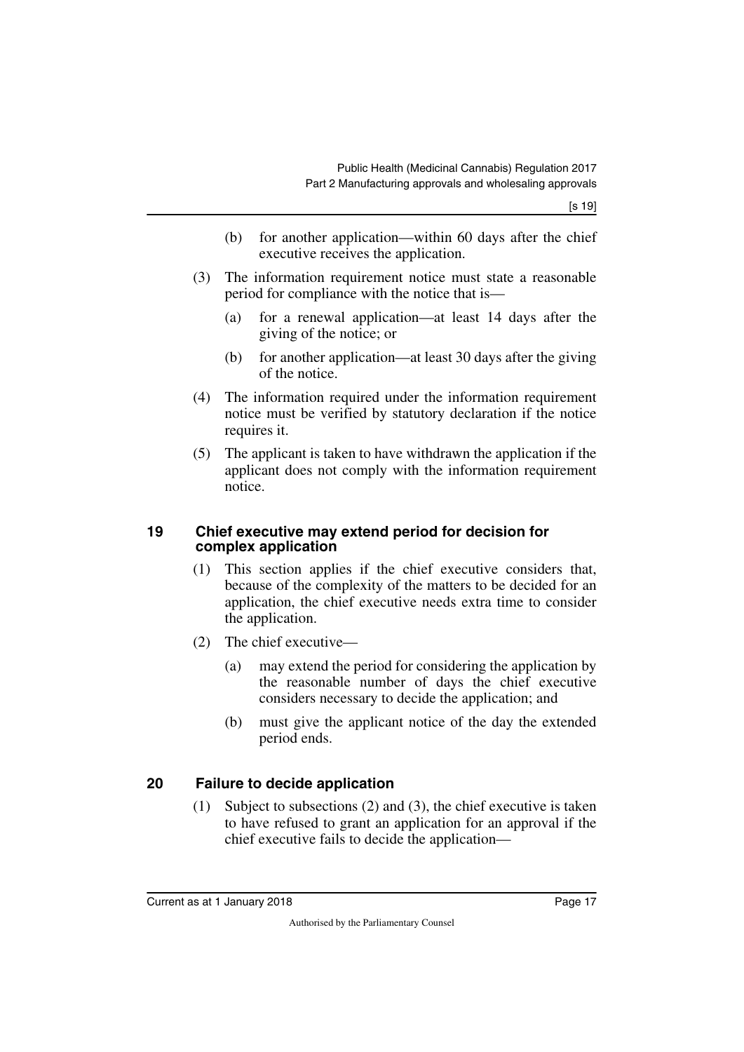(b) for another application—within 60 days after the chief executive receives the application.

(3) The information requirement notice must state a reasonable period for compliance with the notice that is—

(a) for a renewal application—at least 14 days after the giving of the notice; or

(b) for another application—at least 30 days after the giving of the notice.

(4) The information required under the information requirement notice must be verified by statutory declaration if the notice requires it.

(5) The applicant is taken to have withdrawn the application if the applicant does not comply with the information requirement notice.

## 19 Chief executive may extend period for decision for complex application

(1) This section applies if the chief executive considers that, because of the complexity of the matters to be decided for an application, the chief executive needs extra time to consider the application.

(2) The chief executive—

(a) may extend the period for considering the application by the reasonable number of days the chief executive considers necessary to decide the application; and

(b) must give the applicant notice of the day the extended period ends.

## 20 Failure to decide application

(1) Subject to subsections (2) and (3), the chief executive is taken to have refused to grant an application for an approval if the chief executive fails to decide the application—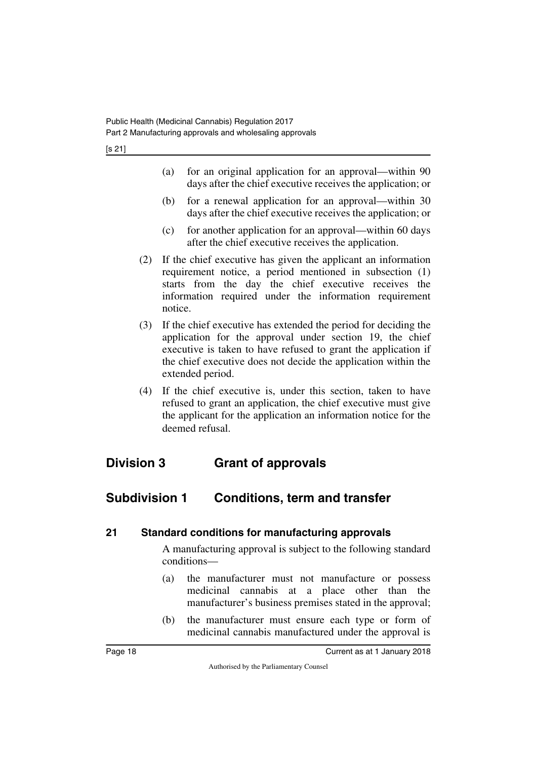(a) for an original application for an approval—within 90 days after the chief executive receives the application; or

(b) for a renewal application for an approval—within 30 days after the chief executive receives the application; or

(c) for another application for an approval—within 60 days after the chief executive receives the application.

(2) If the chief executive has given the applicant an information requirement notice, a period mentioned in subsection (1) starts from the day the chief executive receives the information required under the information requirement notice.

(3) If the chief executive has extended the period for deciding the application for the approval under section 19, the chief executive is taken to have refused to grant the application if the chief executive does not decide the application within the extended period.

(4) If the chief executive is, under this section, taken to have refused to grant an application, the chief executive must give the applicant for the application an information notice for the deemed refusal.

## Division 3 Grant of approvals

## Subdivision 1 Conditions, term and transfer

### 21 Standard conditions for manufacturing approvals

A manufacturing approval is subject to the following standard conditions—

(a) the manufacturer must not manufacture or possess medicinal cannabis at a place other than the manufacturer's business premises stated in the approval;

(b) the manufacturer must ensure each type or form of medicinal cannabis manufactured under the approval is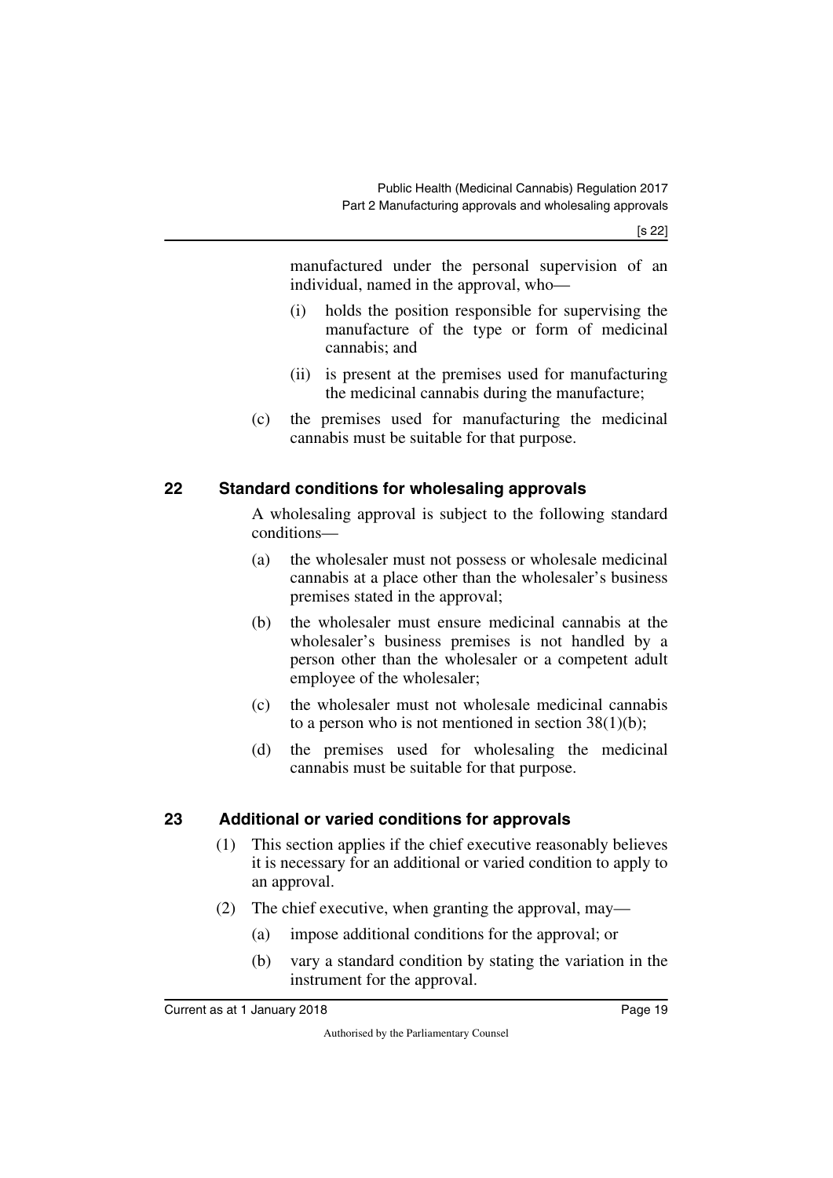manufactured under the personal supervision of an individual, named in the approval, who—

   (i) holds the position responsible for supervising the manufacture of the type or form of medicinal cannabis; and

   (ii) is present at the premises used for manufacturing the medicinal cannabis during the manufacture;

(c) the premises used for manufacturing the medicinal cannabis must be suitable for that purpose.

## 22 Standard conditions for wholesaling approvals

A wholesaling approval is subject to the following standard conditions—

(a) the wholesaler must not possess or wholesale medicinal cannabis at a place other than the wholesaler's business premises stated in the approval;

(b) the wholesaler must ensure medicinal cannabis at the wholesaler's business premises is not handled by a person other than the wholesaler or a competent adult employee of the wholesaler;

(c) the wholesaler must not wholesale medicinal cannabis to a person who is not mentioned in section 38(1)(b);

(d) the premises used for wholesaling the medicinal cannabis must be suitable for that purpose.

## 23 Additional or varied conditions for approvals

(1) This section applies if the chief executive reasonably believes it is necessary for an additional or varied condition to apply to an approval.

(2) The chief executive, when granting the approval, may—

   (a) impose additional conditions for the approval; or

   (b) vary a standard condition by stating the variation in the instrument for the approval.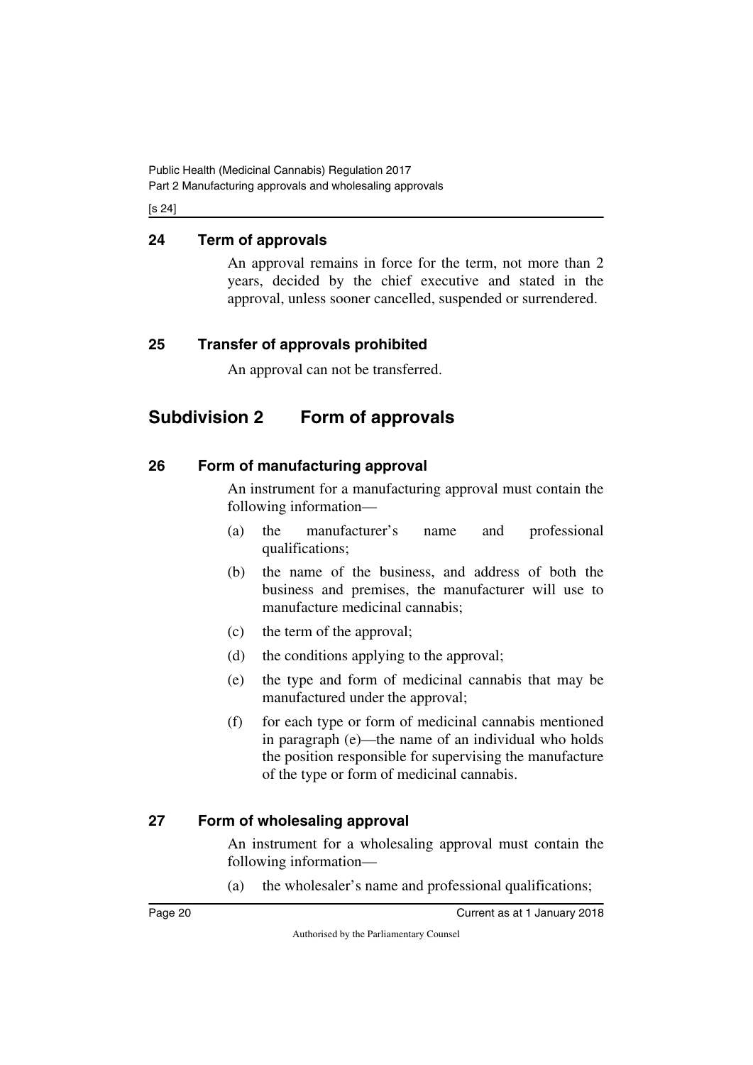## 24 Term of approvals

An approval remains in force for the term, not more than 2 years, decided by the chief executive and stated in the approval, unless sooner cancelled, suspended or surrendered.

## 25 Transfer of approvals prohibited

An approval can not be transferred.

# Subdivision 2 Form of approvals

## 26 Form of manufacturing approval

An instrument for a manufacturing approval must contain the following information—

(a) the manufacturer's name and professional qualifications;

(b) the name of the business, and address of both the business and premises, the manufacturer will use to manufacture medicinal cannabis;

(c) the term of the approval;

(d) the conditions applying to the approval;

(e) the type and form of medicinal cannabis that may be manufactured under the approval;

(f) for each type or form of medicinal cannabis mentioned in paragraph (e)—the name of an individual who holds the position responsible for supervising the manufacture of the type or form of medicinal cannabis.

## 27 Form of wholesaling approval

An instrument for a wholesaling approval must contain the following information—

(a) the wholesaler's name and professional qualifications;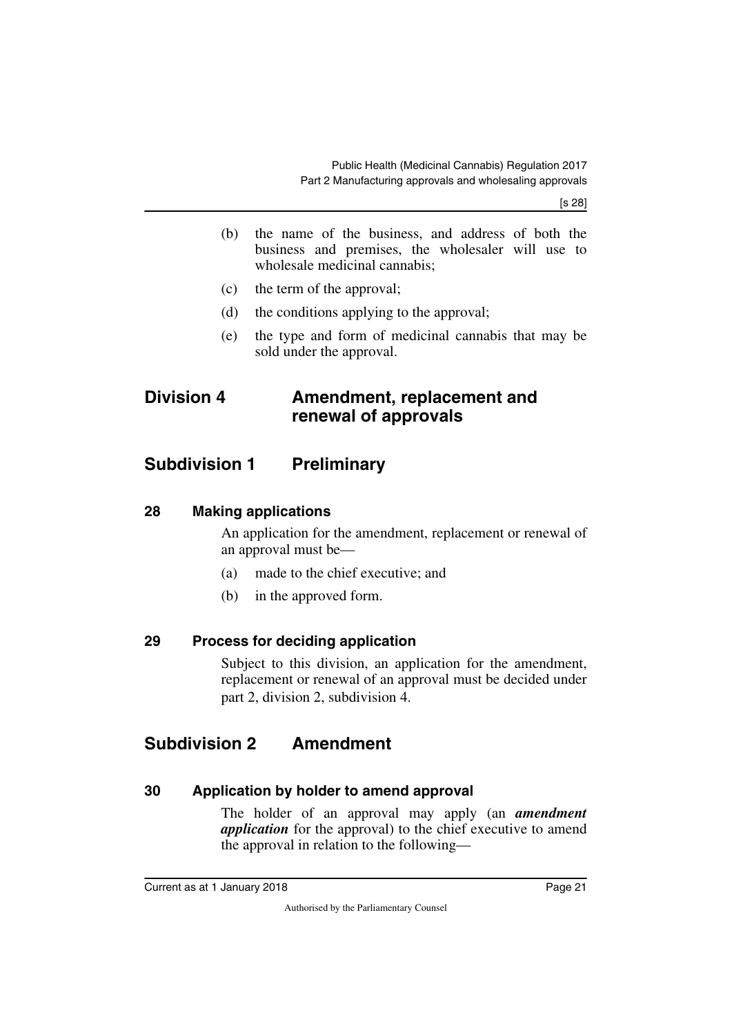(b) the name of the business, and address of both the business and premises, the wholesaler will use to wholesale medicinal cannabis;

(c) the term of the approval;

(d) the conditions applying to the approval;

(e) the type and form of medicinal cannabis that may be sold under the approval.

# Division 4 Amendment, replacement and renewal of approvals

## Subdivision 1 Preliminary

### 28 Making applications

An application for the amendment, replacement or renewal of an approval must be—

(a) made to the chief executive; and

(b) in the approved form.

### 29 Process for deciding application

Subject to this division, an application for the amendment, replacement or renewal of an approval must be decided under part 2, division 2, subdivision 4.

## Subdivision 2 Amendment

### 30 Application by holder to amend approval

The holder of an approval may apply (an ***amendment application*** for the approval) to the chief executive to amend the approval in relation to the following—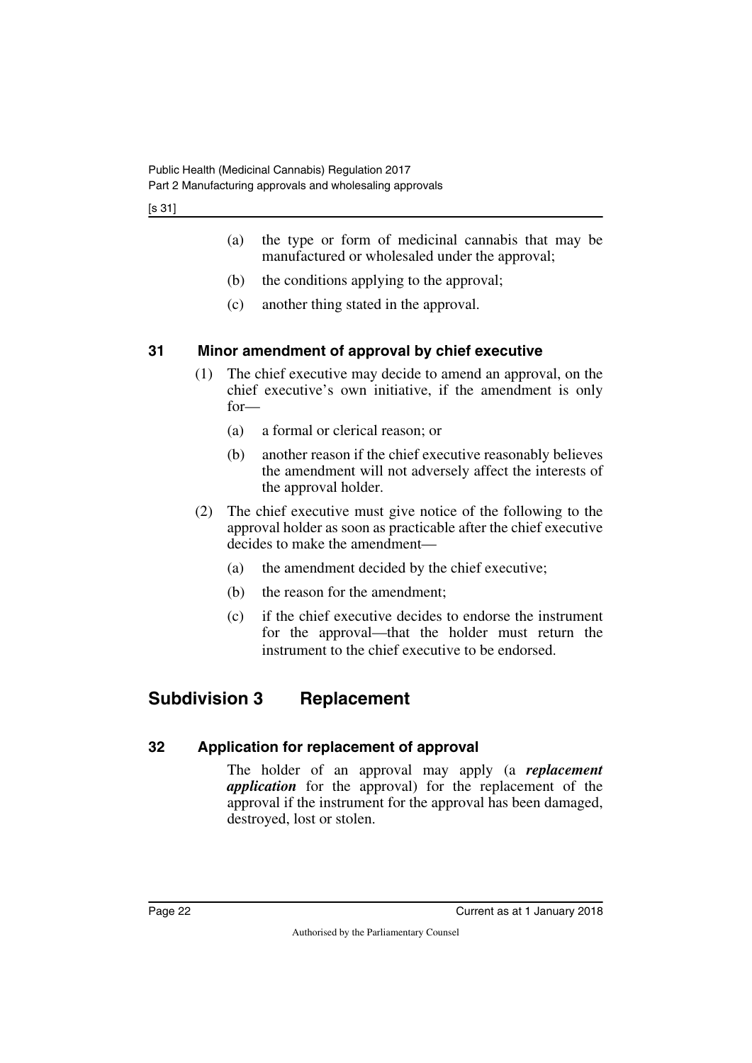(a) the type or form of medicinal cannabis that may be manufactured or wholesaled under the approval;

(b) the conditions applying to the approval;

(c) another thing stated in the approval.

### 31 Minor amendment of approval by chief executive

(1) The chief executive may decide to amend an approval, on the chief executive's own initiative, if the amendment is only for—

(a) a formal or clerical reason; or

(b) another reason if the chief executive reasonably believes the amendment will not adversely affect the interests of the approval holder.

(2) The chief executive must give notice of the following to the approval holder as soon as practicable after the chief executive decides to make the amendment—

(a) the amendment decided by the chief executive;

(b) the reason for the amendment;

(c) if the chief executive decides to endorse the instrument for the approval—that the holder must return the instrument to the chief executive to be endorsed.

## Subdivision 3 Replacement

### 32 Application for replacement of approval

The holder of an approval may apply (a ***replacement application*** for the approval) for the replacement of the approval if the instrument for the approval has been damaged, destroyed, lost or stolen.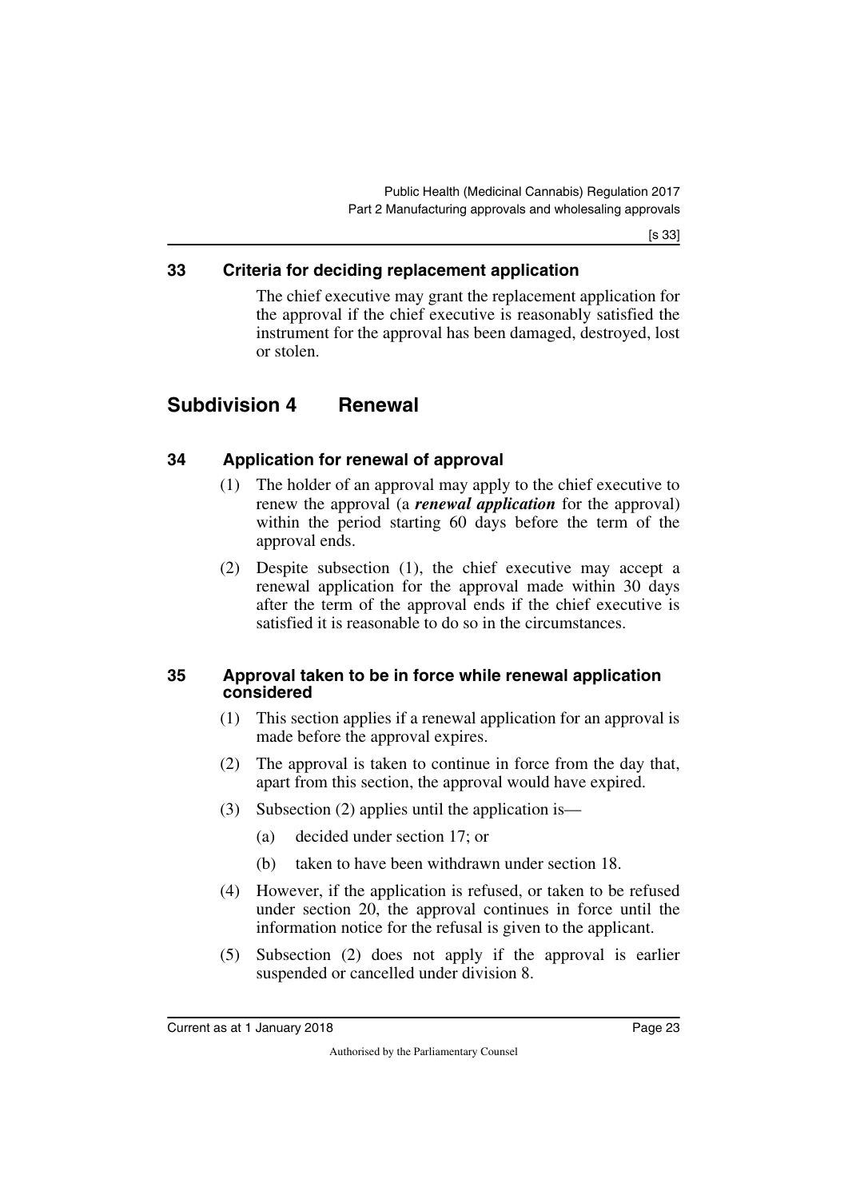## 33 Criteria for deciding replacement application

The chief executive may grant the replacement application for the approval if the chief executive is reasonably satisfied the instrument for the approval has been damaged, destroyed, lost or stolen.

# Subdivision 4 Renewal

## 34 Application for renewal of approval

(1) The holder of an approval may apply to the chief executive to renew the approval (a ***renewal application*** for the approval) within the period starting 60 days before the term of the approval ends.

(2) Despite subsection (1), the chief executive may accept a renewal application for the approval made within 30 days after the term of the approval ends if the chief executive is satisfied it is reasonable to do so in the circumstances.

## 35 Approval taken to be in force while renewal application considered

(1) This section applies if a renewal application for an approval is made before the approval expires.

(2) The approval is taken to continue in force from the day that, apart from this section, the approval would have expired.

(3) Subsection (2) applies until the application is—

(a) decided under section 17; or

(b) taken to have been withdrawn under section 18.

(4) However, if the application is refused, or taken to be refused under section 20, the approval continues in force until the information notice for the refusal is given to the applicant.

(5) Subsection (2) does not apply if the approval is earlier suspended or cancelled under division 8.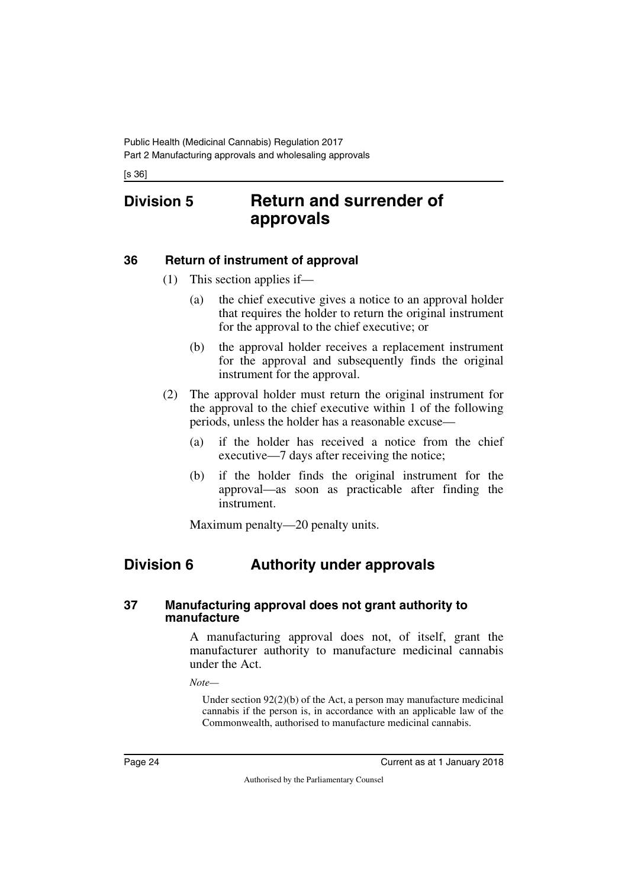## Division 5 Return and surrender of approvals

### 36 Return of instrument of approval

(1) This section applies if—

(a) the chief executive gives a notice to an approval holder that requires the holder to return the original instrument for the approval to the chief executive; or

(b) the approval holder receives a replacement instrument for the approval and subsequently finds the original instrument for the approval.

(2) The approval holder must return the original instrument for the approval to the chief executive within 1 of the following periods, unless the holder has a reasonable excuse—

(a) if the holder has received a notice from the chief executive—7 days after receiving the notice;

(b) if the holder finds the original instrument for the approval—as soon as practicable after finding the instrument.

Maximum penalty—20 penalty units.

## Division 6 Authority under approvals

### 37 Manufacturing approval does not grant authority to manufacture

A manufacturing approval does not, of itself, grant the manufacturer authority to manufacture medicinal cannabis under the Act.

*Note—*

Under section 92(2)(b) of the Act, a person may manufacture medicinal cannabis if the person is, in accordance with an applicable law of the Commonwealth, authorised to manufacture medicinal cannabis.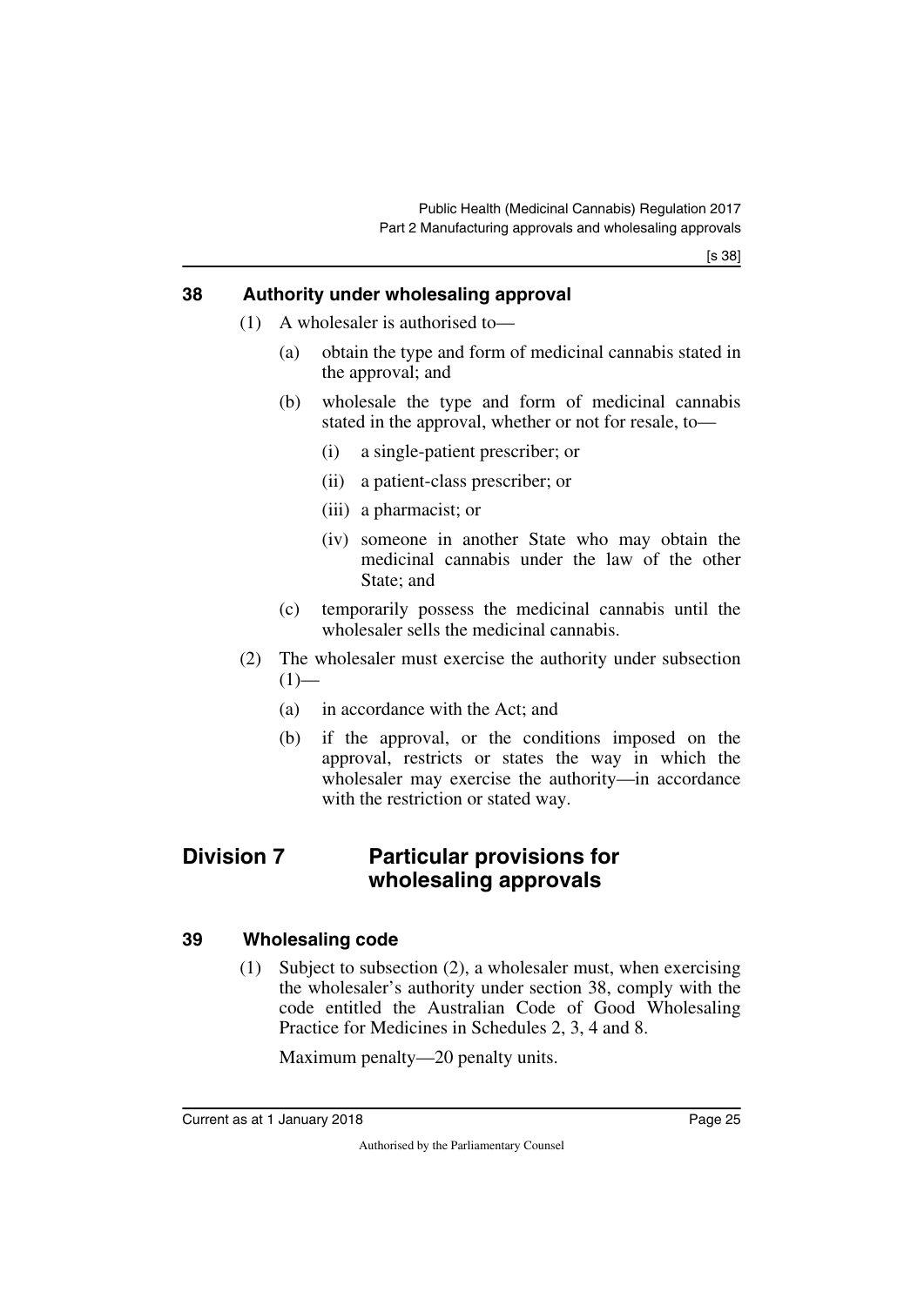## 38 Authority under wholesaling approval

(1) A wholesaler is authorised to—

(a) obtain the type and form of medicinal cannabis stated in the approval; and

(b) wholesale the type and form of medicinal cannabis stated in the approval, whether or not for resale, to—

(i) a single-patient prescriber; or

(ii) a patient-class prescriber; or

(iii) a pharmacist; or

(iv) someone in another State who may obtain the medicinal cannabis under the law of the other State; and

(c) temporarily possess the medicinal cannabis until the wholesaler sells the medicinal cannabis.

(2) The wholesaler must exercise the authority under subsection (1)—

(a) in accordance with the Act; and

(b) if the approval, or the conditions imposed on the approval, restricts or states the way in which the wholesaler may exercise the authority—in accordance with the restriction or stated way.

# Division 7 Particular provisions for wholesaling approvals

## 39 Wholesaling code

(1) Subject to subsection (2), a wholesaler must, when exercising the wholesaler's authority under section 38, comply with the code entitled the Australian Code of Good Wholesaling Practice for Medicines in Schedules 2, 3, 4 and 8.

Maximum penalty—20 penalty units.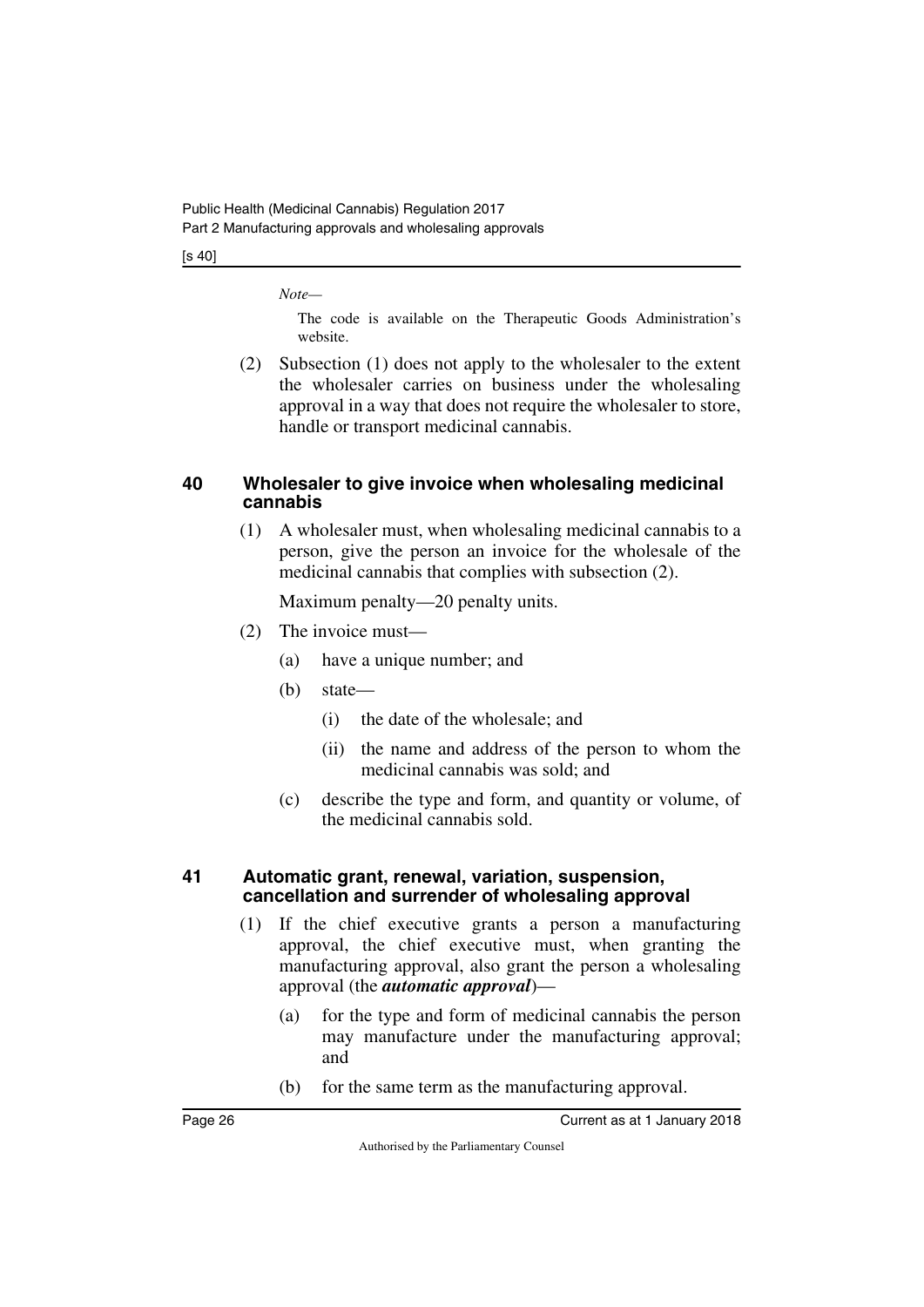*Note—*

The code is available on the Therapeutic Goods Administration's website.

(2) Subsection (1) does not apply to the wholesaler to the extent the wholesaler carries on business under the wholesaling approval in a way that does not require the wholesaler to store, handle or transport medicinal cannabis.

### 40 Wholesaler to give invoice when wholesaling medicinal cannabis

(1) A wholesaler must, when wholesaling medicinal cannabis to a person, give the person an invoice for the wholesale of the medicinal cannabis that complies with subsection (2).

Maximum penalty—20 penalty units.

(2) The invoice must—

(a) have a unique number; and

(b) state—

(i) the date of the wholesale; and

(ii) the name and address of the person to whom the medicinal cannabis was sold; and

(c) describe the type and form, and quantity or volume, of the medicinal cannabis sold.

### 41 Automatic grant, renewal, variation, suspension, cancellation and surrender of wholesaling approval

(1) If the chief executive grants a person a manufacturing approval, the chief executive must, when granting the manufacturing approval, also grant the person a wholesaling approval (the ***automatic approval***)—

(a) for the type and form of medicinal cannabis the person may manufacture under the manufacturing approval; and

(b) for the same term as the manufacturing approval.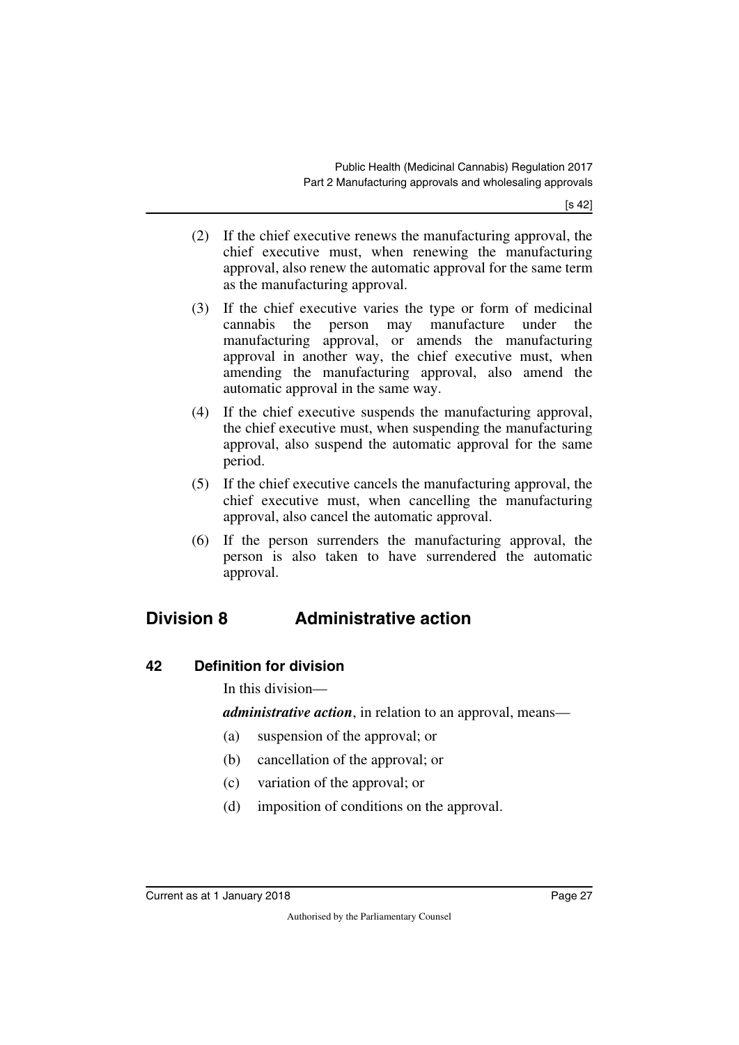(2) If the chief executive renews the manufacturing approval, the chief executive must, when renewing the manufacturing approval, also renew the automatic approval for the same term as the manufacturing approval.

(3) If the chief executive varies the type or form of medicinal cannabis the person may manufacture under the manufacturing approval, or amends the manufacturing approval in another way, the chief executive must, when amending the manufacturing approval, also amend the automatic approval in the same way.

(4) If the chief executive suspends the manufacturing approval, the chief executive must, when suspending the manufacturing approval, also suspend the automatic approval for the same period.

(5) If the chief executive cancels the manufacturing approval, the chief executive must, when cancelling the manufacturing approval, also cancel the automatic approval.

(6) If the person surrenders the manufacturing approval, the person is also taken to have surrendered the automatic approval.

## Division 8 Administrative action

### 42 Definition for division

In this division—

***administrative action***, in relation to an approval, means—

(a) suspension of the approval; or

(b) cancellation of the approval; or

(c) variation of the approval; or

(d) imposition of conditions on the approval.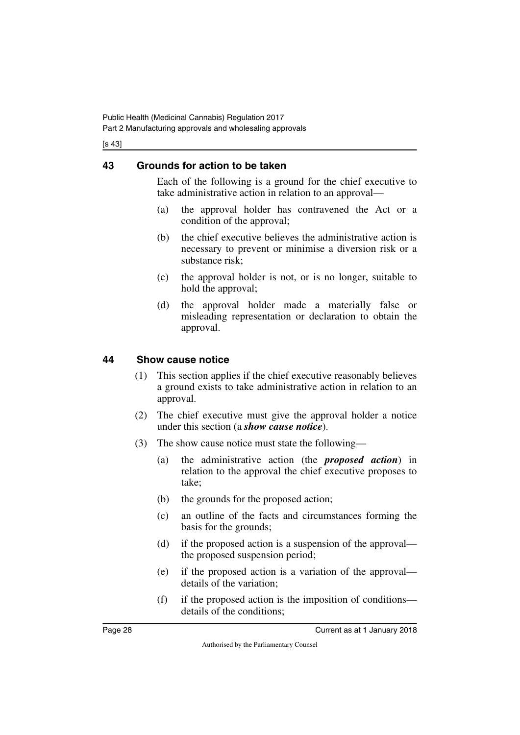## 43 Grounds for action to be taken

Each of the following is a ground for the chief executive to take administrative action in relation to an approval—

(a) the approval holder has contravened the Act or a condition of the approval;

(b) the chief executive believes the administrative action is necessary to prevent or minimise a diversion risk or a substance risk;

(c) the approval holder is not, or is no longer, suitable to hold the approval;

(d) the approval holder made a materially false or misleading representation or declaration to obtain the approval.

## 44 Show cause notice

(1) This section applies if the chief executive reasonably believes a ground exists to take administrative action in relation to an approval.

(2) The chief executive must give the approval holder a notice under this section (a ***show cause notice***).

(3) The show cause notice must state the following—

(a) the administrative action (the ***proposed action***) in relation to the approval the chief executive proposes to take;

(b) the grounds for the proposed action;

(c) an outline of the facts and circumstances forming the basis for the grounds;

(d) if the proposed action is a suspension of the approval—the proposed suspension period;

(e) if the proposed action is a variation of the approval—details of the variation;

(f) if the proposed action is the imposition of conditions—details of the conditions;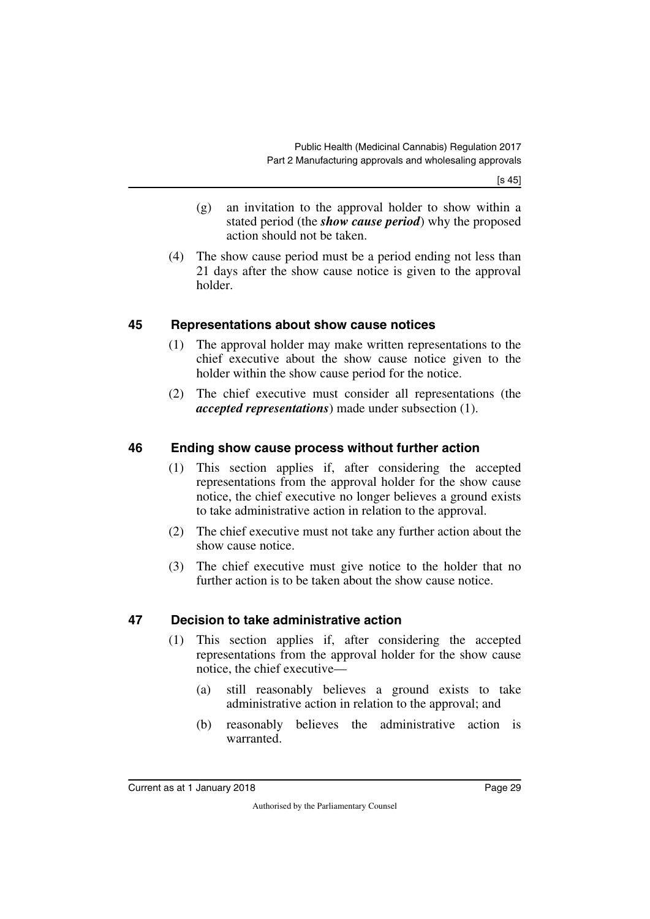(g) an invitation to the approval holder to show within a stated period (the ***show cause period***) why the proposed action should not be taken.

(4) The show cause period must be a period ending not less than 21 days after the show cause notice is given to the approval holder.

## 45 Representations about show cause notices

(1) The approval holder may make written representations to the chief executive about the show cause notice given to the holder within the show cause period for the notice.

(2) The chief executive must consider all representations (the ***accepted representations***) made under subsection (1).

## 46 Ending show cause process without further action

(1) This section applies if, after considering the accepted representations from the approval holder for the show cause notice, the chief executive no longer believes a ground exists to take administrative action in relation to the approval.

(2) The chief executive must not take any further action about the show cause notice.

(3) The chief executive must give notice to the holder that no further action is to be taken about the show cause notice.

## 47 Decision to take administrative action

(1) This section applies if, after considering the accepted representations from the approval holder for the show cause notice, the chief executive—

(a) still reasonably believes a ground exists to take administrative action in relation to the approval; and

(b) reasonably believes the administrative action is warranted.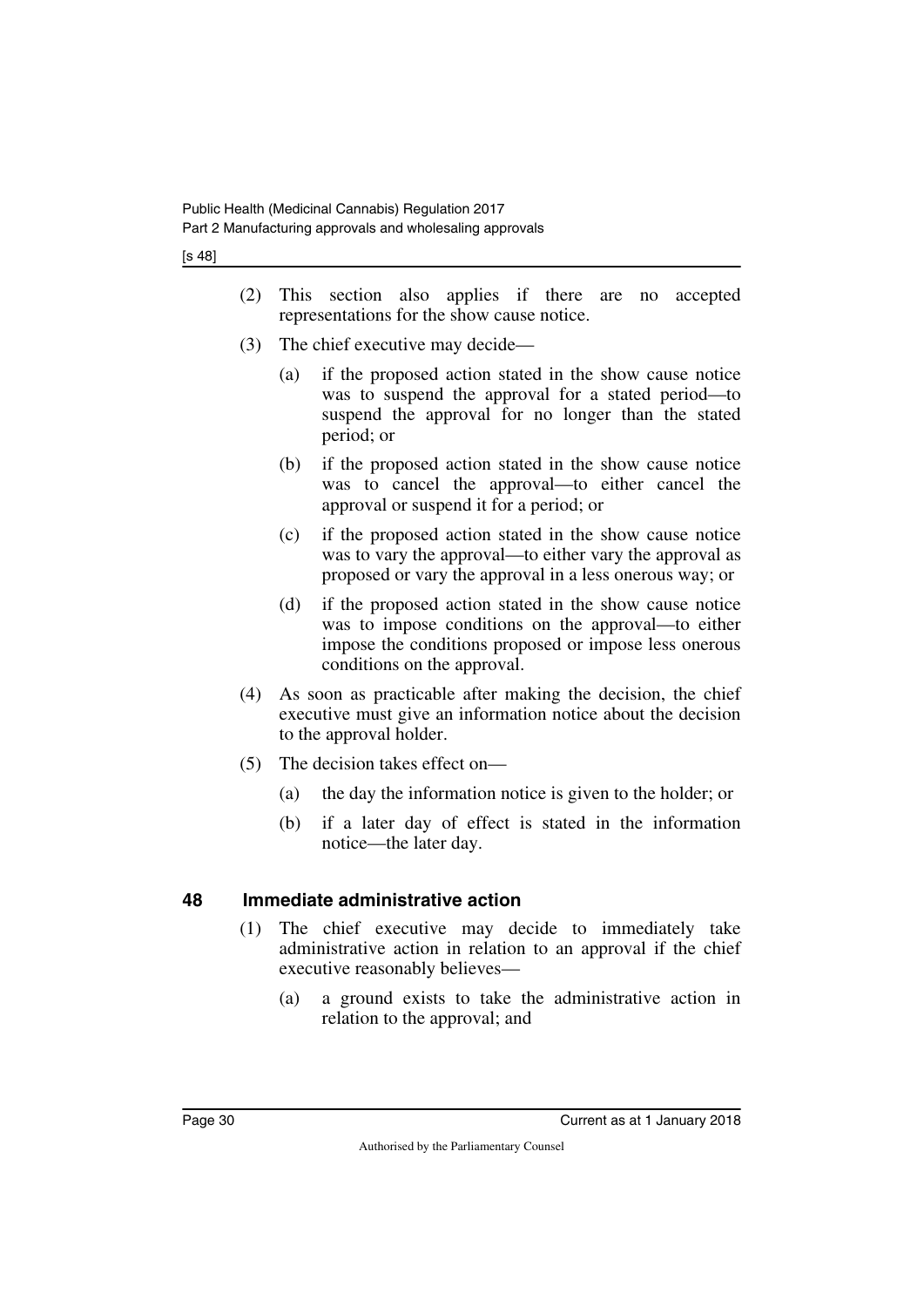(2) This section also applies if there are no accepted representations for the show cause notice.

(3) The chief executive may decide—

(a) if the proposed action stated in the show cause notice was to suspend the approval for a stated period—to suspend the approval for no longer than the stated period; or

(b) if the proposed action stated in the show cause notice was to cancel the approval—to either cancel the approval or suspend it for a period; or

(c) if the proposed action stated in the show cause notice was to vary the approval—to either vary the approval as proposed or vary the approval in a less onerous way; or

(d) if the proposed action stated in the show cause notice was to impose conditions on the approval—to either impose the conditions proposed or impose less onerous conditions on the approval.

(4) As soon as practicable after making the decision, the chief executive must give an information notice about the decision to the approval holder.

(5) The decision takes effect on—

(a) the day the information notice is given to the holder; or

(b) if a later day of effect is stated in the information notice—the later day.

## 48 Immediate administrative action

(1) The chief executive may decide to immediately take administrative action in relation to an approval if the chief executive reasonably believes—

(a) a ground exists to take the administrative action in relation to the approval; and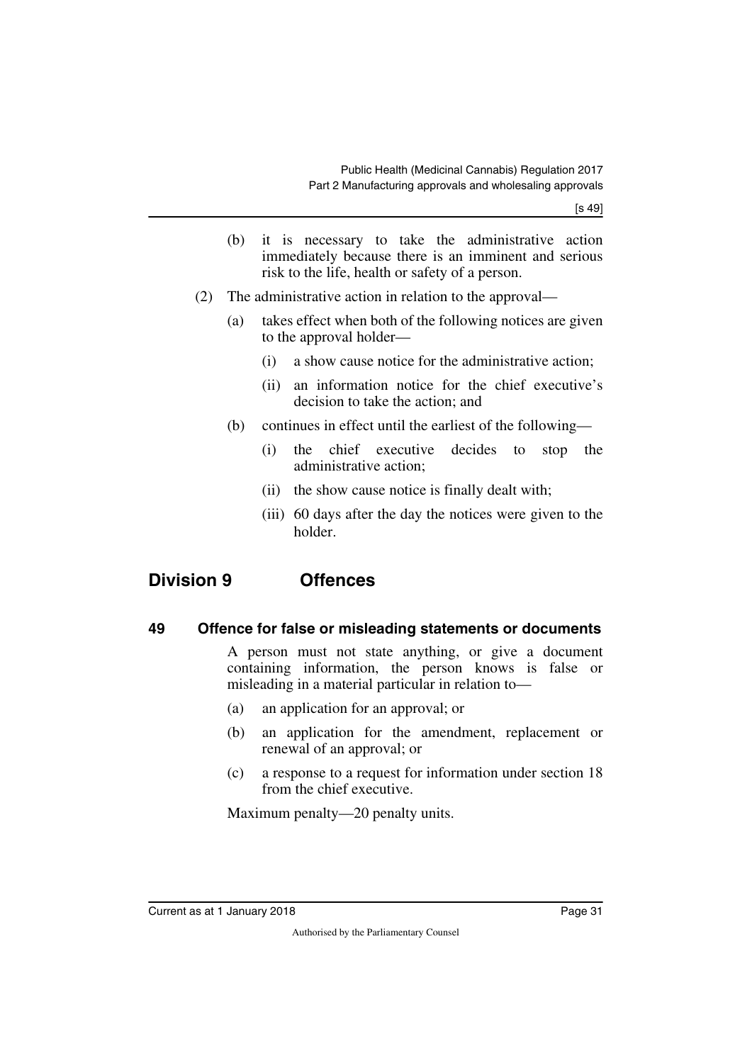(b) it is necessary to take the administrative action immediately because there is an imminent and serious risk to the life, health or safety of a person.

(2) The administrative action in relation to the approval—

(a) takes effect when both of the following notices are given to the approval holder—

(i) a show cause notice for the administrative action;

(ii) an information notice for the chief executive's decision to take the action; and

(b) continues in effect until the earliest of the following—

(i) the chief executive decides to stop the administrative action;

(ii) the show cause notice is finally dealt with;

(iii) 60 days after the day the notices were given to the holder.

## Division 9 Offences

### 49 Offence for false or misleading statements or documents

A person must not state anything, or give a document containing information, the person knows is false or misleading in a material particular in relation to—

(a) an application for an approval; or

(b) an application for the amendment, replacement or renewal of an approval; or

(c) a response to a request for information under section 18 from the chief executive.

Maximum penalty—20 penalty units.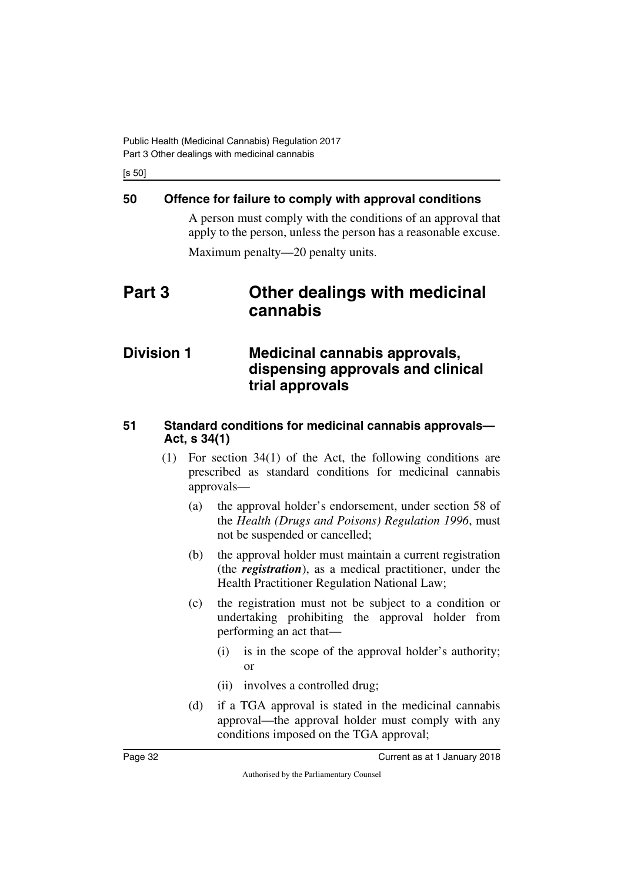## 50 Offence for failure to comply with approval conditions

A person must comply with the conditions of an approval that apply to the person, unless the person has a reasonable excuse.

Maximum penalty—20 penalty units.

# Part 3 Other dealings with medicinal cannabis

## Division 1 Medicinal cannabis approvals, dispensing approvals and clinical trial approvals

### 51 Standard conditions for medicinal cannabis approvals—Act, s 34(1)

(1) For section 34(1) of the Act, the following conditions are prescribed as standard conditions for medicinal cannabis approvals—

(a) the approval holder's endorsement, under section 58 of the *Health (Drugs and Poisons) Regulation 1996*, must not be suspended or cancelled;

(b) the approval holder must maintain a current registration (the ***registration***), as a medical practitioner, under the Health Practitioner Regulation National Law;

(c) the registration must not be subject to a condition or undertaking prohibiting the approval holder from performing an act that—

(i) is in the scope of the approval holder's authority; or

(ii) involves a controlled drug;

(d) if a TGA approval is stated in the medicinal cannabis approval—the approval holder must comply with any conditions imposed on the TGA approval;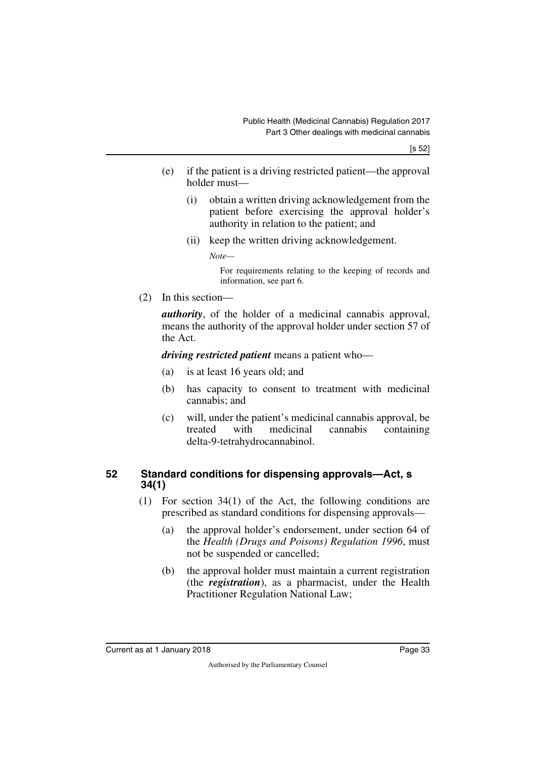(e) if the patient is a driving restricted patient—the approval holder must—

   (i) obtain a written driving acknowledgement from the patient before exercising the approval holder's authority in relation to the patient; and

   (ii) keep the written driving acknowledgement.

   *Note—*

   For requirements relating to the keeping of records and information, see part 6.

(2) In this section—

***authority***, of the holder of a medicinal cannabis approval, means the authority of the approval holder under section 57 of the Act.

***driving restricted patient*** means a patient who—

(a) is at least 16 years old; and

(b) has capacity to consent to treatment with medicinal cannabis; and

(c) will, under the patient's medicinal cannabis approval, be treated with medicinal cannabis containing delta-9-tetrahydrocannabinol.

## 52 Standard conditions for dispensing approvals—Act, s 34(1)

(1) For section 34(1) of the Act, the following conditions are prescribed as standard conditions for dispensing approvals—

(a) the approval holder's endorsement, under section 64 of the *Health (Drugs and Poisons) Regulation 1996*, must not be suspended or cancelled;

(b) the approval holder must maintain a current registration (the ***registration***), as a pharmacist, under the Health Practitioner Regulation National Law;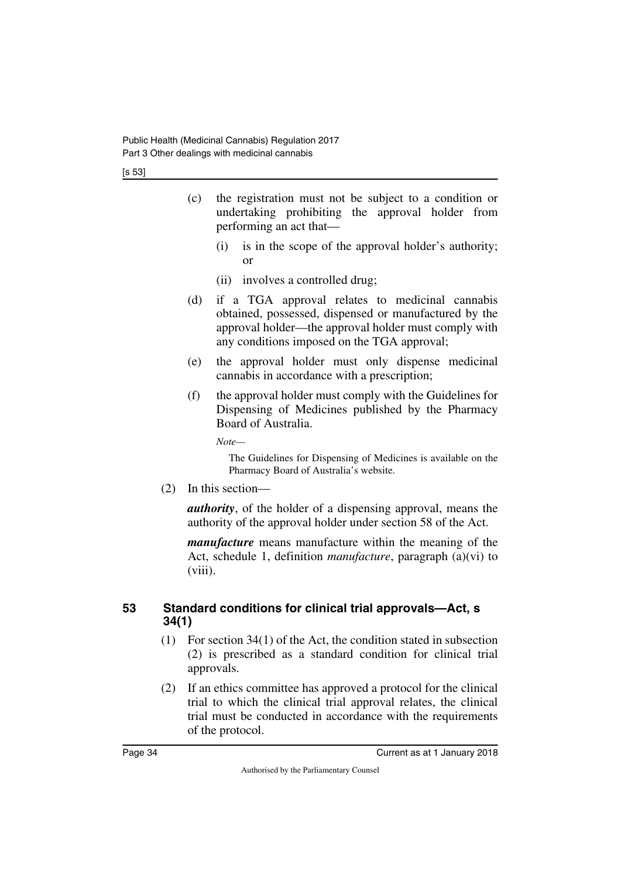(c) the registration must not be subject to a condition or undertaking prohibiting the approval holder from performing an act that—

(i) is in the scope of the approval holder's authority; or

(ii) involves a controlled drug;

(d) if a TGA approval relates to medicinal cannabis obtained, possessed, dispensed or manufactured by the approval holder—the approval holder must comply with any conditions imposed on the TGA approval;

(e) the approval holder must only dispense medicinal cannabis in accordance with a prescription;

(f) the approval holder must comply with the Guidelines for Dispensing of Medicines published by the Pharmacy Board of Australia.

*Note—*

The Guidelines for Dispensing of Medicines is available on the Pharmacy Board of Australia's website.

(2) In this section—

***authority***, of the holder of a dispensing approval, means the authority of the approval holder under section 58 of the Act.

***manufacture*** means manufacture within the meaning of the Act, schedule 1, definition *manufacture*, paragraph (a)(vi) to (viii).

## 53 Standard conditions for clinical trial approvals—Act, s 34(1)

(1) For section 34(1) of the Act, the condition stated in subsection (2) is prescribed as a standard condition for clinical trial approvals.

(2) If an ethics committee has approved a protocol for the clinical trial to which the clinical trial approval relates, the clinical trial must be conducted in accordance with the requirements of the protocol.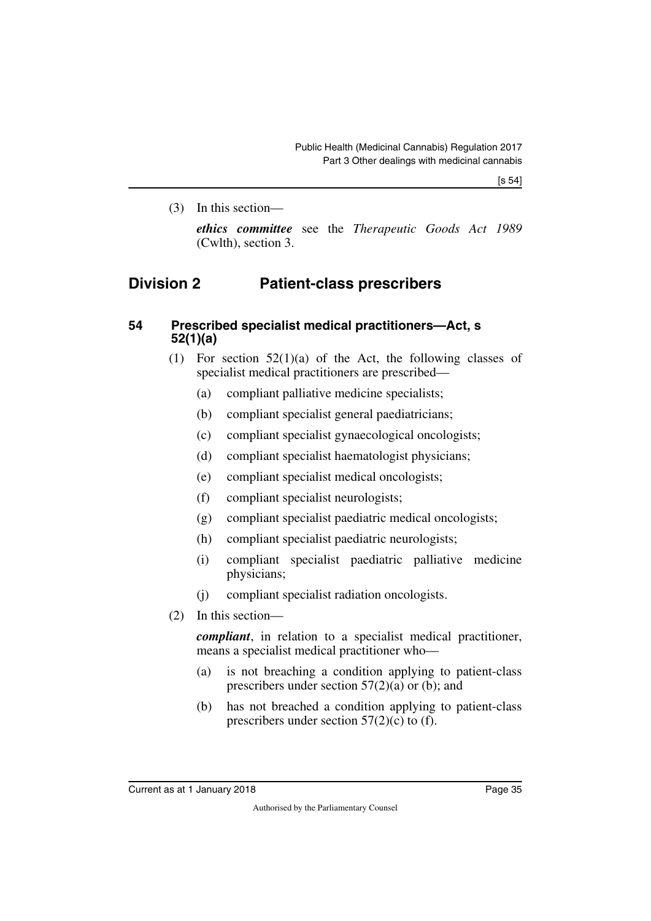(3) In this section—

***ethics committee*** see the *Therapeutic Goods Act 1989* (Cwlth), section 3.

## Division 2 Patient-class prescribers

### 54 Prescribed specialist medical practitioners—Act, s 52(1)(a)

(1) For section 52(1)(a) of the Act, the following classes of specialist medical practitioners are prescribed—

(a) compliant palliative medicine specialists;

(b) compliant specialist general paediatricians;

(c) compliant specialist gynaecological oncologists;

(d) compliant specialist haematologist physicians;

(e) compliant specialist medical oncologists;

(f) compliant specialist neurologists;

(g) compliant specialist paediatric medical oncologists;

(h) compliant specialist paediatric neurologists;

(i) compliant specialist paediatric palliative medicine physicians;

(j) compliant specialist radiation oncologists.

(2) In this section—

***compliant***, in relation to a specialist medical practitioner, means a specialist medical practitioner who—

(a) is not breaching a condition applying to patient-class prescribers under section 57(2)(a) or (b); and

(b) has not breached a condition applying to patient-class prescribers under section 57(2)(c) to (f).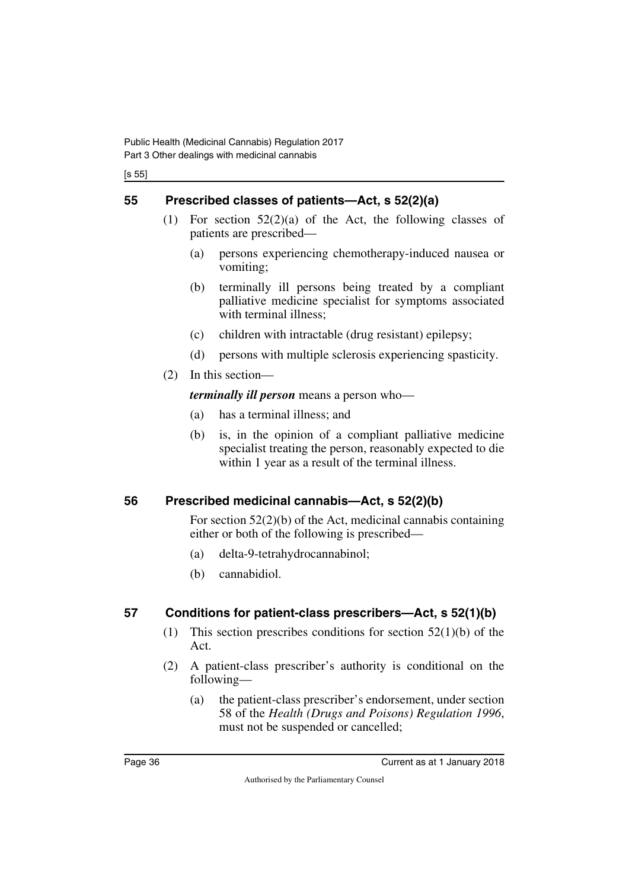## 55 Prescribed classes of patients—Act, s 52(2)(a)

(1) For section 52(2)(a) of the Act, the following classes of patients are prescribed—

(a) persons experiencing chemotherapy-induced nausea or vomiting;

(b) terminally ill persons being treated by a compliant palliative medicine specialist for symptoms associated with terminal illness;

(c) children with intractable (drug resistant) epilepsy;

(d) persons with multiple sclerosis experiencing spasticity.

(2) In this section—

***terminally ill person*** means a person who—

(a) has a terminal illness; and

(b) is, in the opinion of a compliant palliative medicine specialist treating the person, reasonably expected to die within 1 year as a result of the terminal illness.

## 56 Prescribed medicinal cannabis—Act, s 52(2)(b)

For section 52(2)(b) of the Act, medicinal cannabis containing either or both of the following is prescribed—

(a) delta-9-tetrahydrocannabinol;

(b) cannabidiol.

## 57 Conditions for patient-class prescribers—Act, s 52(1)(b)

(1) This section prescribes conditions for section 52(1)(b) of the Act.

(2) A patient-class prescriber's authority is conditional on the following—

(a) the patient-class prescriber's endorsement, under section 58 of the *Health (Drugs and Poisons) Regulation 1996*, must not be suspended or cancelled;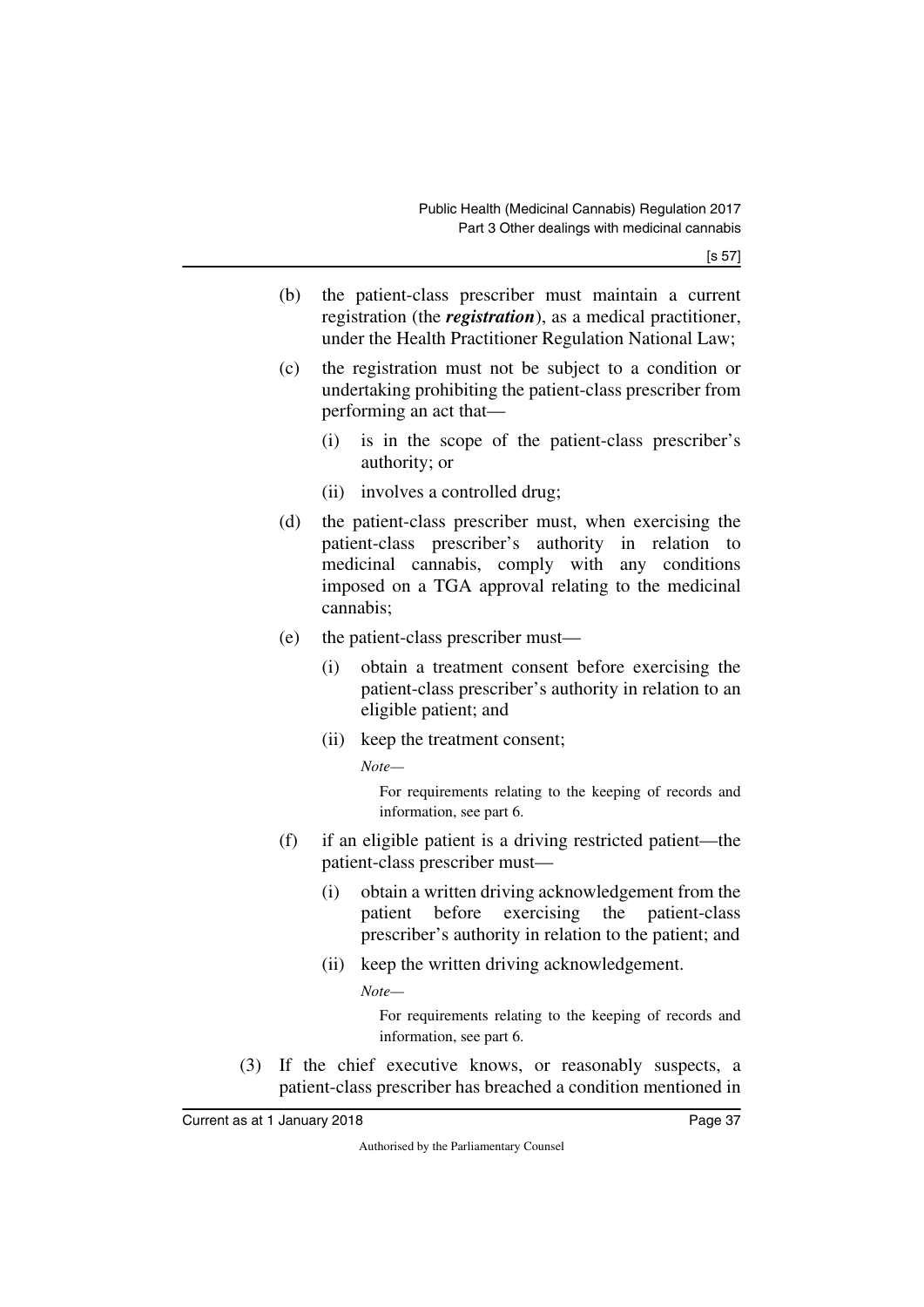(b) the patient-class prescriber must maintain a current registration (the ***registration***), as a medical practitioner, under the Health Practitioner Regulation National Law;

(c) the registration must not be subject to a condition or undertaking prohibiting the patient-class prescriber from performing an act that—

   (i) is in the scope of the patient-class prescriber's authority; or

   (ii) involves a controlled drug;

(d) the patient-class prescriber must, when exercising the patient-class prescriber's authority in relation to medicinal cannabis, comply with any conditions imposed on a TGA approval relating to the medicinal cannabis;

(e) the patient-class prescriber must—

   (i) obtain a treatment consent before exercising the patient-class prescriber's authority in relation to an eligible patient; and

   (ii) keep the treatment consent;

   *Note—*

   For requirements relating to the keeping of records and information, see part 6.

(f) if an eligible patient is a driving restricted patient—the patient-class prescriber must—

   (i) obtain a written driving acknowledgement from the patient before exercising the patient-class prescriber's authority in relation to the patient; and

   (ii) keep the written driving acknowledgement.

   *Note—*

   For requirements relating to the keeping of records and information, see part 6.

(3) If the chief executive knows, or reasonably suspects, a patient-class prescriber has breached a condition mentioned in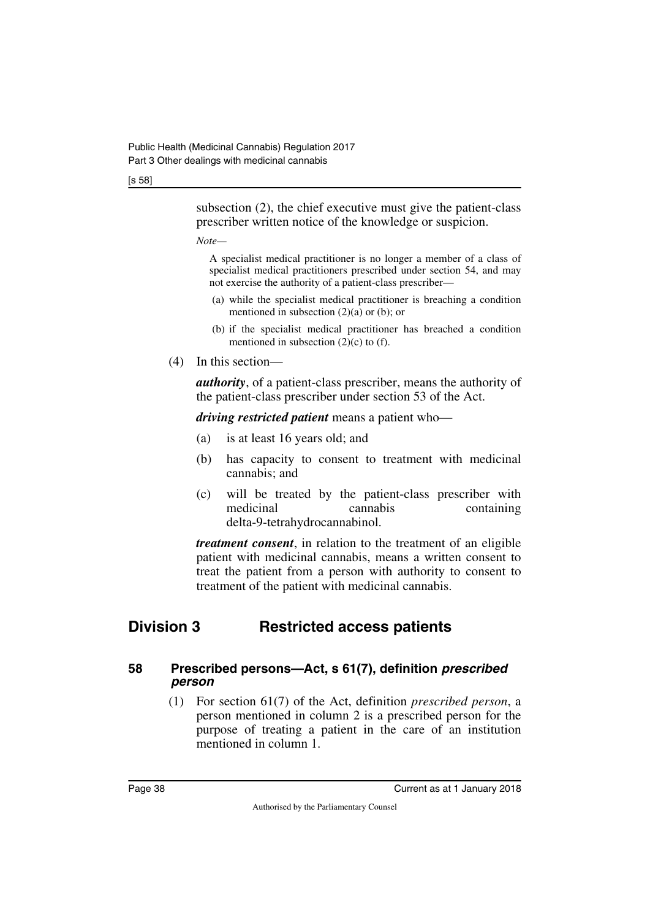subsection (2), the chief executive must give the patient-class prescriber written notice of the knowledge or suspicion.

*Note—*

A specialist medical practitioner is no longer a member of a class of specialist medical practitioners prescribed under section 54, and may not exercise the authority of a patient-class prescriber—

(a) while the specialist medical practitioner is breaching a condition mentioned in subsection (2)(a) or (b); or

(b) if the specialist medical practitioner has breached a condition mentioned in subsection (2)(c) to (f).

(4) In this section—

***authority***, of a patient-class prescriber, means the authority of the patient-class prescriber under section 53 of the Act.

***driving restricted patient*** means a patient who—

(a) is at least 16 years old; and

(b) has capacity to consent to treatment with medicinal cannabis; and

(c) will be treated by the patient-class prescriber with medicinal cannabis containing delta-9-tetrahydrocannabinol.

***treatment consent***, in relation to the treatment of an eligible patient with medicinal cannabis, means a written consent to treat the patient from a person with authority to consent to treatment of the patient with medicinal cannabis.

## Division 3 Restricted access patients

### 58 Prescribed persons—Act, s 61(7), definition *prescribed person*

(1) For section 61(7) of the Act, definition *prescribed person*, a person mentioned in column 2 is a prescribed person for the purpose of treating a patient in the care of an institution mentioned in column 1.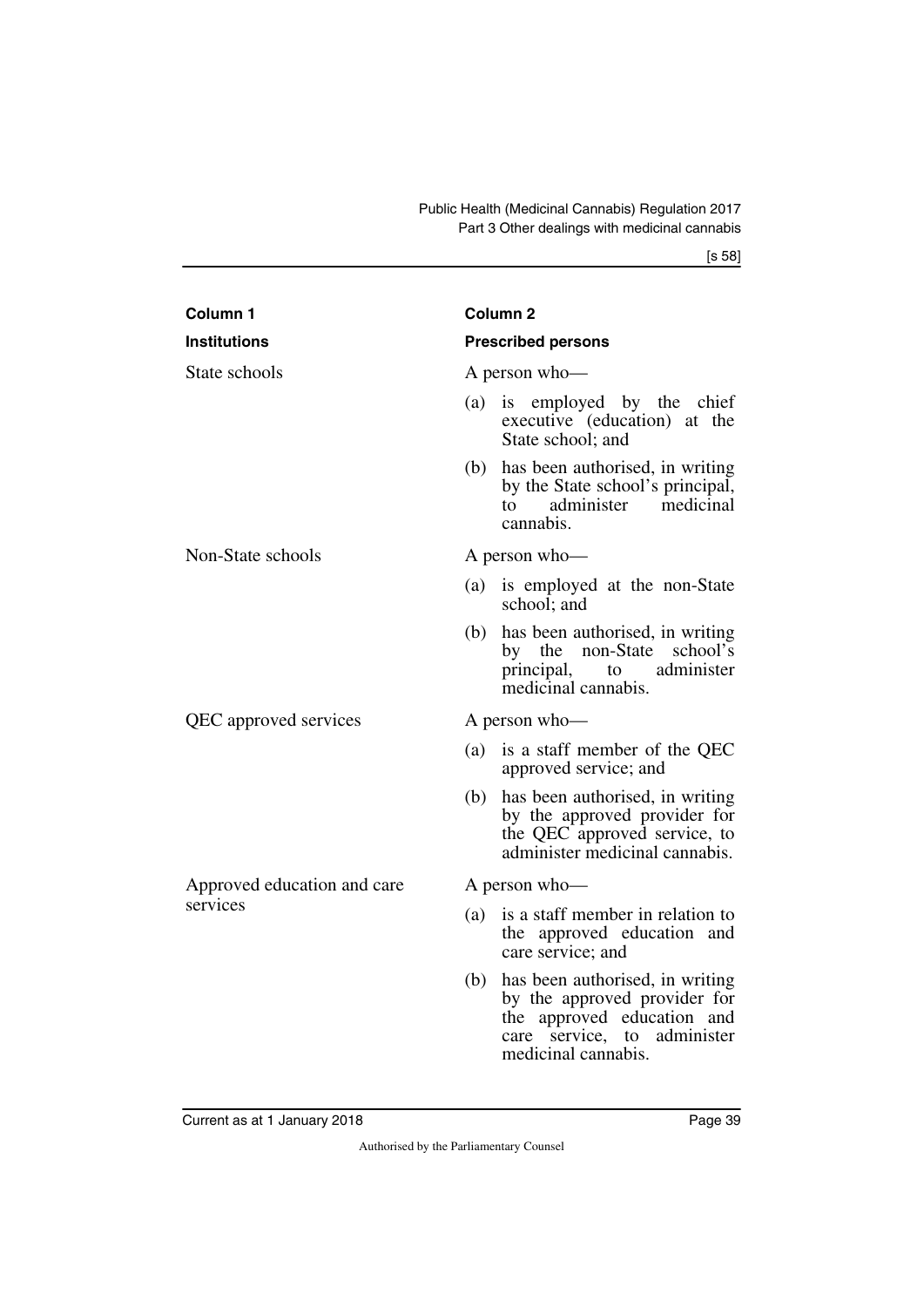| Column 1 | Column 2 |
|---|---|
| **Institutions** | **Prescribed persons** |
| State schools | A person who—<br>(a) is employed by the chief executive (education) at the State school; and<br>(b) has been authorised, in writing by the State school's principal, to administer medicinal cannabis. |
| Non-State schools | A person who—<br>(a) is employed at the non-State school; and<br>(b) has been authorised, in writing by the non-State school's principal, to administer medicinal cannabis. |
| QEC approved services | A person who—<br>(a) is a staff member of the QEC approved service; and<br>(b) has been authorised, in writing by the approved provider for the QEC approved service, to administer medicinal cannabis. |
| Approved education and care services | A person who—<br>(a) is a staff member in relation to the approved education and care service; and<br>(b) has been authorised, in writing by the approved provider for the approved education and care service, to administer medicinal cannabis. |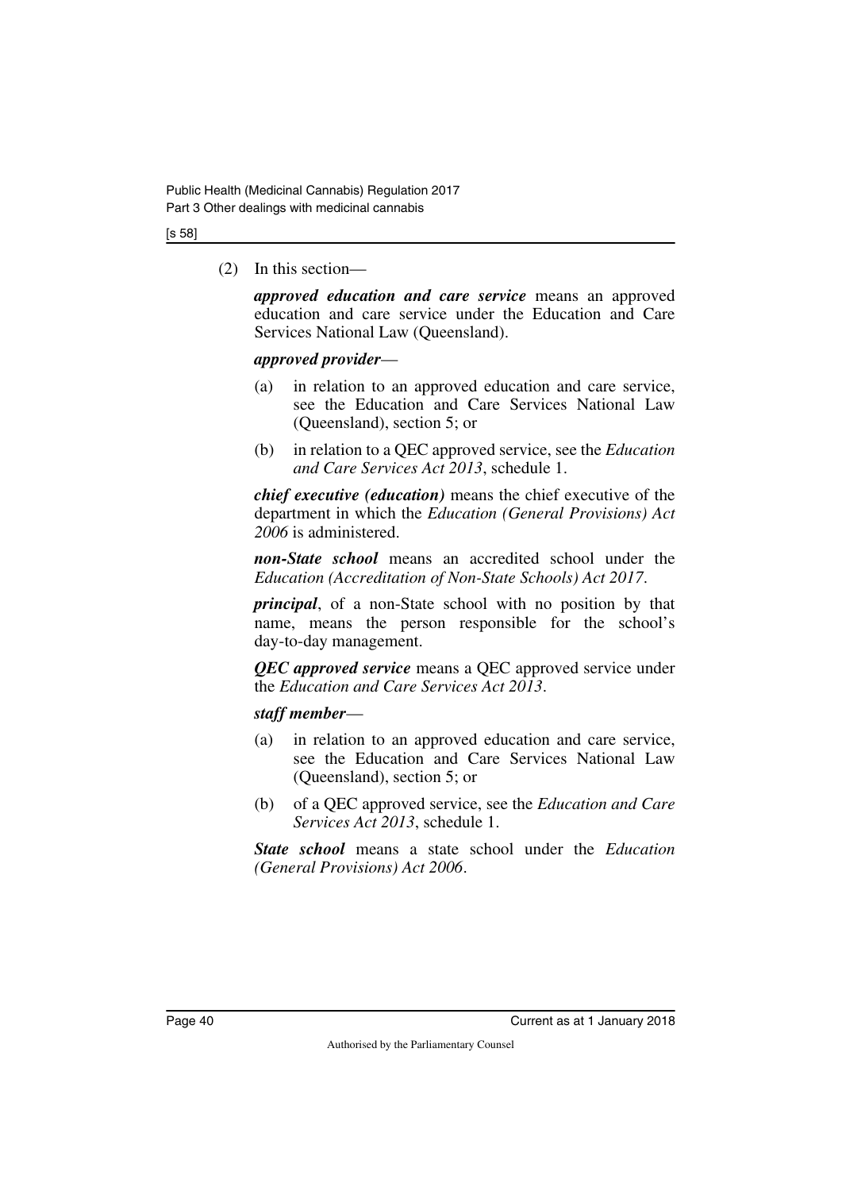(2) In this section—

***approved education and care service*** means an approved education and care service under the Education and Care Services National Law (Queensland).

***approved provider***—

(a) in relation to an approved education and care service, see the Education and Care Services National Law (Queensland), section 5; or

(b) in relation to a QEC approved service, see the *Education and Care Services Act 2013*, schedule 1.

***chief executive (education)*** means the chief executive of the department in which the *Education (General Provisions) Act 2006* is administered.

***non-State school*** means an accredited school under the *Education (Accreditation of Non-State Schools) Act 2017*.

***principal***, of a non-State school with no position by that name, means the person responsible for the school's day-to-day management.

***QEC approved service*** means a QEC approved service under the *Education and Care Services Act 2013*.

***staff member***—

(a) in relation to an approved education and care service, see the Education and Care Services National Law (Queensland), section 5; or

(b) of a QEC approved service, see the *Education and Care Services Act 2013*, schedule 1.

***State school*** means a state school under the *Education (General Provisions) Act 2006*.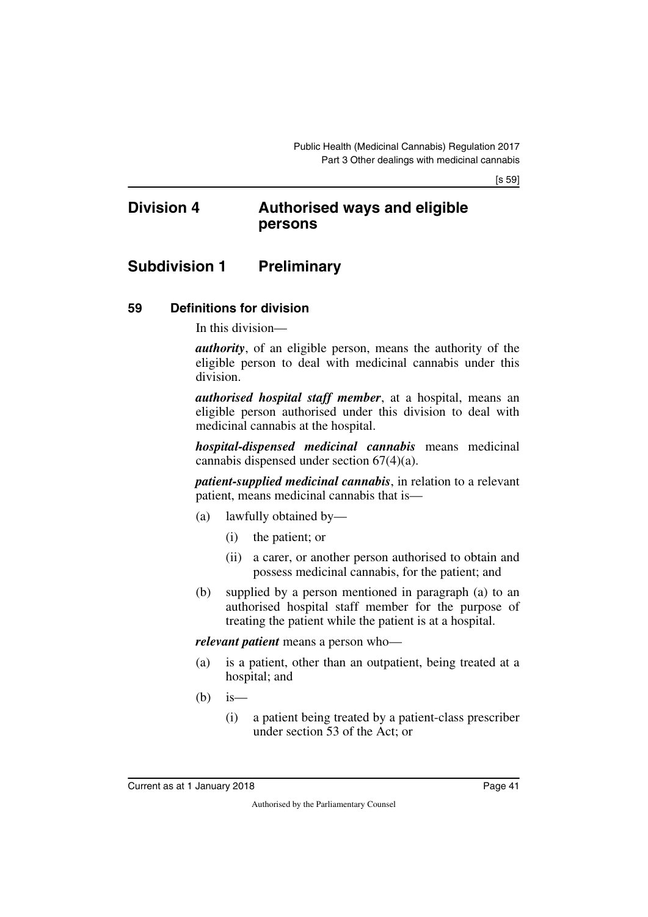## Division 4 Authorised ways and eligible persons

### Subdivision 1 Preliminary

#### 59 Definitions for division

In this division—

***authority***, of an eligible person, means the authority of the eligible person to deal with medicinal cannabis under this division.

***authorised hospital staff member***, at a hospital, means an eligible person authorised under this division to deal with medicinal cannabis at the hospital.

***hospital-dispensed medicinal cannabis*** means medicinal cannabis dispensed under section 67(4)(a).

***patient-supplied medicinal cannabis***, in relation to a relevant patient, means medicinal cannabis that is—

(a) lawfully obtained by—

(i) the patient; or

(ii) a carer, or another person authorised to obtain and possess medicinal cannabis, for the patient; and

(b) supplied by a person mentioned in paragraph (a) to an authorised hospital staff member for the purpose of treating the patient while the patient is at a hospital.

***relevant patient*** means a person who—

(a) is a patient, other than an outpatient, being treated at a hospital; and

(b) is—

(i) a patient being treated by a patient-class prescriber under section 53 of the Act; or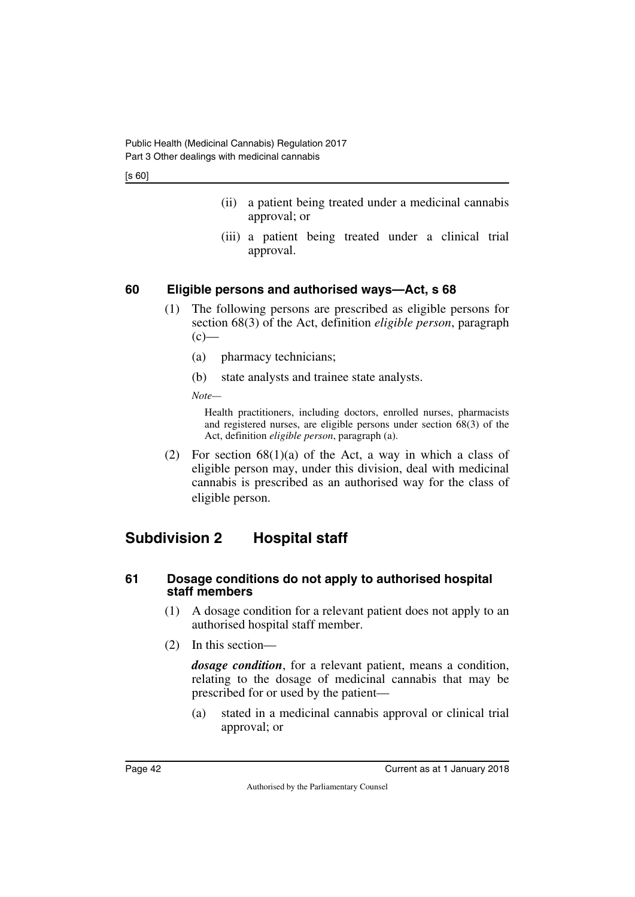(ii) a patient being treated under a medicinal cannabis approval; or

(iii) a patient being treated under a clinical trial approval.

### 60 Eligible persons and authorised ways—Act, s 68

(1) The following persons are prescribed as eligible persons for section 68(3) of the Act, definition *eligible person*, paragraph (c)—

(a) pharmacy technicians;

(b) state analysts and trainee state analysts.

*Note—*

Health practitioners, including doctors, enrolled nurses, pharmacists and registered nurses, are eligible persons under section 68(3) of the Act, definition *eligible person*, paragraph (a).

(2) For section 68(1)(a) of the Act, a way in which a class of eligible person may, under this division, deal with medicinal cannabis is prescribed as an authorised way for the class of eligible person.

## Subdivision 2 Hospital staff

### 61 Dosage conditions do not apply to authorised hospital staff members

(1) A dosage condition for a relevant patient does not apply to an authorised hospital staff member.

(2) In this section—

***dosage condition***, for a relevant patient, means a condition, relating to the dosage of medicinal cannabis that may be prescribed for or used by the patient—

(a) stated in a medicinal cannabis approval or clinical trial approval; or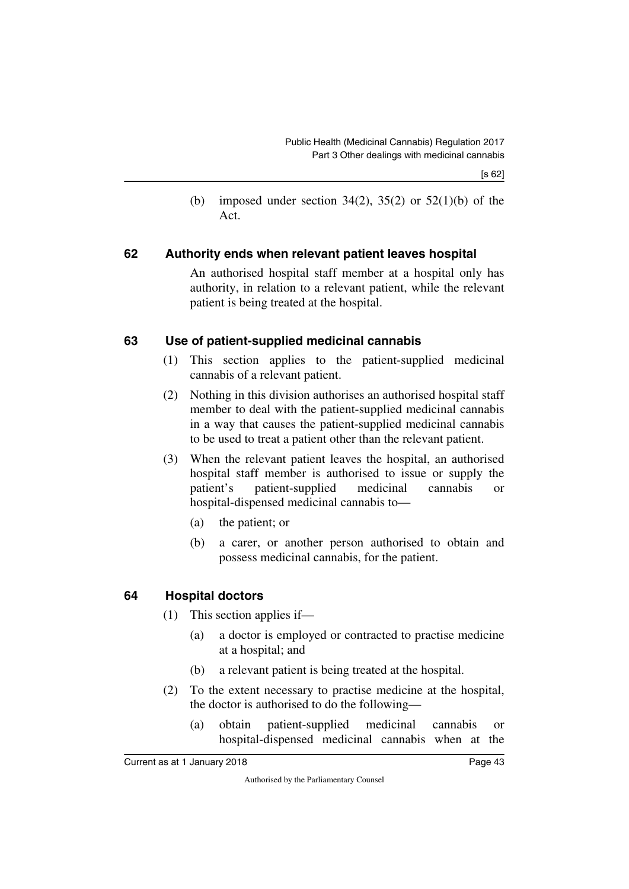(b) imposed under section 34(2), 35(2) or 52(1)(b) of the Act.

## 62 Authority ends when relevant patient leaves hospital

An authorised hospital staff member at a hospital only has authority, in relation to a relevant patient, while the relevant patient is being treated at the hospital.

## 63 Use of patient-supplied medicinal cannabis

(1) This section applies to the patient-supplied medicinal cannabis of a relevant patient.

(2) Nothing in this division authorises an authorised hospital staff member to deal with the patient-supplied medicinal cannabis in a way that causes the patient-supplied medicinal cannabis to be used to treat a patient other than the relevant patient.

(3) When the relevant patient leaves the hospital, an authorised hospital staff member is authorised to issue or supply the patient's patient-supplied medicinal cannabis or hospital-dispensed medicinal cannabis to—

(a) the patient; or

(b) a carer, or another person authorised to obtain and possess medicinal cannabis, for the patient.

## 64 Hospital doctors

(1) This section applies if—

(a) a doctor is employed or contracted to practise medicine at a hospital; and

(b) a relevant patient is being treated at the hospital.

(2) To the extent necessary to practise medicine at the hospital, the doctor is authorised to do the following—

(a) obtain patient-supplied medicinal cannabis or hospital-dispensed medicinal cannabis when at the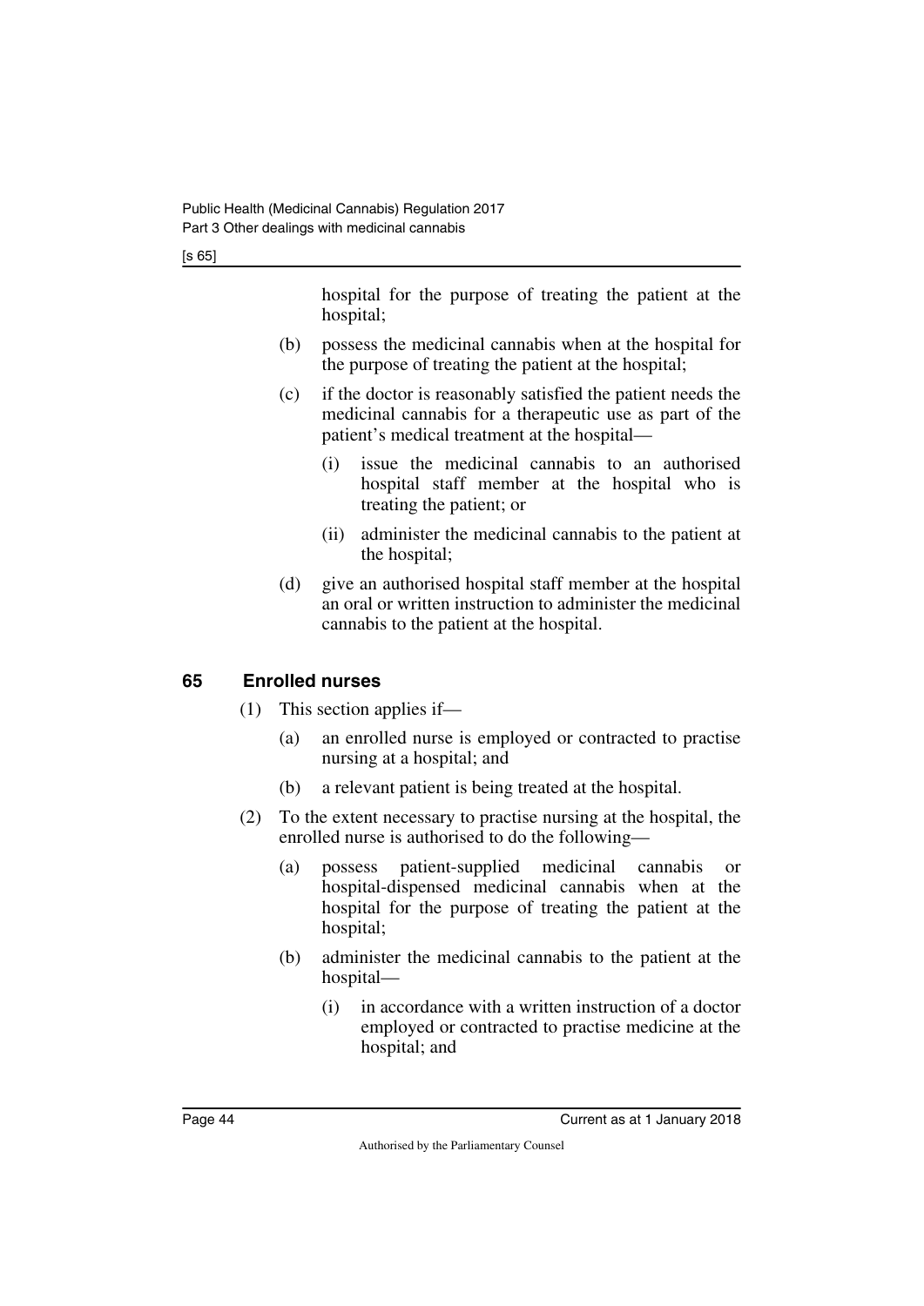hospital for the purpose of treating the patient at the hospital;

(b) possess the medicinal cannabis when at the hospital for the purpose of treating the patient at the hospital;

(c) if the doctor is reasonably satisfied the patient needs the medicinal cannabis for a therapeutic use as part of the patient's medical treatment at the hospital—

(i) issue the medicinal cannabis to an authorised hospital staff member at the hospital who is treating the patient; or

(ii) administer the medicinal cannabis to the patient at the hospital;

(d) give an authorised hospital staff member at the hospital an oral or written instruction to administer the medicinal cannabis to the patient at the hospital.

## 65 Enrolled nurses

(1) This section applies if—

(a) an enrolled nurse is employed or contracted to practise nursing at a hospital; and

(b) a relevant patient is being treated at the hospital.

(2) To the extent necessary to practise nursing at the hospital, the enrolled nurse is authorised to do the following—

(a) possess patient-supplied medicinal cannabis or hospital-dispensed medicinal cannabis when at the hospital for the purpose of treating the patient at the hospital;

(b) administer the medicinal cannabis to the patient at the hospital—

(i) in accordance with a written instruction of a doctor employed or contracted to practise medicine at the hospital; and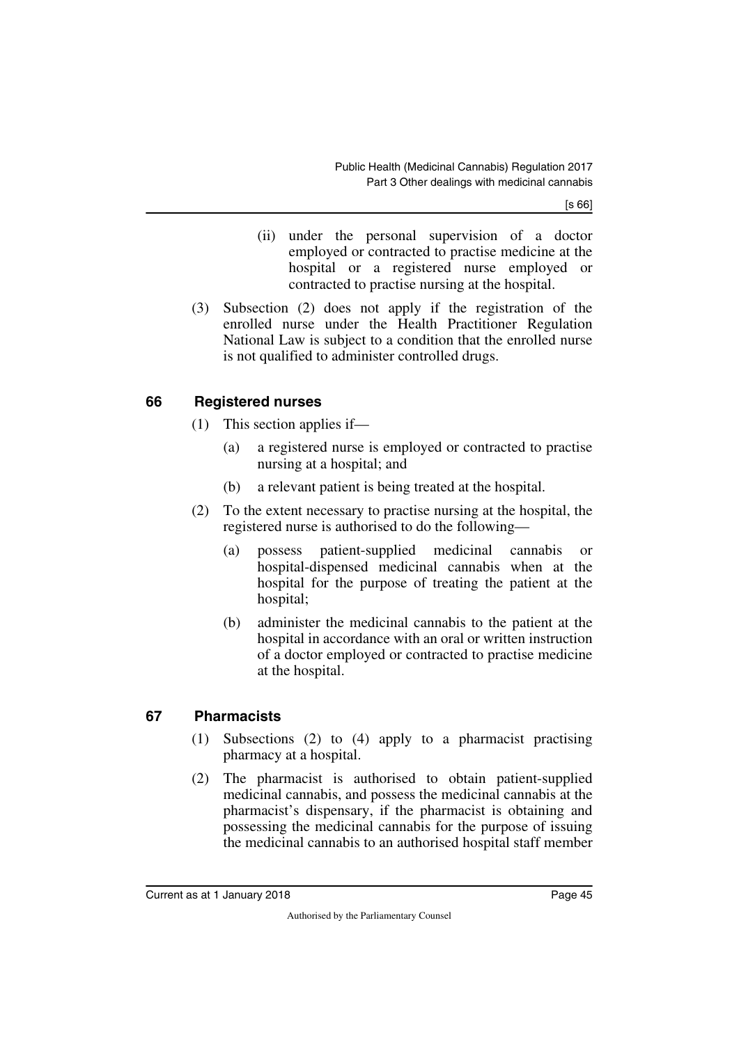(ii) under the personal supervision of a doctor employed or contracted to practise medicine at the hospital or a registered nurse employed or contracted to practise nursing at the hospital.

(3) Subsection (2) does not apply if the registration of the enrolled nurse under the Health Practitioner Regulation National Law is subject to a condition that the enrolled nurse is not qualified to administer controlled drugs.

## 66 Registered nurses

(1) This section applies if—

(a) a registered nurse is employed or contracted to practise nursing at a hospital; and

(b) a relevant patient is being treated at the hospital.

(2) To the extent necessary to practise nursing at the hospital, the registered nurse is authorised to do the following—

(a) possess patient-supplied medicinal cannabis or hospital-dispensed medicinal cannabis when at the hospital for the purpose of treating the patient at the hospital;

(b) administer the medicinal cannabis to the patient at the hospital in accordance with an oral or written instruction of a doctor employed or contracted to practise medicine at the hospital.

## 67 Pharmacists

(1) Subsections (2) to (4) apply to a pharmacist practising pharmacy at a hospital.

(2) The pharmacist is authorised to obtain patient-supplied medicinal cannabis, and possess the medicinal cannabis at the pharmacist's dispensary, if the pharmacist is obtaining and possessing the medicinal cannabis for the purpose of issuing the medicinal cannabis to an authorised hospital staff member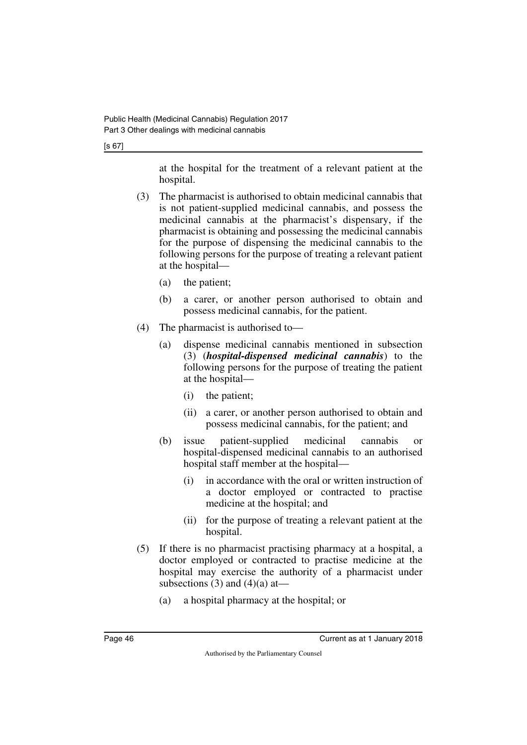at the hospital for the treatment of a relevant patient at the hospital.

(3) The pharmacist is authorised to obtain medicinal cannabis that is not patient-supplied medicinal cannabis, and possess the medicinal cannabis at the pharmacist's dispensary, if the pharmacist is obtaining and possessing the medicinal cannabis for the purpose of dispensing the medicinal cannabis to the following persons for the purpose of treating a relevant patient at the hospital—

(a) the patient;

(b) a carer, or another person authorised to obtain and possess medicinal cannabis, for the patient.

(4) The pharmacist is authorised to—

(a) dispense medicinal cannabis mentioned in subsection (3) (***hospital-dispensed medicinal cannabis***) to the following persons for the purpose of treating the patient at the hospital—

(i) the patient;

(ii) a carer, or another person authorised to obtain and possess medicinal cannabis, for the patient; and

(b) issue patient-supplied medicinal cannabis or hospital-dispensed medicinal cannabis to an authorised hospital staff member at the hospital—

(i) in accordance with the oral or written instruction of a doctor employed or contracted to practise medicine at the hospital; and

(ii) for the purpose of treating a relevant patient at the hospital.

(5) If there is no pharmacist practising pharmacy at a hospital, a doctor employed or contracted to practise medicine at the hospital may exercise the authority of a pharmacist under subsections (3) and (4)(a) at—

(a) a hospital pharmacy at the hospital; or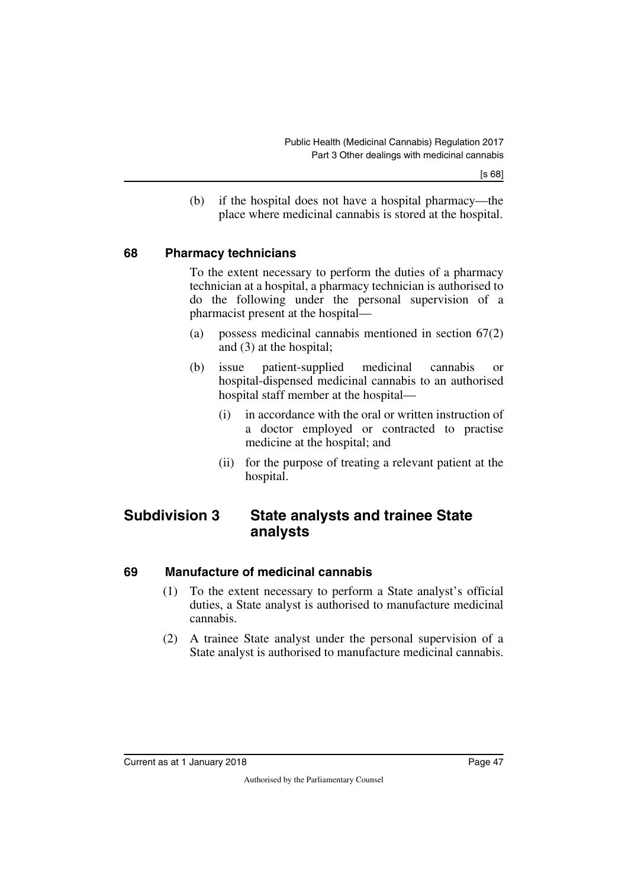(b) if the hospital does not have a hospital pharmacy—the place where medicinal cannabis is stored at the hospital.

### 68 Pharmacy technicians

To the extent necessary to perform the duties of a pharmacy technician at a hospital, a pharmacy technician is authorised to do the following under the personal supervision of a pharmacist present at the hospital—

(a) possess medicinal cannabis mentioned in section 67(2) and (3) at the hospital;

(b) issue patient-supplied medicinal cannabis or hospital-dispensed medicinal cannabis to an authorised hospital staff member at the hospital—

(i) in accordance with the oral or written instruction of a doctor employed or contracted to practise medicine at the hospital; and

(ii) for the purpose of treating a relevant patient at the hospital.

## Subdivision 3 State analysts and trainee State analysts

### 69 Manufacture of medicinal cannabis

(1) To the extent necessary to perform a State analyst's official duties, a State analyst is authorised to manufacture medicinal cannabis.

(2) A trainee State analyst under the personal supervision of a State analyst is authorised to manufacture medicinal cannabis.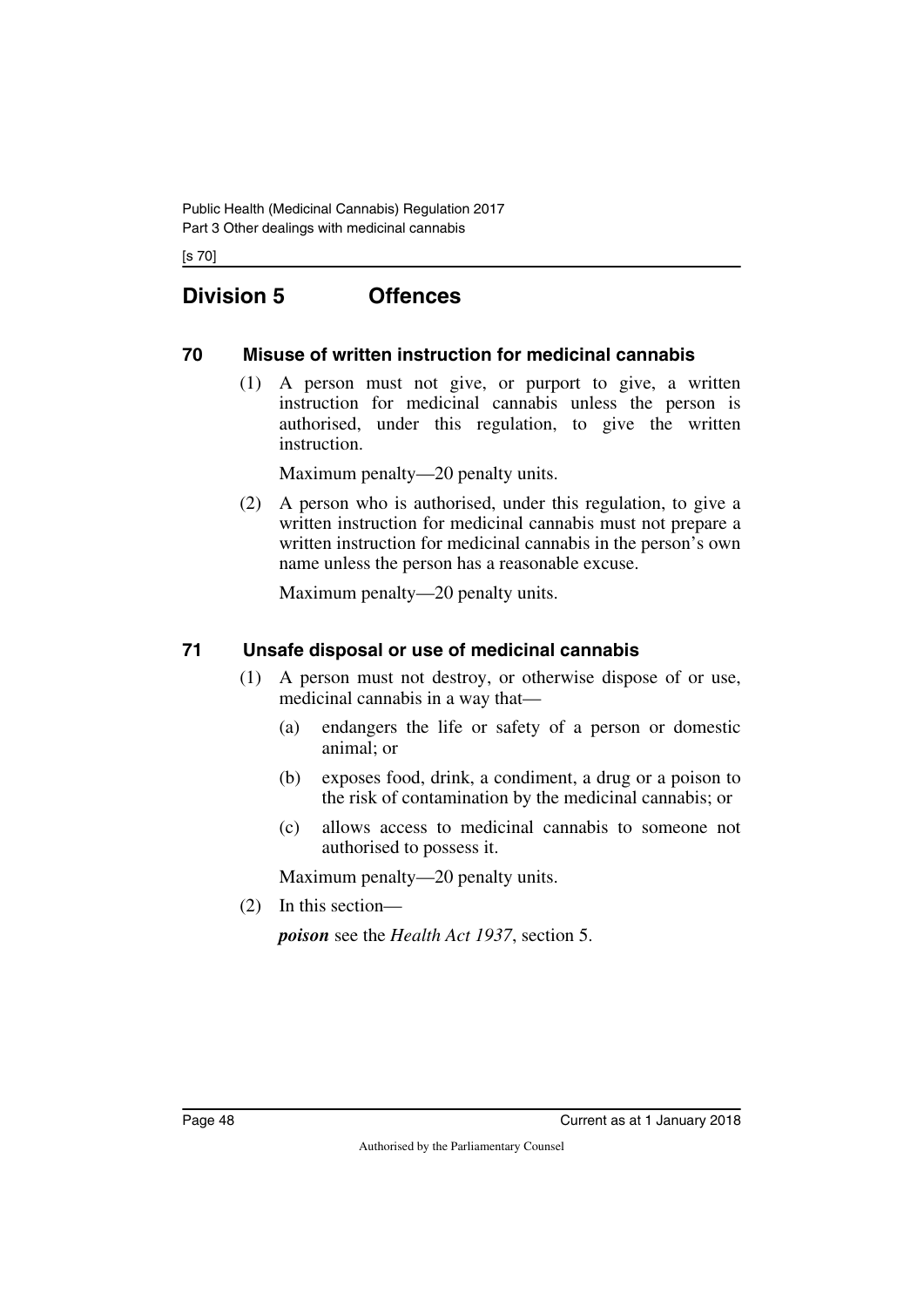## Division 5 Offences

### 70 Misuse of written instruction for medicinal cannabis

(1) A person must not give, or purport to give, a written instruction for medicinal cannabis unless the person is authorised, under this regulation, to give the written instruction.

Maximum penalty—20 penalty units.

(2) A person who is authorised, under this regulation, to give a written instruction for medicinal cannabis must not prepare a written instruction for medicinal cannabis in the person's own name unless the person has a reasonable excuse.

Maximum penalty—20 penalty units.

### 71 Unsafe disposal or use of medicinal cannabis

(1) A person must not destroy, or otherwise dispose of or use, medicinal cannabis in a way that—

(a) endangers the life or safety of a person or domestic animal; or

(b) exposes food, drink, a condiment, a drug or a poison to the risk of contamination by the medicinal cannabis; or

(c) allows access to medicinal cannabis to someone not authorised to possess it.

Maximum penalty—20 penalty units.

(2) In this section—

***poison*** see the *Health Act 1937*, section 5.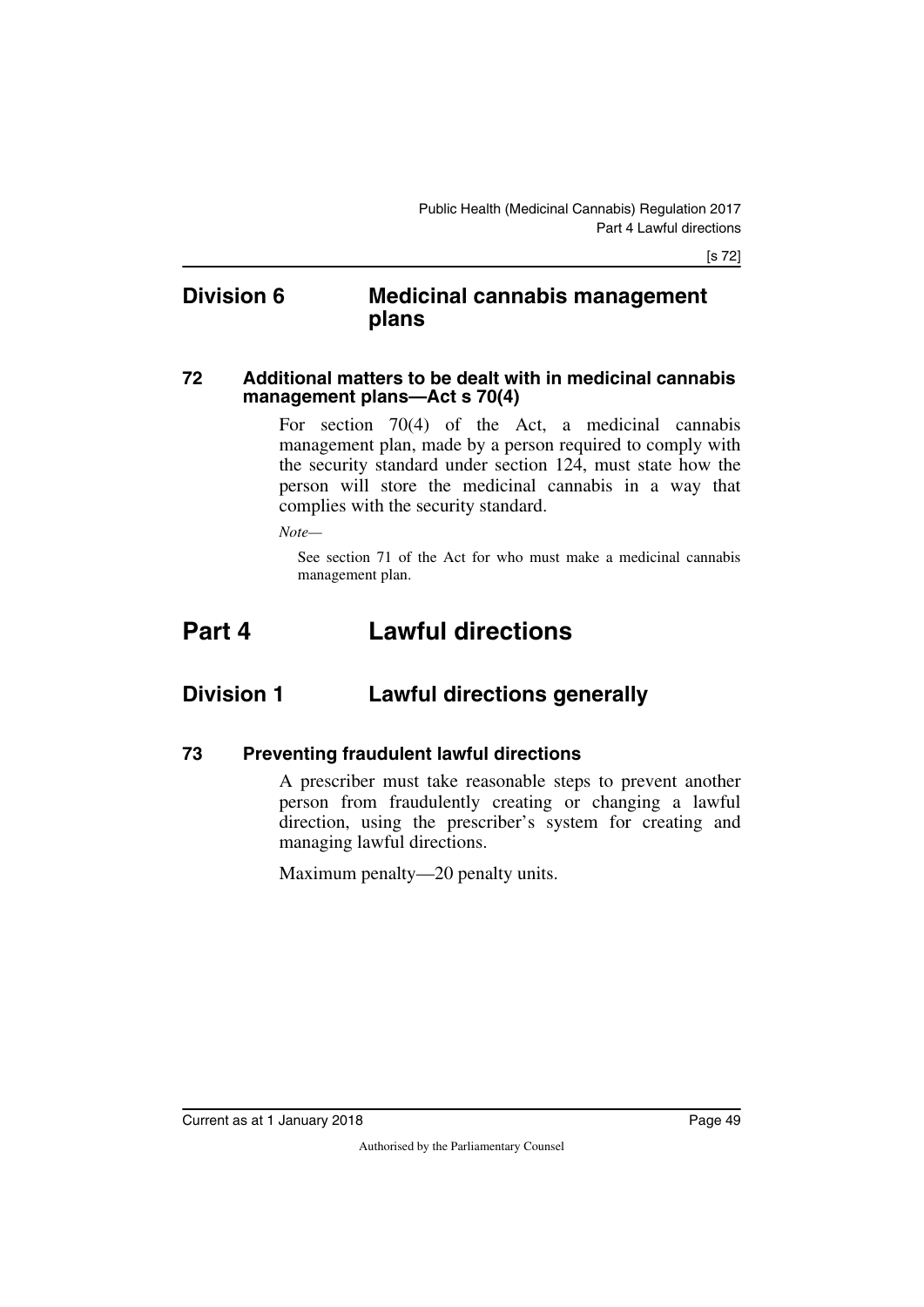## Division 6 Medicinal cannabis management plans

### 72 Additional matters to be dealt with in medicinal cannabis management plans—Act s 70(4)

For section 70(4) of the Act, a medicinal cannabis management plan, made by a person required to comply with the security standard under section 124, must state how the person will store the medicinal cannabis in a way that complies with the security standard.

*Note—*

See section 71 of the Act for who must make a medicinal cannabis management plan.

# Part 4 Lawful directions

## Division 1 Lawful directions generally

### 73 Preventing fraudulent lawful directions

A prescriber must take reasonable steps to prevent another person from fraudulently creating or changing a lawful direction, using the prescriber's system for creating and managing lawful directions.

Maximum penalty—20 penalty units.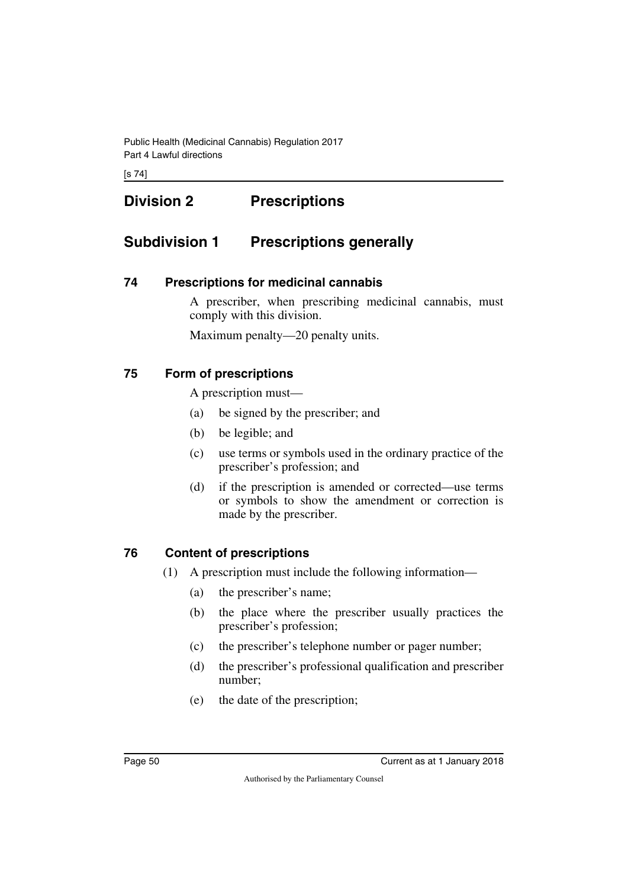## Division 2 Prescriptions

### Subdivision 1 Prescriptions generally

#### 74 Prescriptions for medicinal cannabis

A prescriber, when prescribing medicinal cannabis, must comply with this division.

Maximum penalty—20 penalty units.

#### 75 Form of prescriptions

A prescription must—

(a) be signed by the prescriber; and

(b) be legible; and

(c) use terms or symbols used in the ordinary practice of the prescriber's profession; and

(d) if the prescription is amended or corrected—use terms or symbols to show the amendment or correction is made by the prescriber.

#### 76 Content of prescriptions

(1) A prescription must include the following information—

(a) the prescriber's name;

(b) the place where the prescriber usually practices the prescriber's profession;

(c) the prescriber's telephone number or pager number;

(d) the prescriber's professional qualification and prescriber number;

(e) the date of the prescription;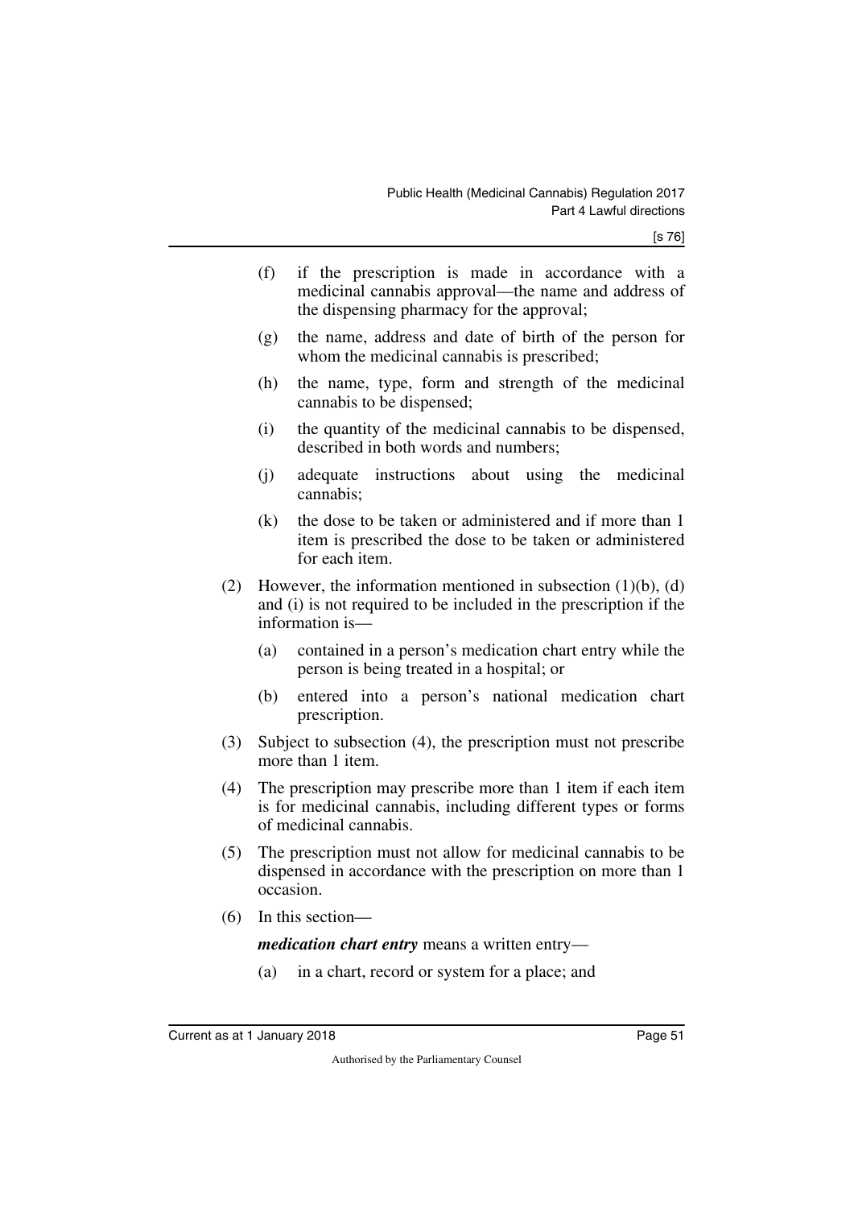(f) if the prescription is made in accordance with a medicinal cannabis approval—the name and address of the dispensing pharmacy for the approval;

(g) the name, address and date of birth of the person for whom the medicinal cannabis is prescribed;

(h) the name, type, form and strength of the medicinal cannabis to be dispensed;

(i) the quantity of the medicinal cannabis to be dispensed, described in both words and numbers;

(j) adequate instructions about using the medicinal cannabis;

(k) the dose to be taken or administered and if more than 1 item is prescribed the dose to be taken or administered for each item.

(2) However, the information mentioned in subsection (1)(b), (d) and (i) is not required to be included in the prescription if the information is—

(a) contained in a person's medication chart entry while the person is being treated in a hospital; or

(b) entered into a person's national medication chart prescription.

(3) Subject to subsection (4), the prescription must not prescribe more than 1 item.

(4) The prescription may prescribe more than 1 item if each item is for medicinal cannabis, including different types or forms of medicinal cannabis.

(5) The prescription must not allow for medicinal cannabis to be dispensed in accordance with the prescription on more than 1 occasion.

(6) In this section—

***medication chart entry*** means a written entry—

(a) in a chart, record or system for a place; and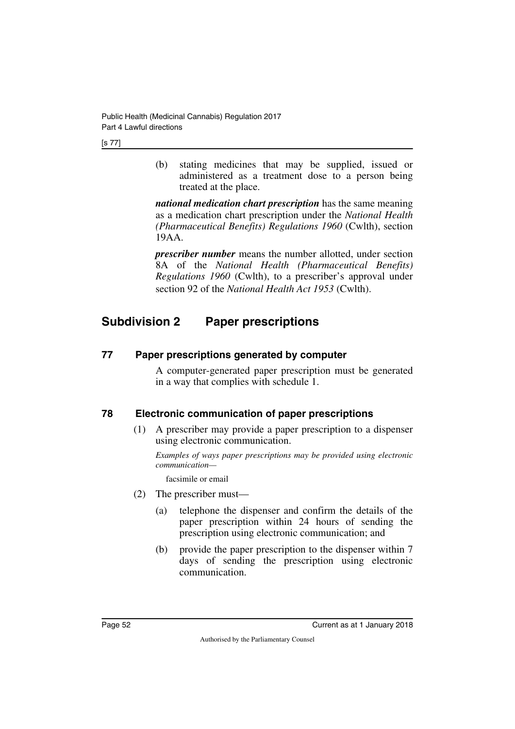(b) stating medicines that may be supplied, issued or administered as a treatment dose to a person being treated at the place.

***national medication chart prescription*** has the same meaning as a medication chart prescription under the *National Health (Pharmaceutical Benefits) Regulations 1960* (Cwlth), section 19AA.

***prescriber number*** means the number allotted, under section 8A of the *National Health (Pharmaceutical Benefits) Regulations 1960* (Cwlth), to a prescriber's approval under section 92 of the *National Health Act 1953* (Cwlth).

## Subdivision 2 Paper prescriptions

### 77 Paper prescriptions generated by computer

A computer-generated paper prescription must be generated in a way that complies with schedule 1.

### 78 Electronic communication of paper prescriptions

(1) A prescriber may provide a paper prescription to a dispenser using electronic communication.

*Examples of ways paper prescriptions may be provided using electronic communication—*

facsimile or email

(2) The prescriber must—

(a) telephone the dispenser and confirm the details of the paper prescription within 24 hours of sending the prescription using electronic communication; and

(b) provide the paper prescription to the dispenser within 7 days of sending the prescription using electronic communication.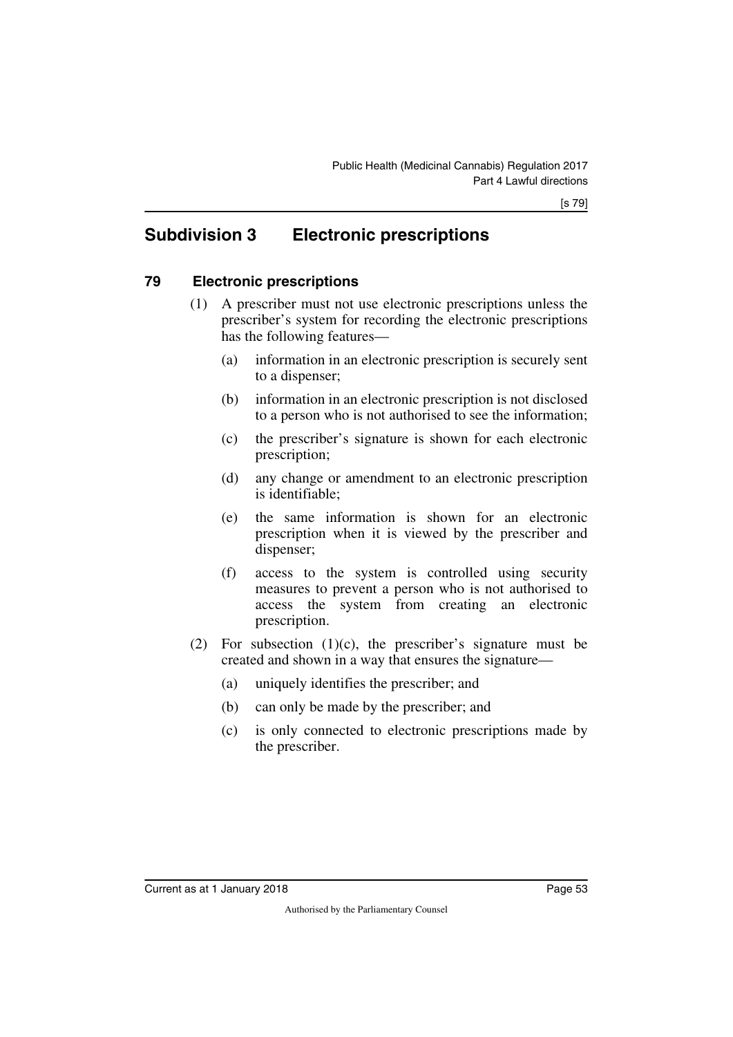## Subdivision 3 Electronic prescriptions

### 79 Electronic prescriptions

(1) A prescriber must not use electronic prescriptions unless the prescriber's system for recording the electronic prescriptions has the following features—

(a) information in an electronic prescription is securely sent to a dispenser;

(b) information in an electronic prescription is not disclosed to a person who is not authorised to see the information;

(c) the prescriber's signature is shown for each electronic prescription;

(d) any change or amendment to an electronic prescription is identifiable;

(e) the same information is shown for an electronic prescription when it is viewed by the prescriber and dispenser;

(f) access to the system is controlled using security measures to prevent a person who is not authorised to access the system from creating an electronic prescription.

(2) For subsection (1)(c), the prescriber's signature must be created and shown in a way that ensures the signature—

(a) uniquely identifies the prescriber; and

(b) can only be made by the prescriber; and

(c) is only connected to electronic prescriptions made by the prescriber.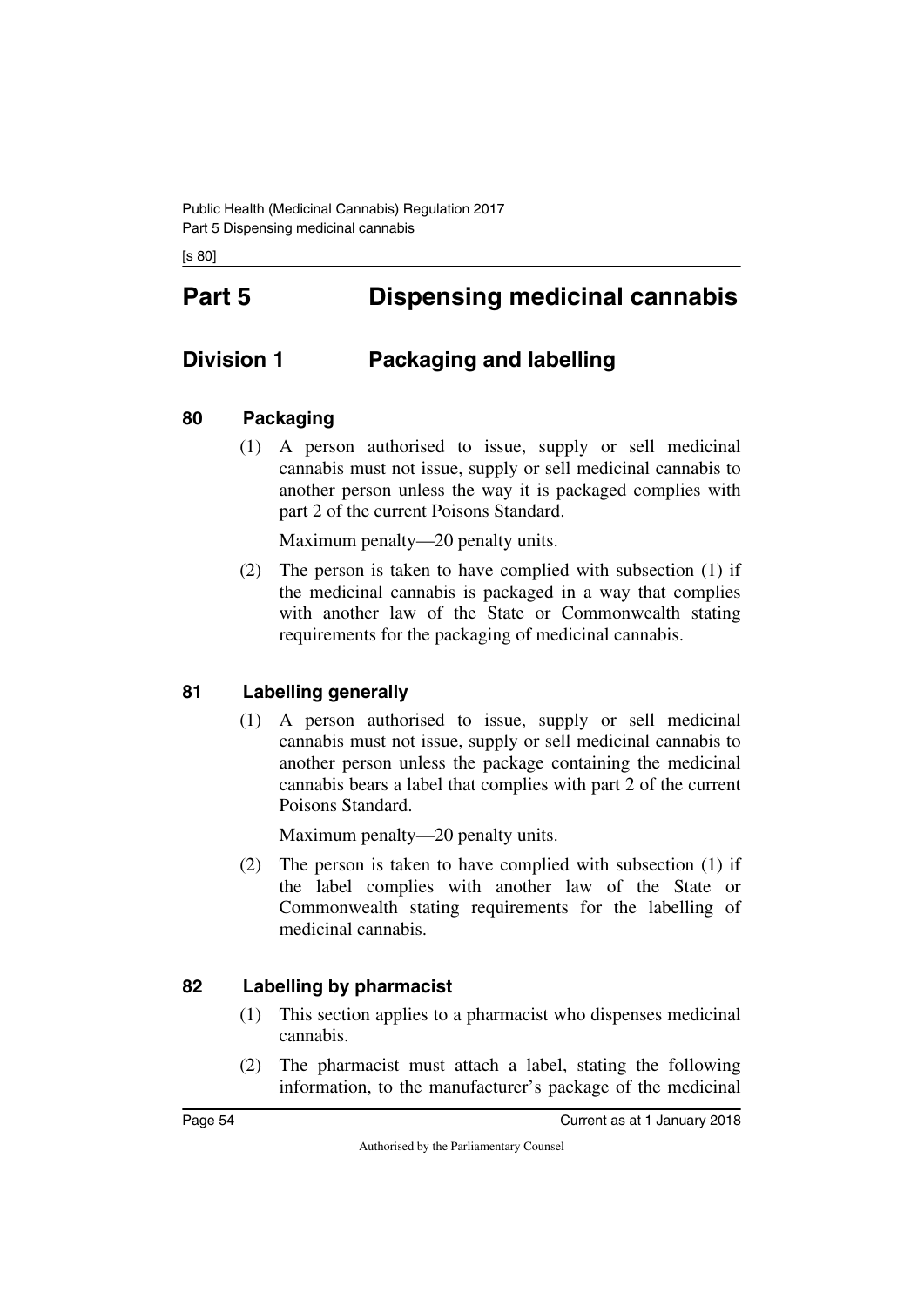# Part 5 Dispensing medicinal cannabis

## Division 1 Packaging and labelling

### 80 Packaging

(1) A person authorised to issue, supply or sell medicinal cannabis must not issue, supply or sell medicinal cannabis to another person unless the way it is packaged complies with part 2 of the current Poisons Standard.

Maximum penalty—20 penalty units.

(2) The person is taken to have complied with subsection (1) if the medicinal cannabis is packaged in a way that complies with another law of the State or Commonwealth stating requirements for the packaging of medicinal cannabis.

### 81 Labelling generally

(1) A person authorised to issue, supply or sell medicinal cannabis must not issue, supply or sell medicinal cannabis to another person unless the package containing the medicinal cannabis bears a label that complies with part 2 of the current Poisons Standard.

Maximum penalty—20 penalty units.

(2) The person is taken to have complied with subsection (1) if the label complies with another law of the State or Commonwealth stating requirements for the labelling of medicinal cannabis.

### 82 Labelling by pharmacist

(1) This section applies to a pharmacist who dispenses medicinal cannabis.

(2) The pharmacist must attach a label, stating the following information, to the manufacturer's package of the medicinal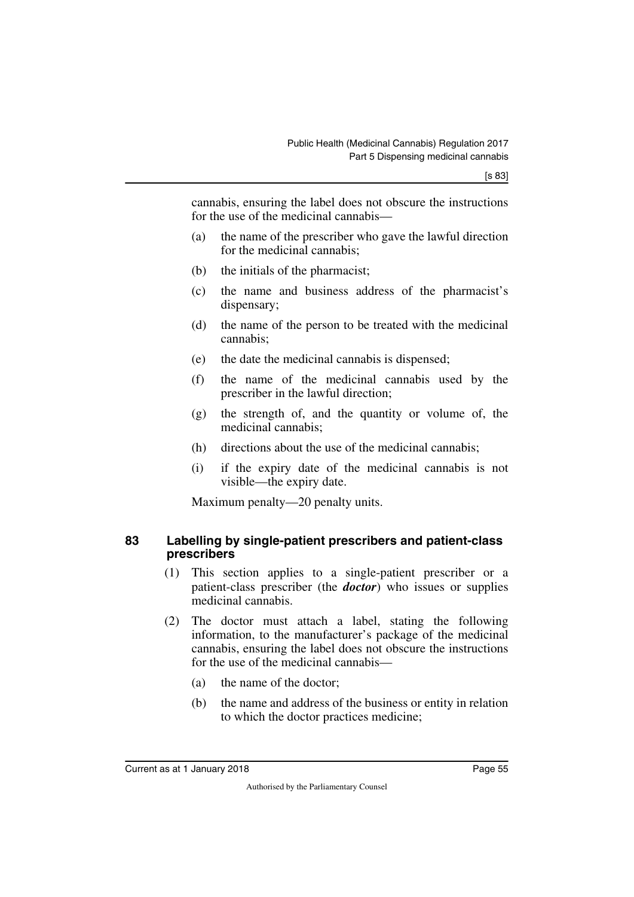cannabis, ensuring the label does not obscure the instructions for the use of the medicinal cannabis—

(a) the name of the prescriber who gave the lawful direction for the medicinal cannabis;

(b) the initials of the pharmacist;

(c) the name and business address of the pharmacist's dispensary;

(d) the name of the person to be treated with the medicinal cannabis;

(e) the date the medicinal cannabis is dispensed;

(f) the name of the medicinal cannabis used by the prescriber in the lawful direction;

(g) the strength of, and the quantity or volume of, the medicinal cannabis;

(h) directions about the use of the medicinal cannabis;

(i) if the expiry date of the medicinal cannabis is not visible—the expiry date.

Maximum penalty—20 penalty units.

### 83 Labelling by single-patient prescribers and patient-class prescribers

(1) This section applies to a single-patient prescriber or a patient-class prescriber (the ***doctor***) who issues or supplies medicinal cannabis.

(2) The doctor must attach a label, stating the following information, to the manufacturer's package of the medicinal cannabis, ensuring the label does not obscure the instructions for the use of the medicinal cannabis—

(a) the name of the doctor;

(b) the name and address of the business or entity in relation to which the doctor practices medicine;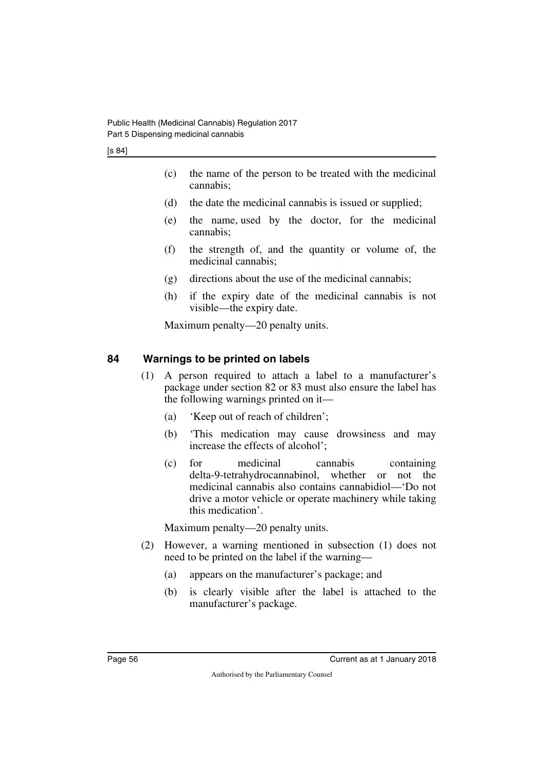(c) the name of the person to be treated with the medicinal cannabis;

(d) the date the medicinal cannabis is issued or supplied;

(e) the name, used by the doctor, for the medicinal cannabis;

(f) the strength of, and the quantity or volume of, the medicinal cannabis;

(g) directions about the use of the medicinal cannabis;

(h) if the expiry date of the medicinal cannabis is not visible—the expiry date.

Maximum penalty—20 penalty units.

### 84 Warnings to be printed on labels

(1) A person required to attach a label to a manufacturer's package under section 82 or 83 must also ensure the label has the following warnings printed on it—

(a) 'Keep out of reach of children';

(b) 'This medication may cause drowsiness and may increase the effects of alcohol';

(c) for medicinal cannabis containing delta-9-tetrahydrocannabinol, whether or not the medicinal cannabis also contains cannabidiol—'Do not drive a motor vehicle or operate machinery while taking this medication'.

Maximum penalty—20 penalty units.

(2) However, a warning mentioned in subsection (1) does not need to be printed on the label if the warning—

(a) appears on the manufacturer's package; and

(b) is clearly visible after the label is attached to the manufacturer's package.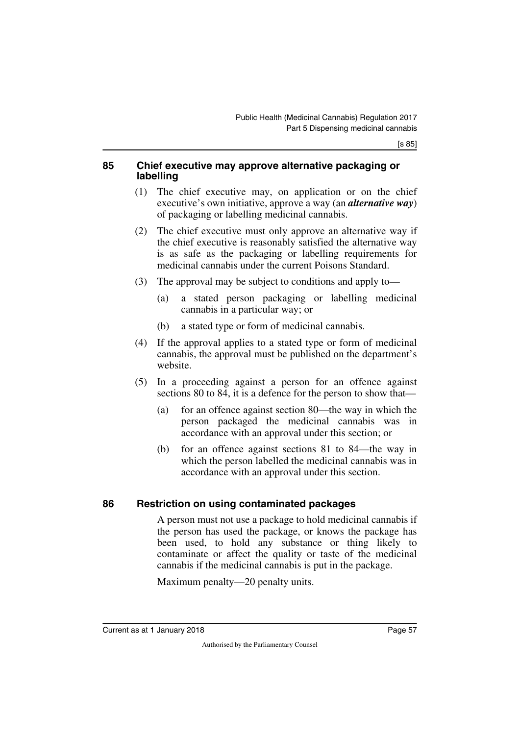## 85 Chief executive may approve alternative packaging or labelling

(1) The chief executive may, on application or on the chief executive's own initiative, approve a way (an ***alternative way***) of packaging or labelling medicinal cannabis.

(2) The chief executive must only approve an alternative way if the chief executive is reasonably satisfied the alternative way is as safe as the packaging or labelling requirements for medicinal cannabis under the current Poisons Standard.

(3) The approval may be subject to conditions and apply to—

- (a) a stated person packaging or labelling medicinal cannabis in a particular way; or
- (b) a stated type or form of medicinal cannabis.

(4) If the approval applies to a stated type or form of medicinal cannabis, the approval must be published on the department's website.

(5) In a proceeding against a person for an offence against sections 80 to 84, it is a defence for the person to show that—

- (a) for an offence against section 80—the way in which the person packaged the medicinal cannabis was in accordance with an approval under this section; or
- (b) for an offence against sections 81 to 84—the way in which the person labelled the medicinal cannabis was in accordance with an approval under this section.

## 86 Restriction on using contaminated packages

A person must not use a package to hold medicinal cannabis if the person has used the package, or knows the package has been used, to hold any substance or thing likely to contaminate or affect the quality or taste of the medicinal cannabis if the medicinal cannabis is put in the package.

Maximum penalty—20 penalty units.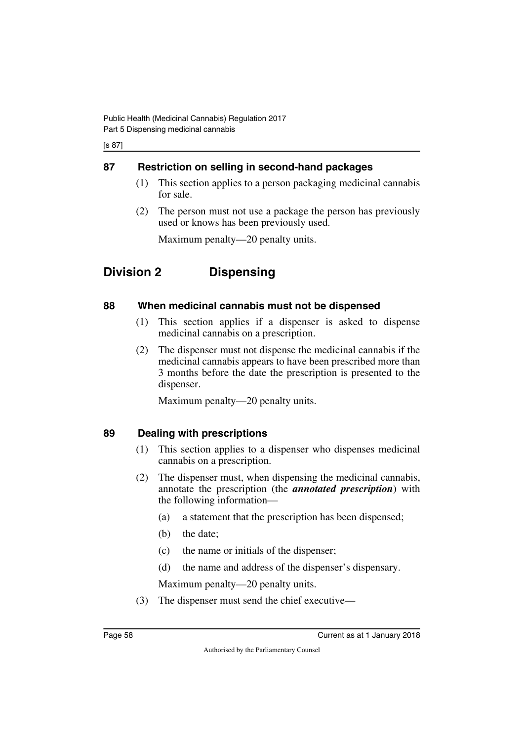## 87 Restriction on selling in second-hand packages

(1) This section applies to a person packaging medicinal cannabis for sale.

(2) The person must not use a package the person has previously used or knows has been previously used.

Maximum penalty—20 penalty units.

# Division 2 Dispensing

## 88 When medicinal cannabis must not be dispensed

(1) This section applies if a dispenser is asked to dispense medicinal cannabis on a prescription.

(2) The dispenser must not dispense the medicinal cannabis if the medicinal cannabis appears to have been prescribed more than 3 months before the date the prescription is presented to the dispenser.

Maximum penalty—20 penalty units.

## 89 Dealing with prescriptions

(1) This section applies to a dispenser who dispenses medicinal cannabis on a prescription.

(2) The dispenser must, when dispensing the medicinal cannabis, annotate the prescription (the ***annotated prescription***) with the following information—

(a) a statement that the prescription has been dispensed;

(b) the date;

(c) the name or initials of the dispenser;

(d) the name and address of the dispenser's dispensary.

Maximum penalty—20 penalty units.

(3) The dispenser must send the chief executive—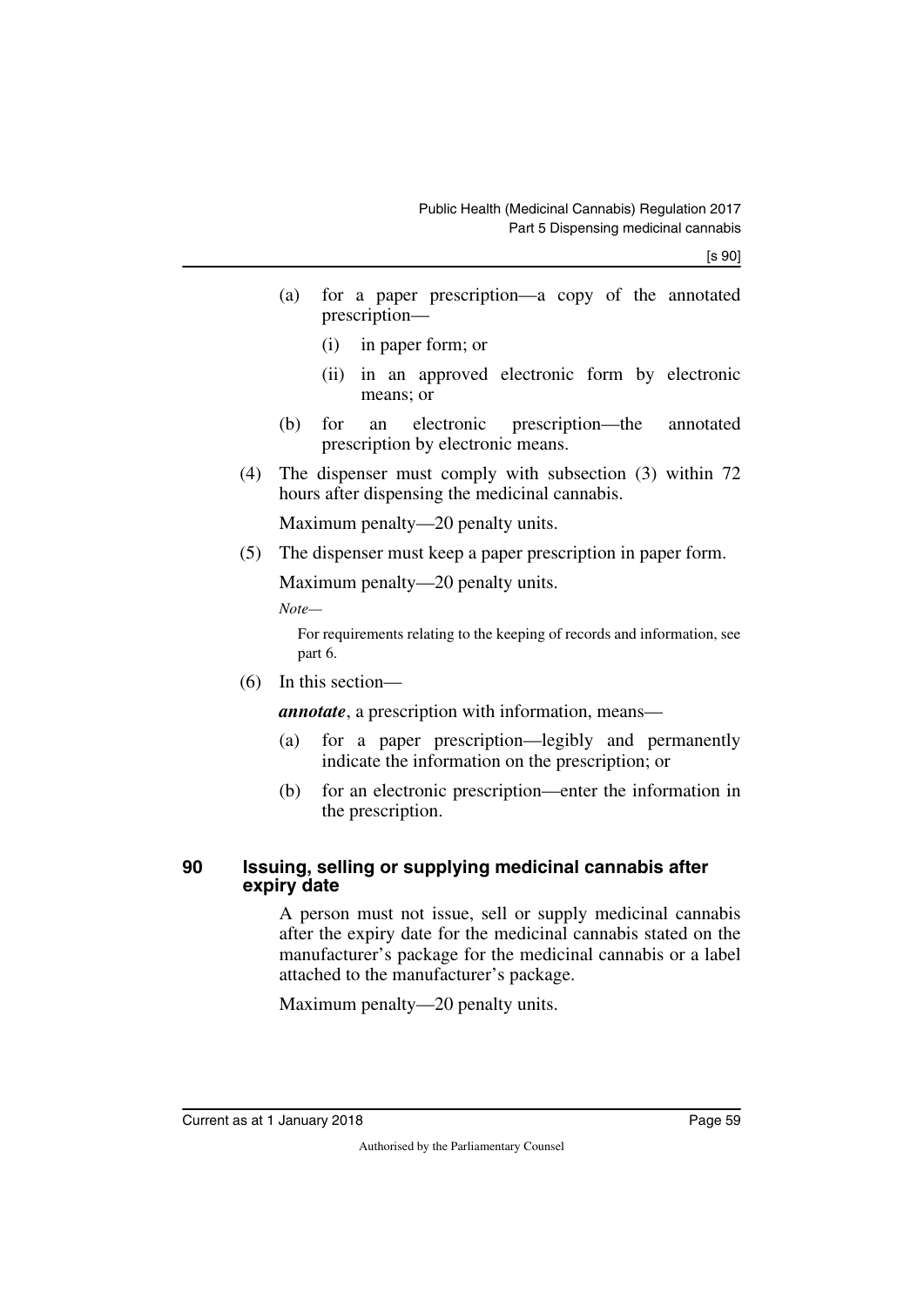(a) for a paper prescription—a copy of the annotated prescription—

  (i) in paper form; or

  (ii) in an approved electronic form by electronic means; or

(b) for an electronic prescription—the annotated prescription by electronic means.

(4) The dispenser must comply with subsection (3) within 72 hours after dispensing the medicinal cannabis.

Maximum penalty—20 penalty units.

(5) The dispenser must keep a paper prescription in paper form.

Maximum penalty—20 penalty units.

*Note—*

For requirements relating to the keeping of records and information, see part 6.

(6) In this section—

***annotate***, a prescription with information, means—

(a) for a paper prescription—legibly and permanently indicate the information on the prescription; or

(b) for an electronic prescription—enter the information in the prescription.

## 90 Issuing, selling or supplying medicinal cannabis after expiry date

A person must not issue, sell or supply medicinal cannabis after the expiry date for the medicinal cannabis stated on the manufacturer's package for the medicinal cannabis or a label attached to the manufacturer's package.

Maximum penalty—20 penalty units.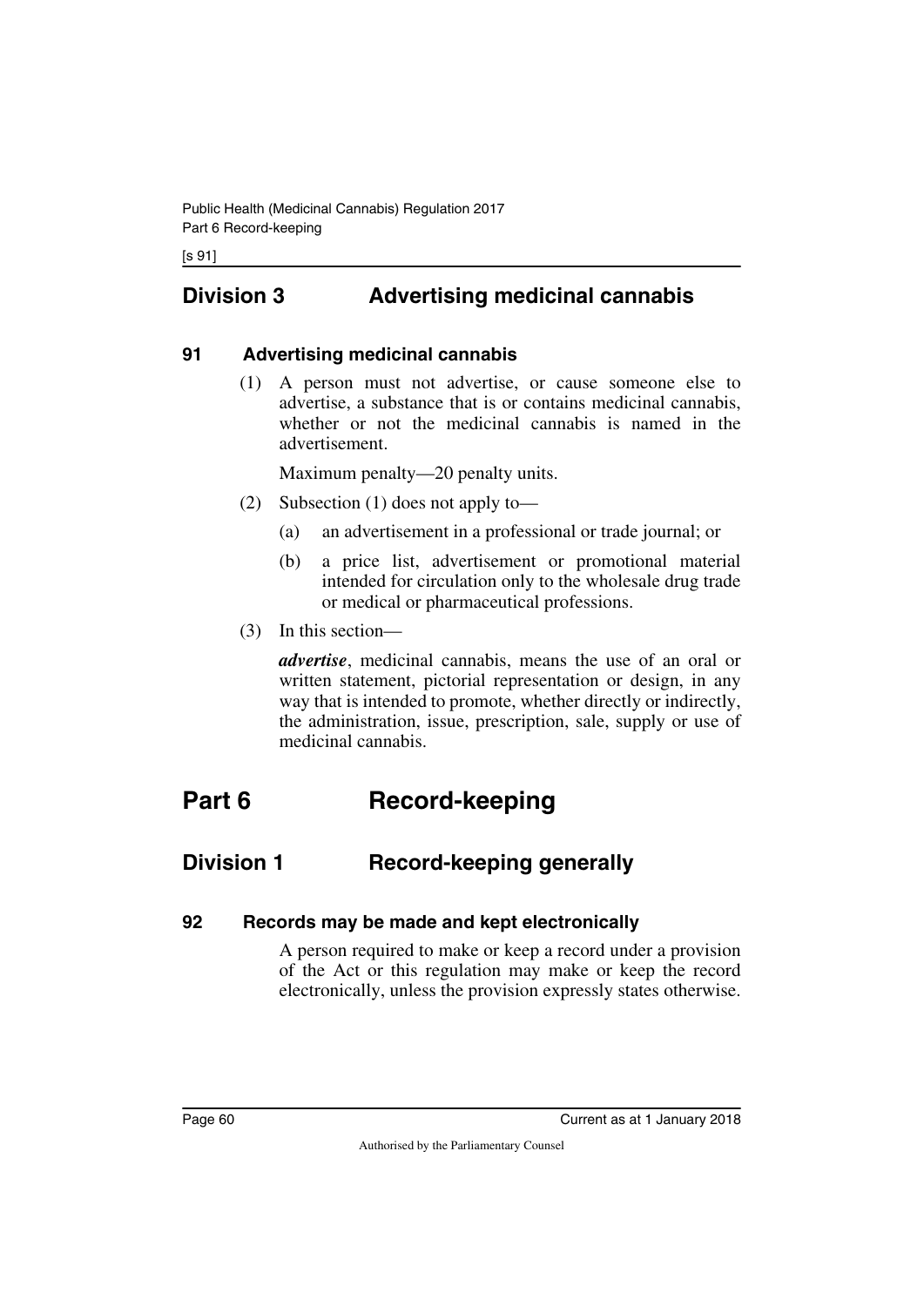## Division 3 Advertising medicinal cannabis

### 91 Advertising medicinal cannabis

(1) A person must not advertise, or cause someone else to advertise, a substance that is or contains medicinal cannabis, whether or not the medicinal cannabis is named in the advertisement.

Maximum penalty—20 penalty units.

(2) Subsection (1) does not apply to—

(a) an advertisement in a professional or trade journal; or

(b) a price list, advertisement or promotional material intended for circulation only to the wholesale drug trade or medical or pharmaceutical professions.

(3) In this section—

***advertise***, medicinal cannabis, means the use of an oral or written statement, pictorial representation or design, in any way that is intended to promote, whether directly or indirectly, the administration, issue, prescription, sale, supply or use of medicinal cannabis.

# Part 6 Record-keeping

## Division 1 Record-keeping generally

### 92 Records may be made and kept electronically

A person required to make or keep a record under a provision of the Act or this regulation may make or keep the record electronically, unless the provision expressly states otherwise.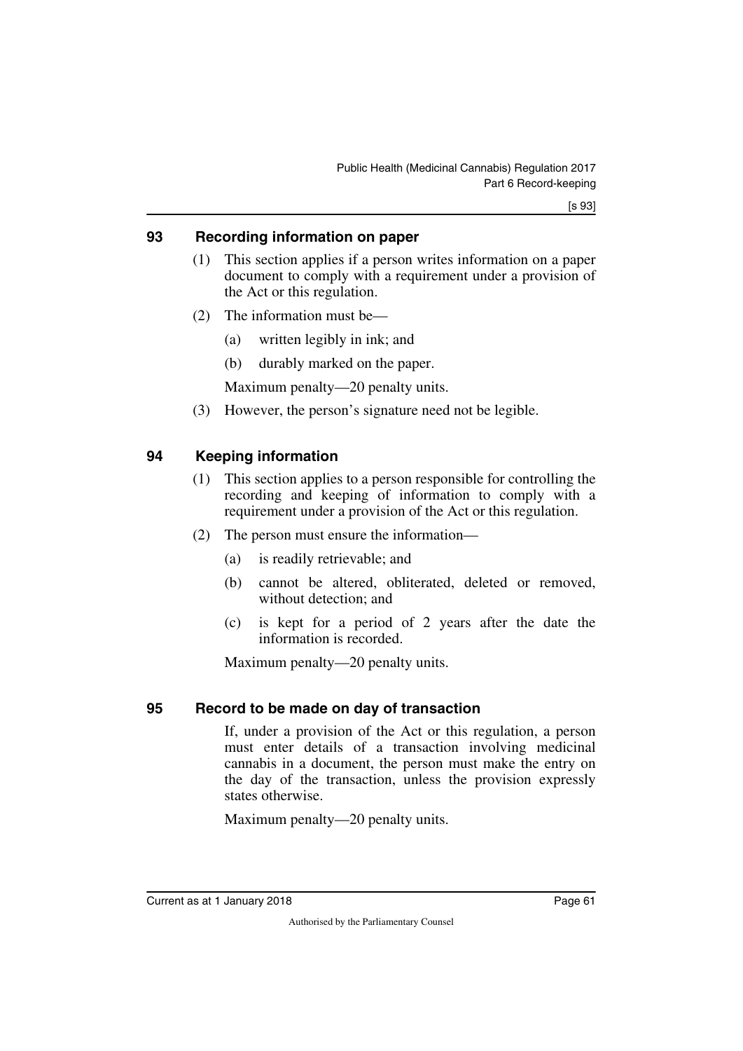### 93 Recording information on paper

(1) This section applies if a person writes information on a paper document to comply with a requirement under a provision of the Act or this regulation.

(2) The information must be—

(a) written legibly in ink; and

(b) durably marked on the paper.

Maximum penalty—20 penalty units.

(3) However, the person's signature need not be legible.

### 94 Keeping information

(1) This section applies to a person responsible for controlling the recording and keeping of information to comply with a requirement under a provision of the Act or this regulation.

(2) The person must ensure the information—

(a) is readily retrievable; and

(b) cannot be altered, obliterated, deleted or removed, without detection; and

(c) is kept for a period of 2 years after the date the information is recorded.

Maximum penalty—20 penalty units.

### 95 Record to be made on day of transaction

If, under a provision of the Act or this regulation, a person must enter details of a transaction involving medicinal cannabis in a document, the person must make the entry on the day of the transaction, unless the provision expressly states otherwise.

Maximum penalty—20 penalty units.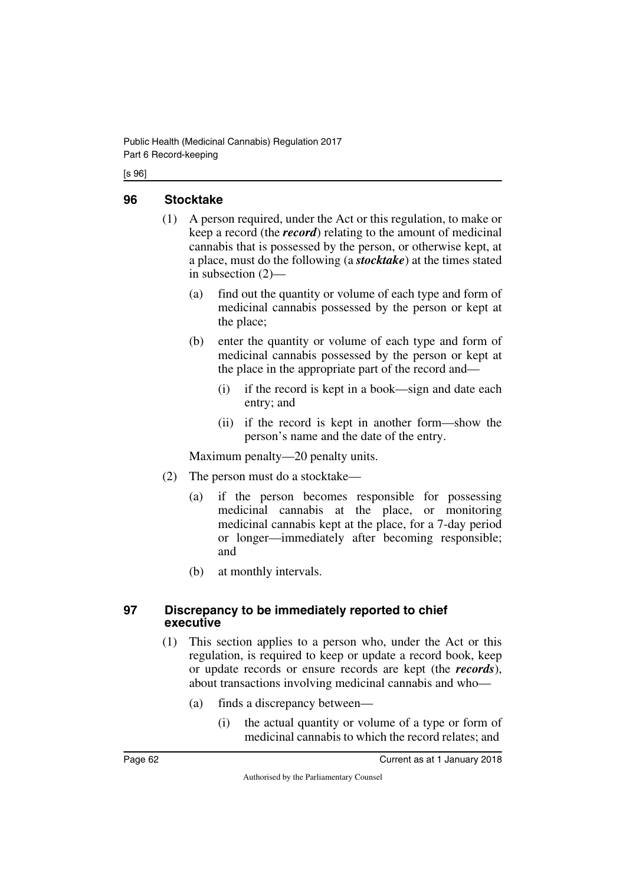## 96 Stocktake

(1) A person required, under the Act or this regulation, to make or keep a record (the ***record***) relating to the amount of medicinal cannabis that is possessed by the person, or otherwise kept, at a place, must do the following (a ***stocktake***) at the times stated in subsection (2)—

(a) find out the quantity or volume of each type and form of medicinal cannabis possessed by the person or kept at the place;

(b) enter the quantity or volume of each type and form of medicinal cannabis possessed by the person or kept at the place in the appropriate part of the record and—

(i) if the record is kept in a book—sign and date each entry; and

(ii) if the record is kept in another form—show the person's name and the date of the entry.

Maximum penalty—20 penalty units.

(2) The person must do a stocktake—

(a) if the person becomes responsible for possessing medicinal cannabis at the place, or monitoring medicinal cannabis kept at the place, for a 7-day period or longer—immediately after becoming responsible; and

(b) at monthly intervals.

## 97 Discrepancy to be immediately reported to chief executive

(1) This section applies to a person who, under the Act or this regulation, is required to keep or update a record book, keep or update records or ensure records are kept (the ***records***), about transactions involving medicinal cannabis and who—

(a) finds a discrepancy between—

(i) the actual quantity or volume of a type or form of medicinal cannabis to which the record relates; and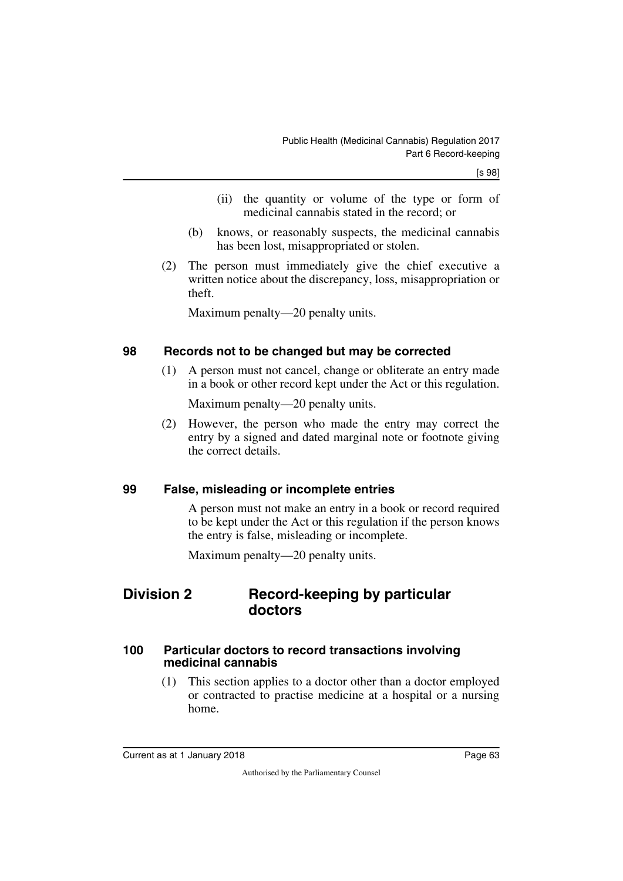(ii) the quantity or volume of the type or form of medicinal cannabis stated in the record; or

(b) knows, or reasonably suspects, the medicinal cannabis has been lost, misappropriated or stolen.

(2) The person must immediately give the chief executive a written notice about the discrepancy, loss, misappropriation or theft.

Maximum penalty—20 penalty units.

### 98 Records not to be changed but may be corrected

(1) A person must not cancel, change or obliterate an entry made in a book or other record kept under the Act or this regulation.

Maximum penalty—20 penalty units.

(2) However, the person who made the entry may correct the entry by a signed and dated marginal note or footnote giving the correct details.

### 99 False, misleading or incomplete entries

A person must not make an entry in a book or record required to be kept under the Act or this regulation if the person knows the entry is false, misleading or incomplete.

Maximum penalty—20 penalty units.

## Division 2 Record-keeping by particular doctors

### 100 Particular doctors to record transactions involving medicinal cannabis

(1) This section applies to a doctor other than a doctor employed or contracted to practise medicine at a hospital or a nursing home.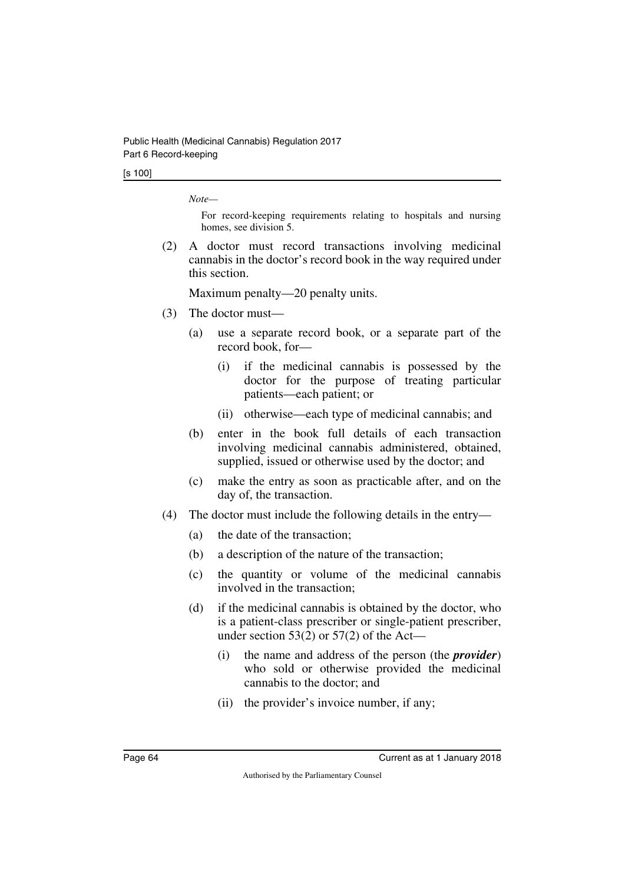*Note—*

For record-keeping requirements relating to hospitals and nursing homes, see division 5.

(2) A doctor must record transactions involving medicinal cannabis in the doctor's record book in the way required under this section.

Maximum penalty—20 penalty units.

(3) The doctor must—

(a) use a separate record book, or a separate part of the record book, for—

(i) if the medicinal cannabis is possessed by the doctor for the purpose of treating particular patients—each patient; or

(ii) otherwise—each type of medicinal cannabis; and

(b) enter in the book full details of each transaction involving medicinal cannabis administered, obtained, supplied, issued or otherwise used by the doctor; and

(c) make the entry as soon as practicable after, and on the day of, the transaction.

(4) The doctor must include the following details in the entry—

(a) the date of the transaction;

(b) a description of the nature of the transaction;

(c) the quantity or volume of the medicinal cannabis involved in the transaction;

(d) if the medicinal cannabis is obtained by the doctor, who is a patient-class prescriber or single-patient prescriber, under section 53(2) or 57(2) of the Act—

(i) the name and address of the person (the ***provider***) who sold or otherwise provided the medicinal cannabis to the doctor; and

(ii) the provider's invoice number, if any;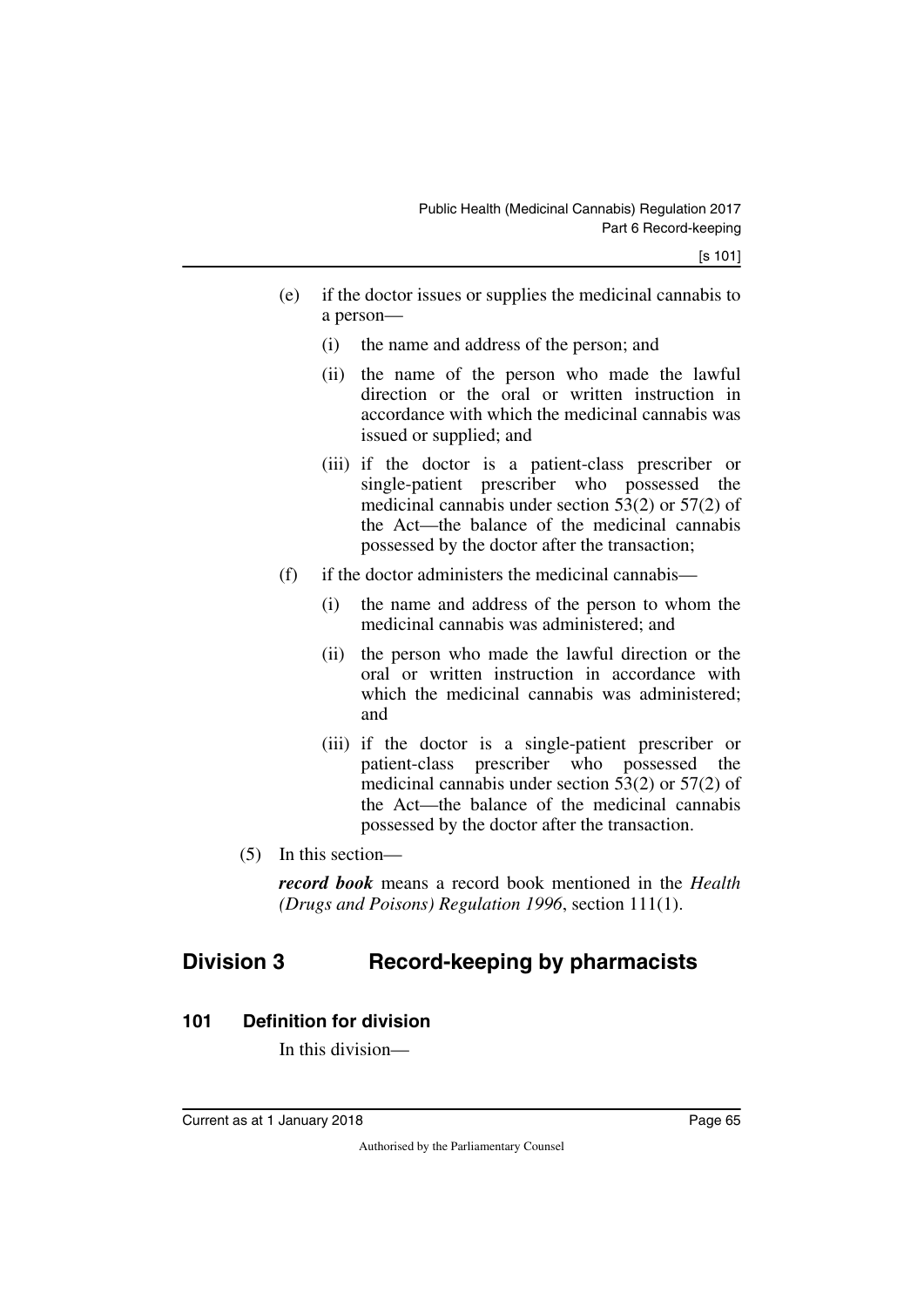(e) if the doctor issues or supplies the medicinal cannabis to a person—

(i) the name and address of the person; and

(ii) the name of the person who made the lawful direction or the oral or written instruction in accordance with which the medicinal cannabis was issued or supplied; and

(iii) if the doctor is a patient-class prescriber or single-patient prescriber who possessed the medicinal cannabis under section 53(2) or 57(2) of the Act—the balance of the medicinal cannabis possessed by the doctor after the transaction;

(f) if the doctor administers the medicinal cannabis—

(i) the name and address of the person to whom the medicinal cannabis was administered; and

(ii) the person who made the lawful direction or the oral or written instruction in accordance with which the medicinal cannabis was administered; and

(iii) if the doctor is a single-patient prescriber or patient-class prescriber who possessed the medicinal cannabis under section 53(2) or 57(2) of the Act—the balance of the medicinal cannabis possessed by the doctor after the transaction.

(5) In this section—

***record book*** means a record book mentioned in the *Health (Drugs and Poisons) Regulation 1996*, section 111(1).

## Division 3 Record-keeping by pharmacists

### 101 Definition for division

In this division—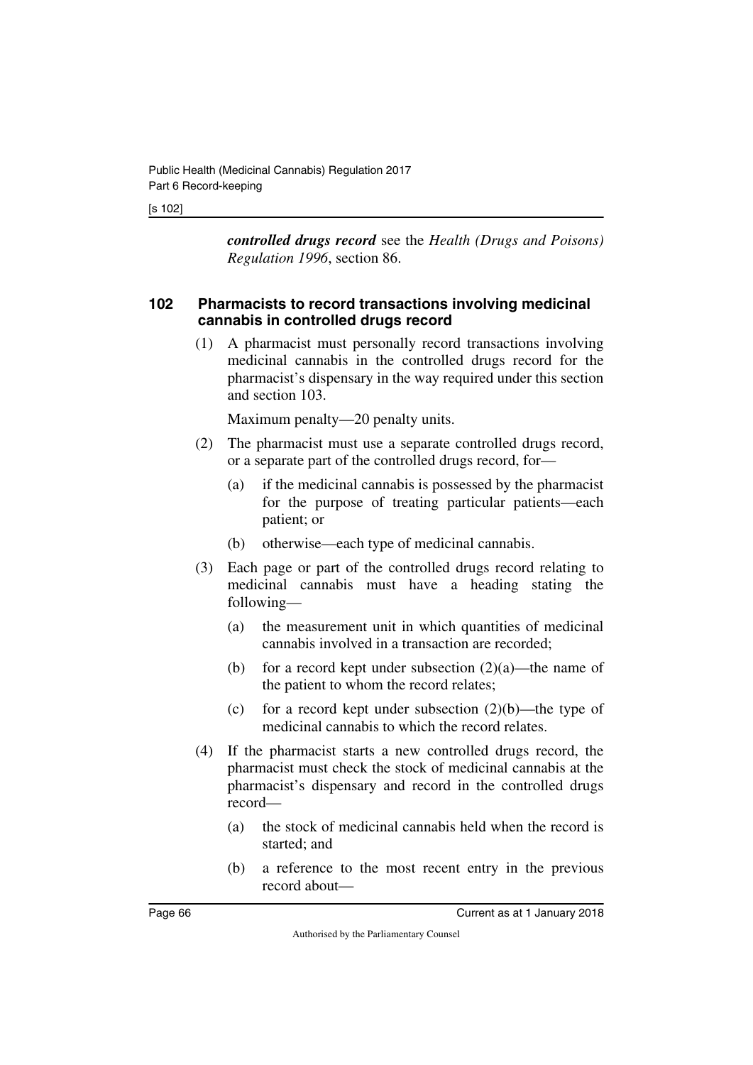***controlled drugs record*** see the *Health (Drugs and Poisons) Regulation 1996*, section 86.

### 102 Pharmacists to record transactions involving medicinal cannabis in controlled drugs record

(1) A pharmacist must personally record transactions involving medicinal cannabis in the controlled drugs record for the pharmacist's dispensary in the way required under this section and section 103.

Maximum penalty—20 penalty units.

(2) The pharmacist must use a separate controlled drugs record, or a separate part of the controlled drugs record, for—

- (a) if the medicinal cannabis is possessed by the pharmacist for the purpose of treating particular patients—each patient; or
- (b) otherwise—each type of medicinal cannabis.

(3) Each page or part of the controlled drugs record relating to medicinal cannabis must have a heading stating the following—

- (a) the measurement unit in which quantities of medicinal cannabis involved in a transaction are recorded;
- (b) for a record kept under subsection (2)(a)—the name of the patient to whom the record relates;
- (c) for a record kept under subsection (2)(b)—the type of medicinal cannabis to which the record relates.

(4) If the pharmacist starts a new controlled drugs record, the pharmacist must check the stock of medicinal cannabis at the pharmacist's dispensary and record in the controlled drugs record—

- (a) the stock of medicinal cannabis held when the record is started; and
- (b) a reference to the most recent entry in the previous record about—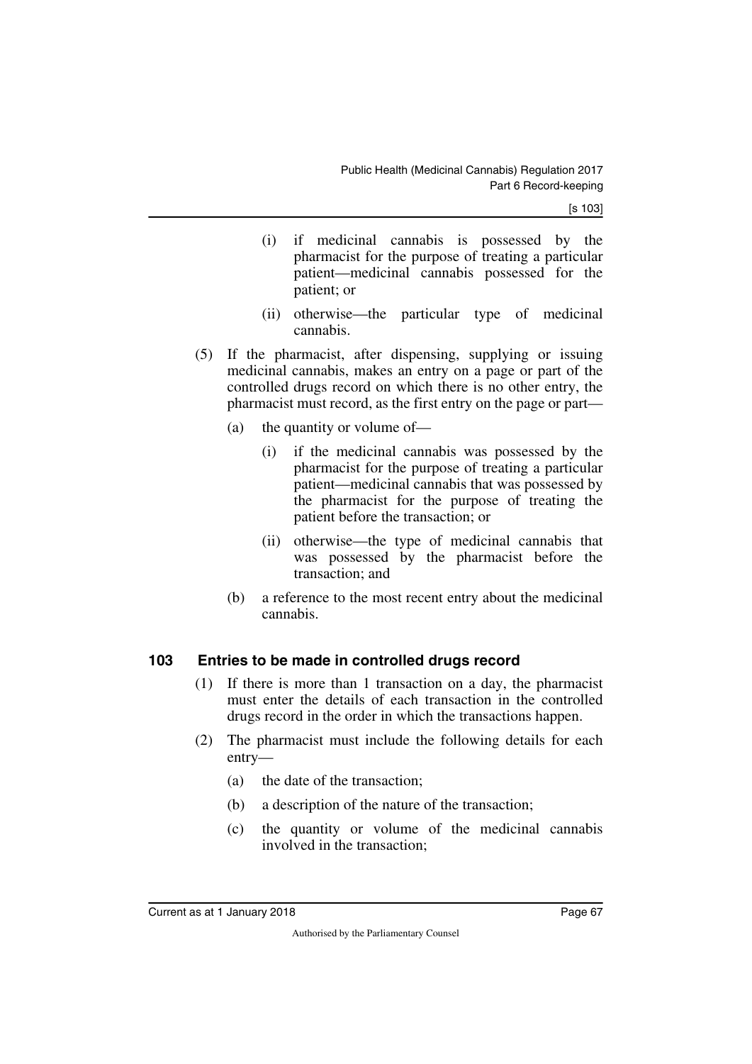(i) if medicinal cannabis is possessed by the pharmacist for the purpose of treating a particular patient—medicinal cannabis possessed for the patient; or

(ii) otherwise—the particular type of medicinal cannabis.

(5) If the pharmacist, after dispensing, supplying or issuing medicinal cannabis, makes an entry on a page or part of the controlled drugs record on which there is no other entry, the pharmacist must record, as the first entry on the page or part—

(a) the quantity or volume of—

(i) if the medicinal cannabis was possessed by the pharmacist for the purpose of treating a particular patient—medicinal cannabis that was possessed by the pharmacist for the purpose of treating the patient before the transaction; or

(ii) otherwise—the type of medicinal cannabis that was possessed by the pharmacist before the transaction; and

(b) a reference to the most recent entry about the medicinal cannabis.

## 103 Entries to be made in controlled drugs record

(1) If there is more than 1 transaction on a day, the pharmacist must enter the details of each transaction in the controlled drugs record in the order in which the transactions happen.

(2) The pharmacist must include the following details for each entry—

(a) the date of the transaction;

(b) a description of the nature of the transaction;

(c) the quantity or volume of the medicinal cannabis involved in the transaction;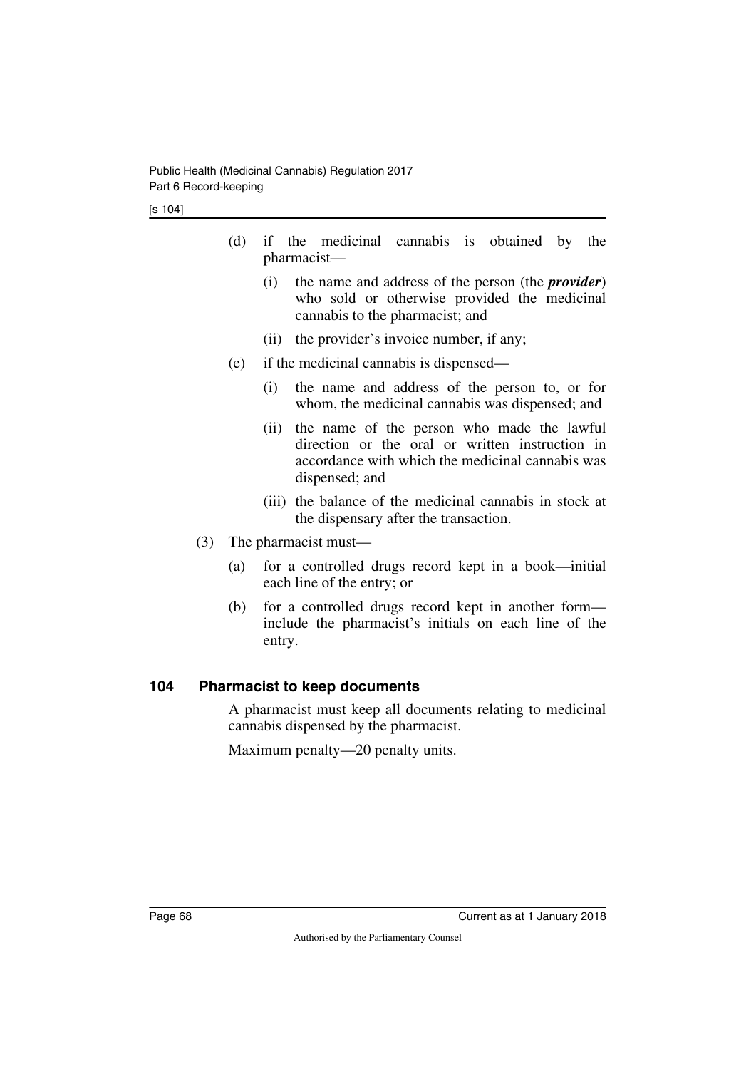(d) if the medicinal cannabis is obtained by the pharmacist—

(i) the name and address of the person (the ***provider***) who sold or otherwise provided the medicinal cannabis to the pharmacist; and

(ii) the provider's invoice number, if any;

(e) if the medicinal cannabis is dispensed—

(i) the name and address of the person to, or for whom, the medicinal cannabis was dispensed; and

(ii) the name of the person who made the lawful direction or the oral or written instruction in accordance with which the medicinal cannabis was dispensed; and

(iii) the balance of the medicinal cannabis in stock at the dispensary after the transaction.

(3) The pharmacist must—

(a) for a controlled drugs record kept in a book—initial each line of the entry; or

(b) for a controlled drugs record kept in another form—include the pharmacist's initials on each line of the entry.

### 104 Pharmacist to keep documents

A pharmacist must keep all documents relating to medicinal cannabis dispensed by the pharmacist.

Maximum penalty—20 penalty units.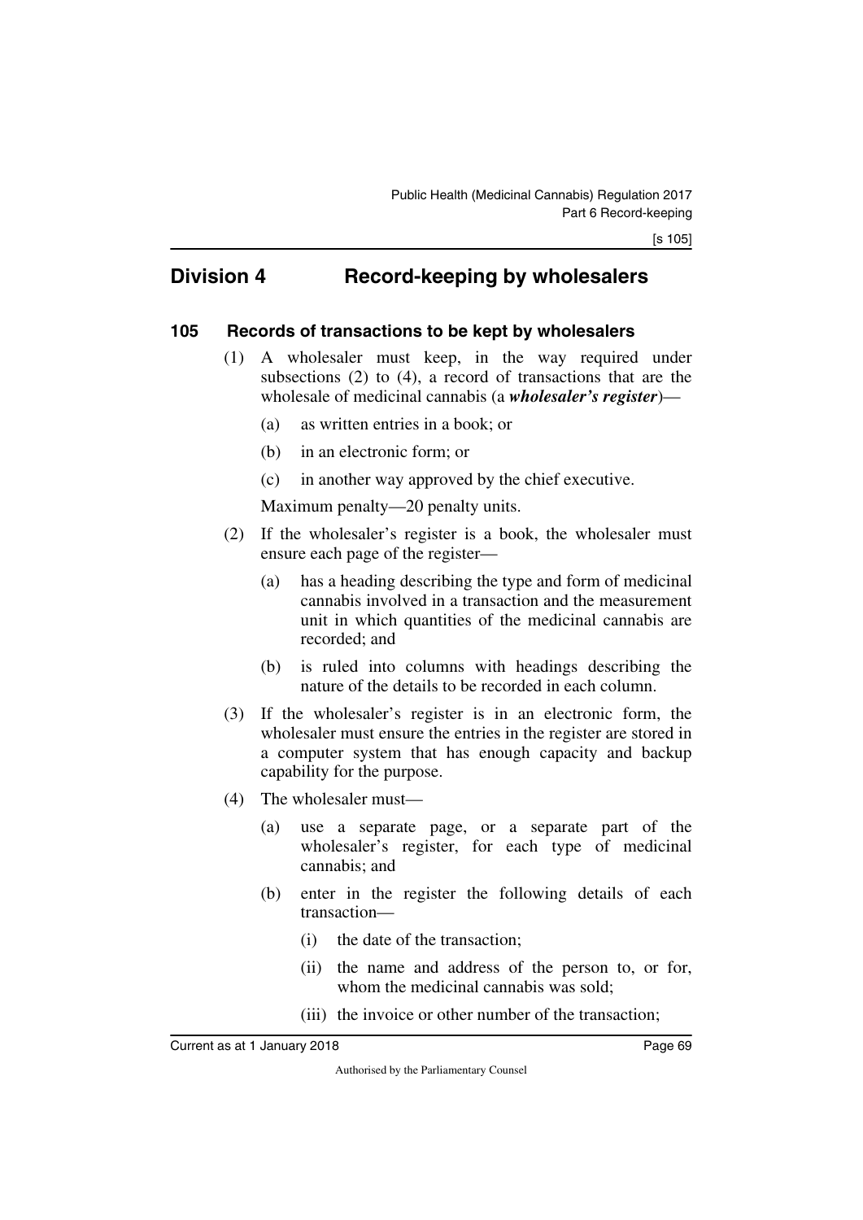## Division 4 Record-keeping by wholesalers

### 105 Records of transactions to be kept by wholesalers

(1) A wholesaler must keep, in the way required under subsections (2) to (4), a record of transactions that are the wholesale of medicinal cannabis (a ***wholesaler's register***)—

(a) as written entries in a book; or

(b) in an electronic form; or

(c) in another way approved by the chief executive.

Maximum penalty—20 penalty units.

(2) If the wholesaler's register is a book, the wholesaler must ensure each page of the register—

(a) has a heading describing the type and form of medicinal cannabis involved in a transaction and the measurement unit in which quantities of the medicinal cannabis are recorded; and

(b) is ruled into columns with headings describing the nature of the details to be recorded in each column.

(3) If the wholesaler's register is in an electronic form, the wholesaler must ensure the entries in the register are stored in a computer system that has enough capacity and backup capability for the purpose.

(4) The wholesaler must—

(a) use a separate page, or a separate part of the wholesaler's register, for each type of medicinal cannabis; and

(b) enter in the register the following details of each transaction—

(i) the date of the transaction;

(ii) the name and address of the person to, or for, whom the medicinal cannabis was sold;

(iii) the invoice or other number of the transaction;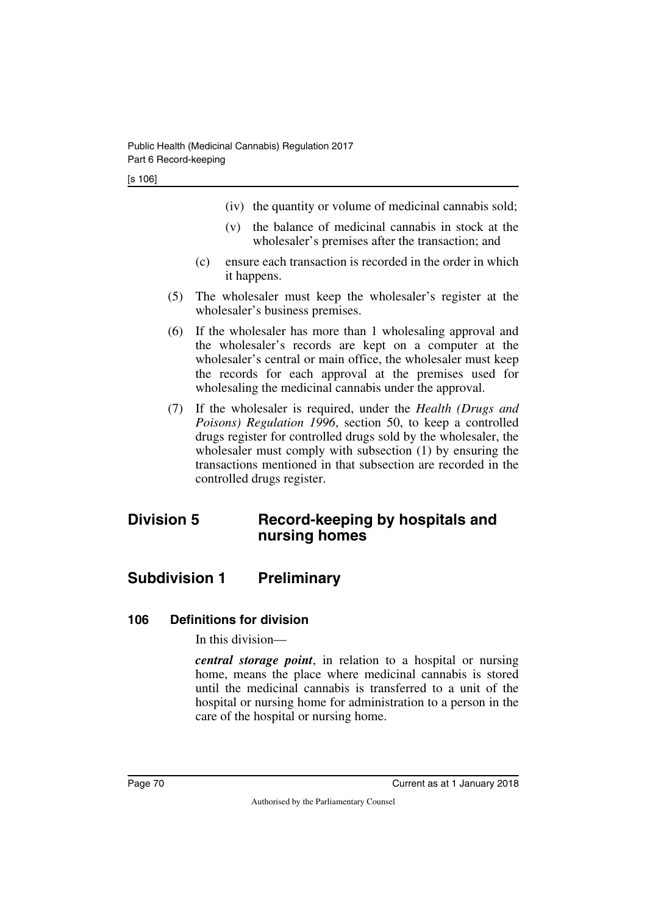(iv) the quantity or volume of medicinal cannabis sold;

(v) the balance of medicinal cannabis in stock at the wholesaler's premises after the transaction; and

(c) ensure each transaction is recorded in the order in which it happens.

(5) The wholesaler must keep the wholesaler's register at the wholesaler's business premises.

(6) If the wholesaler has more than 1 wholesaling approval and the wholesaler's records are kept on a computer at the wholesaler's central or main office, the wholesaler must keep the records for each approval at the premises used for wholesaling the medicinal cannabis under the approval.

(7) If the wholesaler is required, under the *Health (Drugs and Poisons) Regulation 1996*, section 50, to keep a controlled drugs register for controlled drugs sold by the wholesaler, the wholesaler must comply with subsection (1) by ensuring the transactions mentioned in that subsection are recorded in the controlled drugs register.

## Division 5 Record-keeping by hospitals and nursing homes

## Subdivision 1 Preliminary

### 106 Definitions for division

In this division—

***central storage point***, in relation to a hospital or nursing home, means the place where medicinal cannabis is stored until the medicinal cannabis is transferred to a unit of the hospital or nursing home for administration to a person in the care of the hospital or nursing home.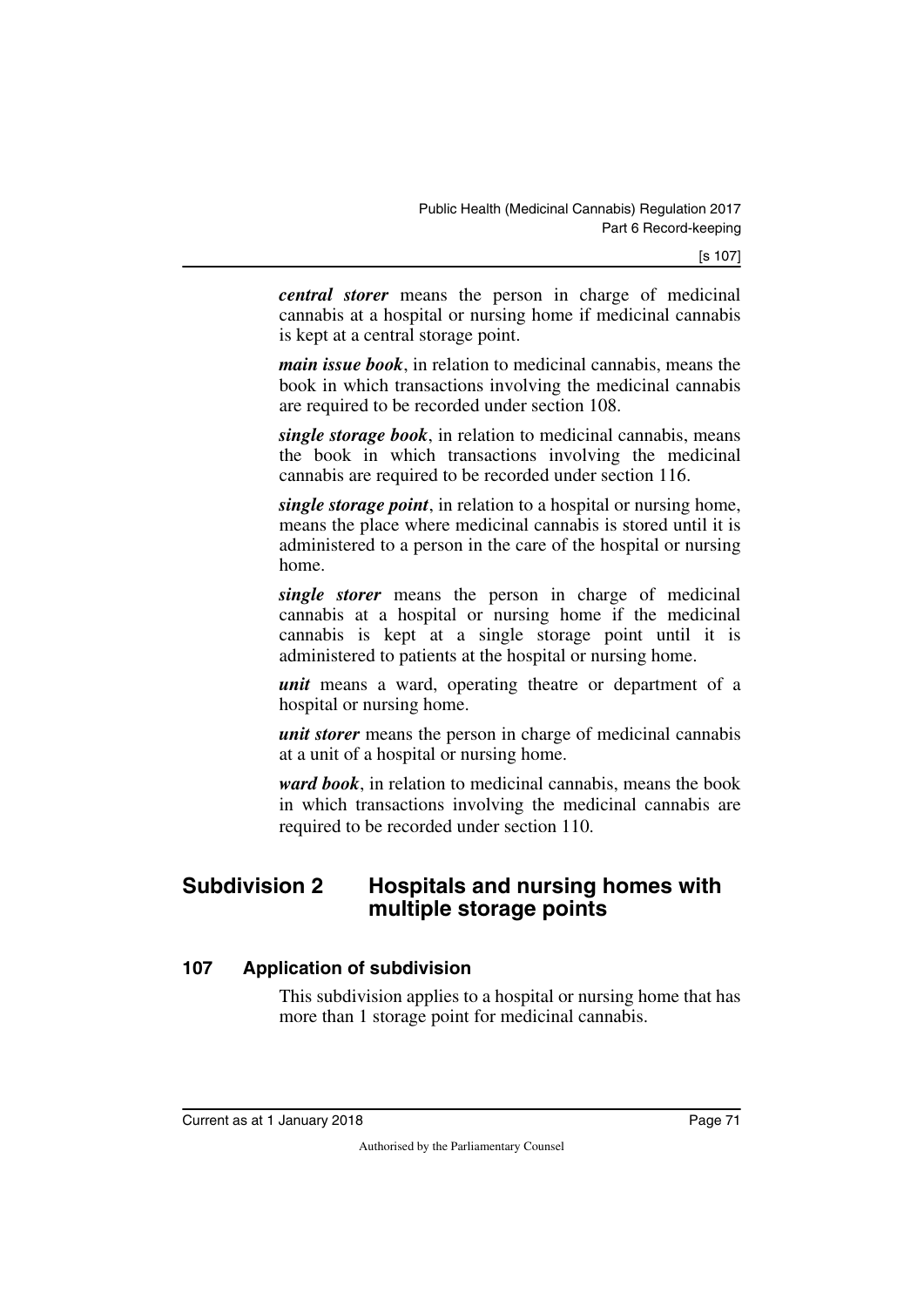***central storer*** means the person in charge of medicinal cannabis at a hospital or nursing home if medicinal cannabis is kept at a central storage point.

***main issue book***, in relation to medicinal cannabis, means the book in which transactions involving the medicinal cannabis are required to be recorded under section 108.

***single storage book***, in relation to medicinal cannabis, means the book in which transactions involving the medicinal cannabis are required to be recorded under section 116.

***single storage point***, in relation to a hospital or nursing home, means the place where medicinal cannabis is stored until it is administered to a person in the care of the hospital or nursing home.

***single storer*** means the person in charge of medicinal cannabis at a hospital or nursing home if the medicinal cannabis is kept at a single storage point until it is administered to patients at the hospital or nursing home.

***unit*** means a ward, operating theatre or department of a hospital or nursing home.

***unit storer*** means the person in charge of medicinal cannabis at a unit of a hospital or nursing home.

***ward book***, in relation to medicinal cannabis, means the book in which transactions involving the medicinal cannabis are required to be recorded under section 110.

## Subdivision 2 Hospitals and nursing homes with multiple storage points

### 107 Application of subdivision

This subdivision applies to a hospital or nursing home that has more than 1 storage point for medicinal cannabis.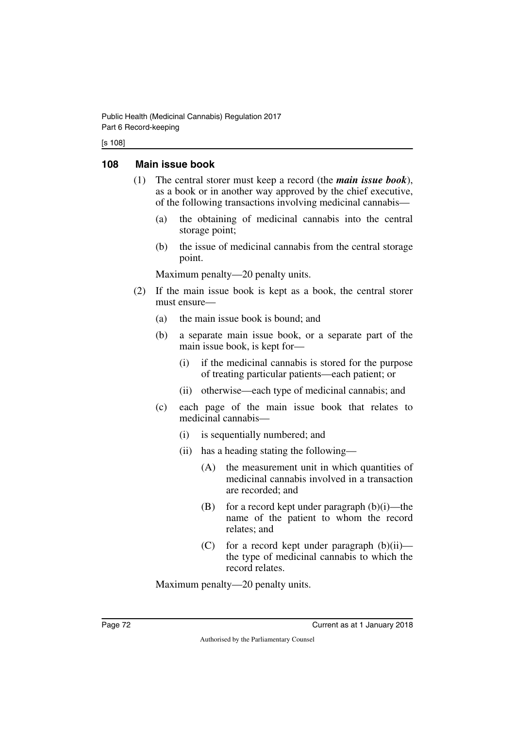### 108 Main issue book

(1) The central storer must keep a record (the ***main issue book***), as a book or in another way approved by the chief executive, of the following transactions involving medicinal cannabis—

(a) the obtaining of medicinal cannabis into the central storage point;

(b) the issue of medicinal cannabis from the central storage point.

Maximum penalty—20 penalty units.

(2) If the main issue book is kept as a book, the central storer must ensure—

(a) the main issue book is bound; and

(b) a separate main issue book, or a separate part of the main issue book, is kept for—

(i) if the medicinal cannabis is stored for the purpose of treating particular patients—each patient; or

(ii) otherwise—each type of medicinal cannabis; and

(c) each page of the main issue book that relates to medicinal cannabis—

(i) is sequentially numbered; and

(ii) has a heading stating the following—

(A) the measurement unit in which quantities of medicinal cannabis involved in a transaction are recorded; and

(B) for a record kept under paragraph (b)(i)—the name of the patient to whom the record relates; and

(C) for a record kept under paragraph (b)(ii)—the type of medicinal cannabis to which the record relates.

Maximum penalty—20 penalty units.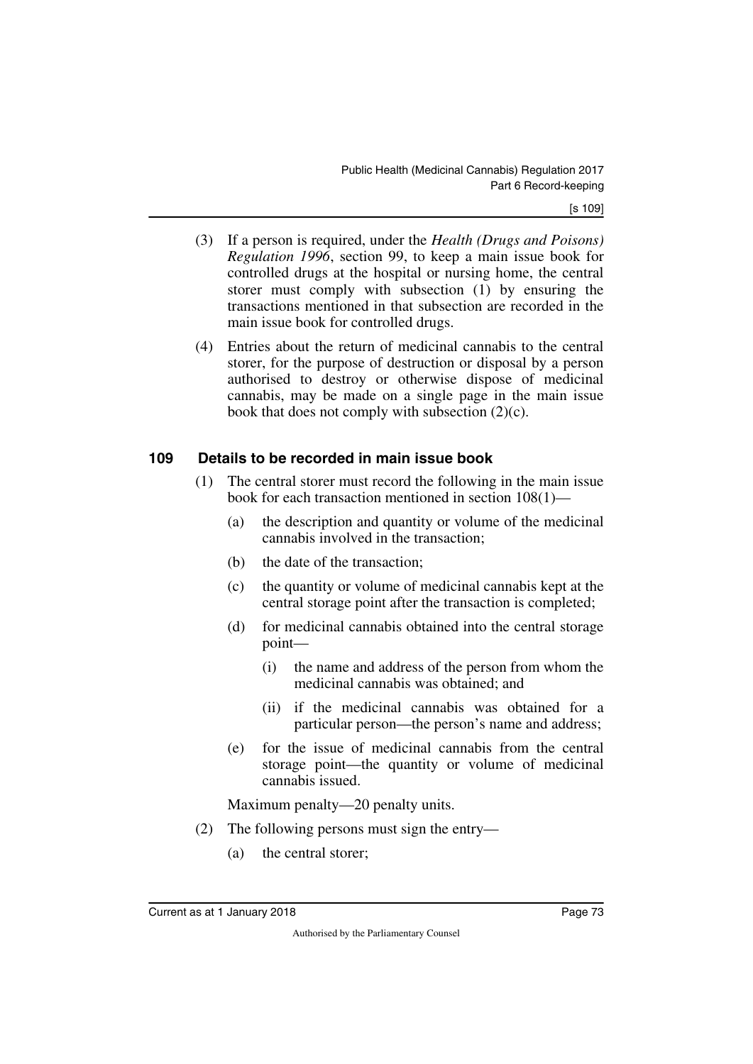(3) If a person is required, under the *Health (Drugs and Poisons) Regulation 1996*, section 99, to keep a main issue book for controlled drugs at the hospital or nursing home, the central storer must comply with subsection (1) by ensuring the transactions mentioned in that subsection are recorded in the main issue book for controlled drugs.

(4) Entries about the return of medicinal cannabis to the central storer, for the purpose of destruction or disposal by a person authorised to destroy or otherwise dispose of medicinal cannabis, may be made on a single page in the main issue book that does not comply with subsection (2)(c).

## 109 Details to be recorded in main issue book

(1) The central storer must record the following in the main issue book for each transaction mentioned in section 108(1)—

(a) the description and quantity or volume of the medicinal cannabis involved in the transaction;

(b) the date of the transaction;

(c) the quantity or volume of medicinal cannabis kept at the central storage point after the transaction is completed;

(d) for medicinal cannabis obtained into the central storage point—

(i) the name and address of the person from whom the medicinal cannabis was obtained; and

(ii) if the medicinal cannabis was obtained for a particular person—the person's name and address;

(e) for the issue of medicinal cannabis from the central storage point—the quantity or volume of medicinal cannabis issued.

Maximum penalty—20 penalty units.

(2) The following persons must sign the entry—

(a) the central storer;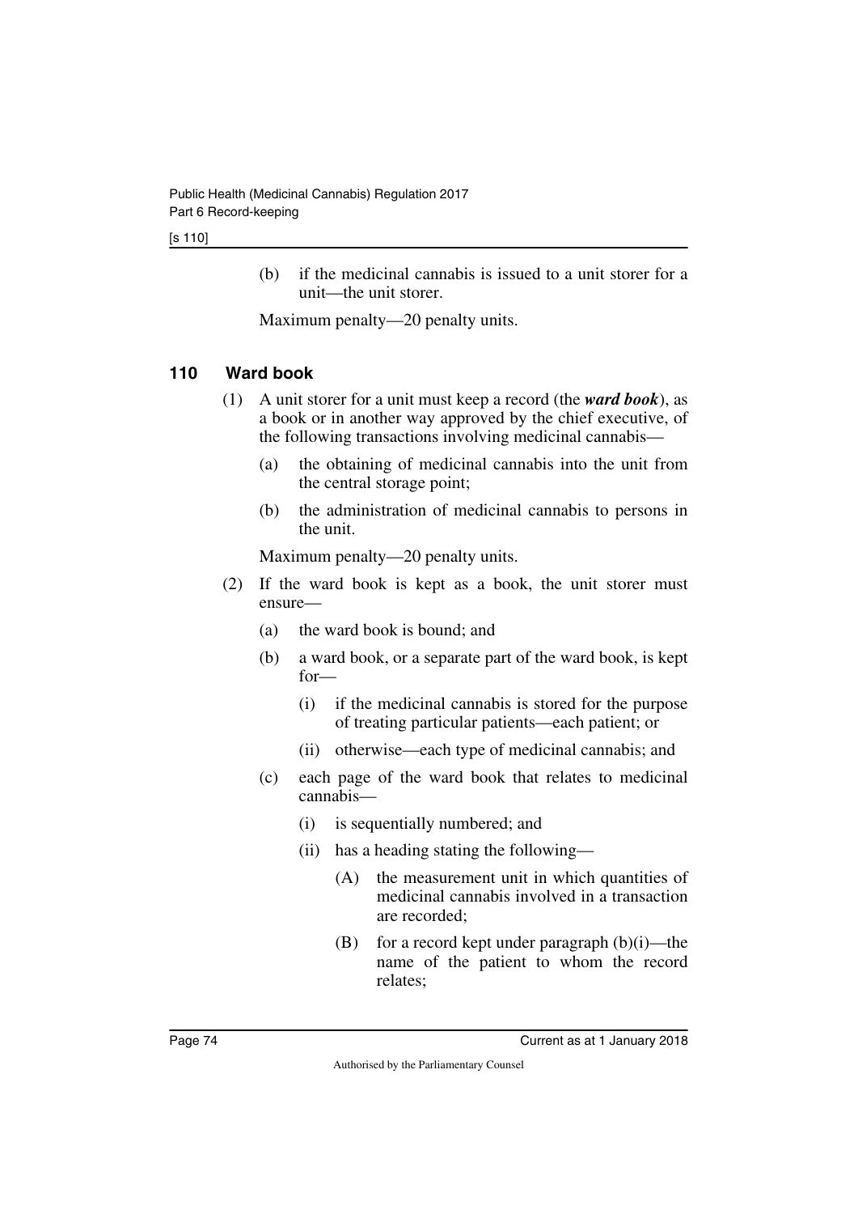(b) if the medicinal cannabis is issued to a unit storer for a unit—the unit storer.

Maximum penalty—20 penalty units.

## 110 Ward book

(1) A unit storer for a unit must keep a record (the ***ward book***), as a book or in another way approved by the chief executive, of the following transactions involving medicinal cannabis—

(a) the obtaining of medicinal cannabis into the unit from the central storage point;

(b) the administration of medicinal cannabis to persons in the unit.

Maximum penalty—20 penalty units.

(2) If the ward book is kept as a book, the unit storer must ensure—

(a) the ward book is bound; and

(b) a ward book, or a separate part of the ward book, is kept for—

(i) if the medicinal cannabis is stored for the purpose of treating particular patients—each patient; or

(ii) otherwise—each type of medicinal cannabis; and

(c) each page of the ward book that relates to medicinal cannabis—

(i) is sequentially numbered; and

(ii) has a heading stating the following—

(A) the measurement unit in which quantities of medicinal cannabis involved in a transaction are recorded;

(B) for a record kept under paragraph (b)(i)—the name of the patient to whom the record relates;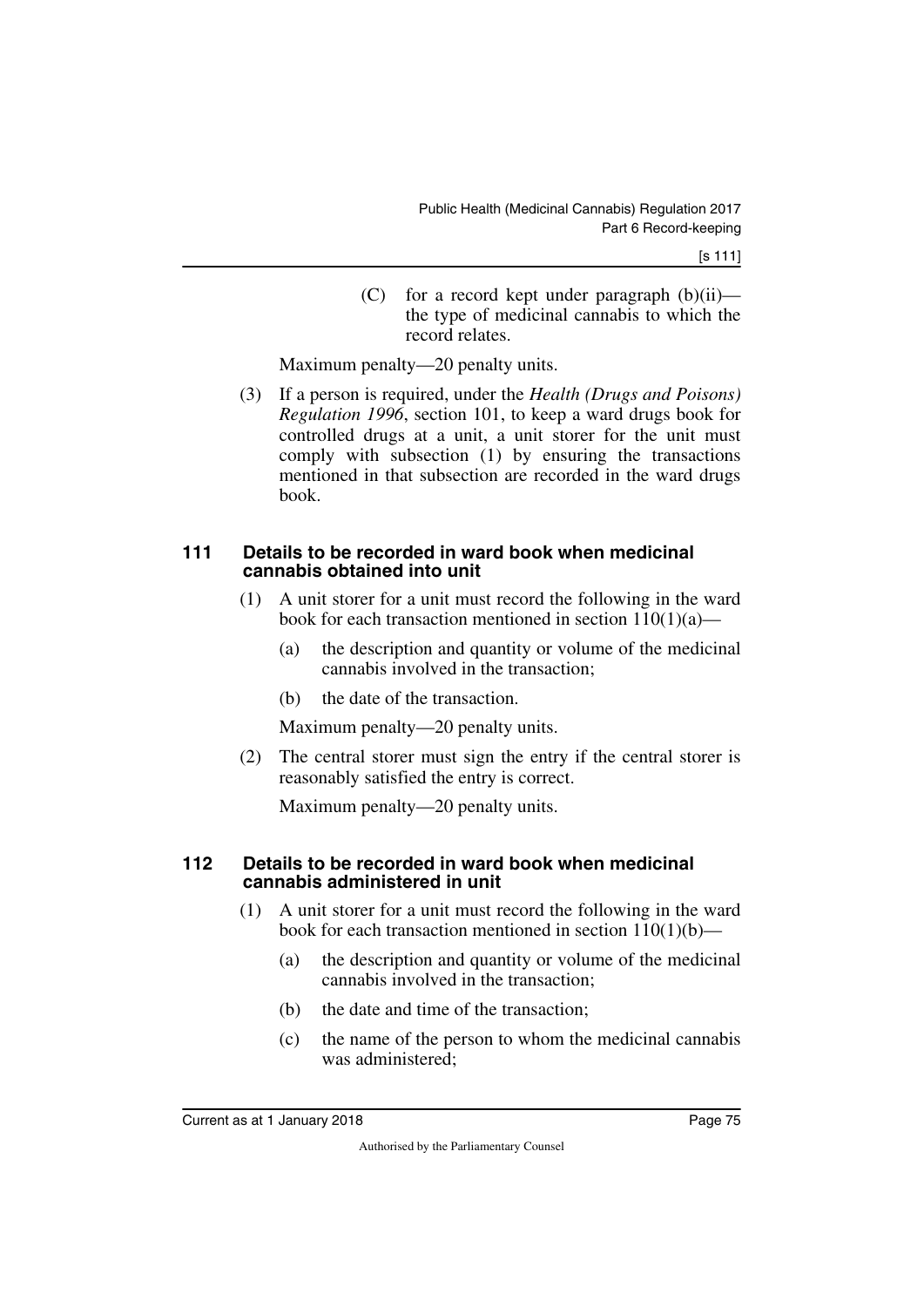(C) for a record kept under paragraph (b)(ii)—the type of medicinal cannabis to which the record relates.

Maximum penalty—20 penalty units.

(3) If a person is required, under the *Health (Drugs and Poisons) Regulation 1996*, section 101, to keep a ward drugs book for controlled drugs at a unit, a unit storer for the unit must comply with subsection (1) by ensuring the transactions mentioned in that subsection are recorded in the ward drugs book.

### 111 Details to be recorded in ward book when medicinal cannabis obtained into unit

(1) A unit storer for a unit must record the following in the ward book for each transaction mentioned in section 110(1)(a)—

(a) the description and quantity or volume of the medicinal cannabis involved in the transaction;

(b) the date of the transaction.

Maximum penalty—20 penalty units.

(2) The central storer must sign the entry if the central storer is reasonably satisfied the entry is correct.

Maximum penalty—20 penalty units.

### 112 Details to be recorded in ward book when medicinal cannabis administered in unit

(1) A unit storer for a unit must record the following in the ward book for each transaction mentioned in section 110(1)(b)—

(a) the description and quantity or volume of the medicinal cannabis involved in the transaction;

(b) the date and time of the transaction;

(c) the name of the person to whom the medicinal cannabis was administered;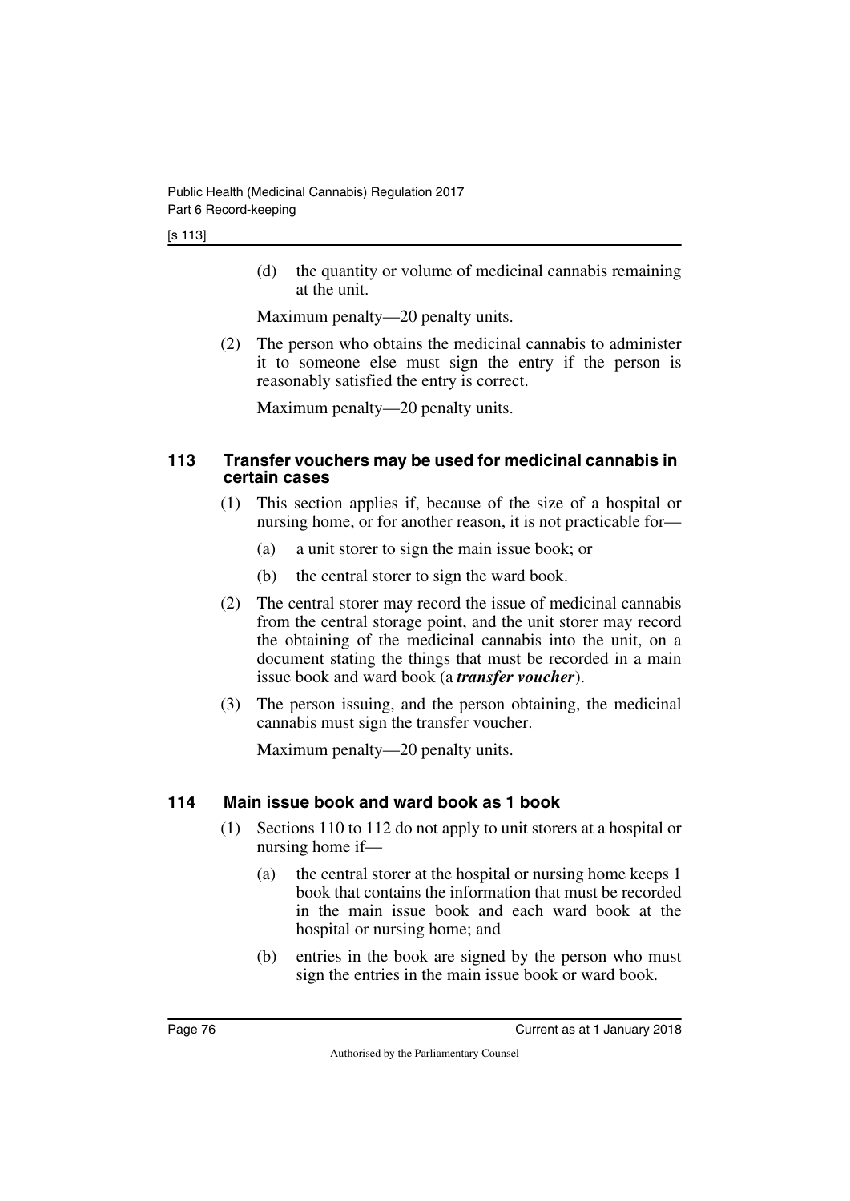(d) the quantity or volume of medicinal cannabis remaining at the unit.

Maximum penalty—20 penalty units.

(2) The person who obtains the medicinal cannabis to administer it to someone else must sign the entry if the person is reasonably satisfied the entry is correct.

Maximum penalty—20 penalty units.

### 113 Transfer vouchers may be used for medicinal cannabis in certain cases

(1) This section applies if, because of the size of a hospital or nursing home, or for another reason, it is not practicable for—

(a) a unit storer to sign the main issue book; or

(b) the central storer to sign the ward book.

(2) The central storer may record the issue of medicinal cannabis from the central storage point, and the unit storer may record the obtaining of the medicinal cannabis into the unit, on a document stating the things that must be recorded in a main issue book and ward book (a ***transfer voucher***).

(3) The person issuing, and the person obtaining, the medicinal cannabis must sign the transfer voucher.

Maximum penalty—20 penalty units.

### 114 Main issue book and ward book as 1 book

(1) Sections 110 to 112 do not apply to unit storers at a hospital or nursing home if—

(a) the central storer at the hospital or nursing home keeps 1 book that contains the information that must be recorded in the main issue book and each ward book at the hospital or nursing home; and

(b) entries in the book are signed by the person who must sign the entries in the main issue book or ward book.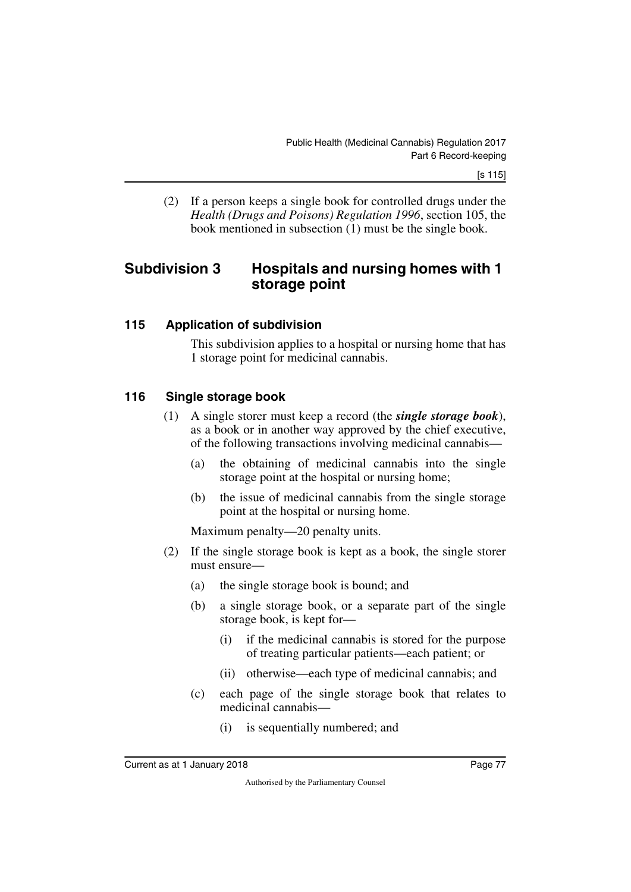(2) If a person keeps a single book for controlled drugs under the *Health (Drugs and Poisons) Regulation 1996*, section 105, the book mentioned in subsection (1) must be the single book.

## Subdivision 3 Hospitals and nursing homes with 1 storage point

### 115 Application of subdivision

This subdivision applies to a hospital or nursing home that has 1 storage point for medicinal cannabis.

### 116 Single storage book

(1) A single storer must keep a record (the ***single storage book***), as a book or in another way approved by the chief executive, of the following transactions involving medicinal cannabis—

(a) the obtaining of medicinal cannabis into the single storage point at the hospital or nursing home;

(b) the issue of medicinal cannabis from the single storage point at the hospital or nursing home.

Maximum penalty—20 penalty units.

(2) If the single storage book is kept as a book, the single storer must ensure—

(a) the single storage book is bound; and

(b) a single storage book, or a separate part of the single storage book, is kept for—

(i) if the medicinal cannabis is stored for the purpose of treating particular patients—each patient; or

(ii) otherwise—each type of medicinal cannabis; and

(c) each page of the single storage book that relates to medicinal cannabis—

(i) is sequentially numbered; and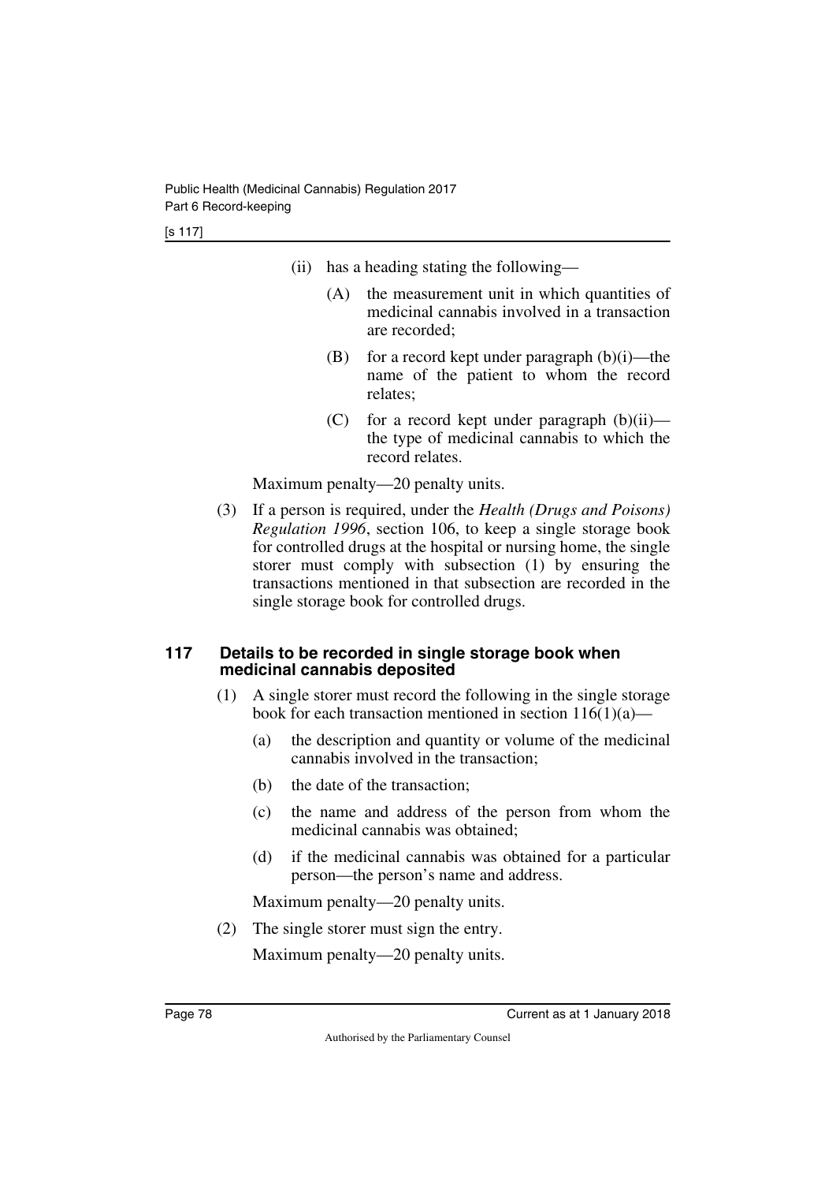(ii) has a heading stating the following—

(A) the measurement unit in which quantities of medicinal cannabis involved in a transaction are recorded;

(B) for a record kept under paragraph (b)(i)—the name of the patient to whom the record relates;

(C) for a record kept under paragraph (b)(ii)—the type of medicinal cannabis to which the record relates.

Maximum penalty—20 penalty units.

(3) If a person is required, under the *Health (Drugs and Poisons) Regulation 1996*, section 106, to keep a single storage book for controlled drugs at the hospital or nursing home, the single storer must comply with subsection (1) by ensuring the transactions mentioned in that subsection are recorded in the single storage book for controlled drugs.

### 117 Details to be recorded in single storage book when medicinal cannabis deposited

(1) A single storer must record the following in the single storage book for each transaction mentioned in section 116(1)(a)—

(a) the description and quantity or volume of the medicinal cannabis involved in the transaction;

(b) the date of the transaction;

(c) the name and address of the person from whom the medicinal cannabis was obtained;

(d) if the medicinal cannabis was obtained for a particular person—the person's name and address.

Maximum penalty—20 penalty units.

(2) The single storer must sign the entry.

Maximum penalty—20 penalty units.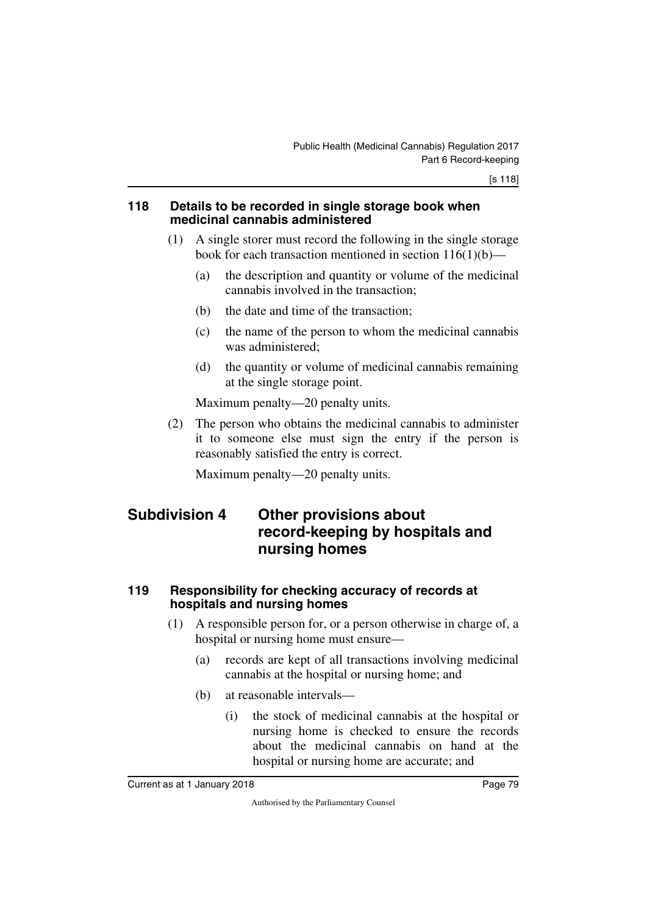### 118 Details to be recorded in single storage book when medicinal cannabis administered

(1) A single storer must record the following in the single storage book for each transaction mentioned in section 116(1)(b)—

(a) the description and quantity or volume of the medicinal cannabis involved in the transaction;

(b) the date and time of the transaction;

(c) the name of the person to whom the medicinal cannabis was administered;

(d) the quantity or volume of medicinal cannabis remaining at the single storage point.

Maximum penalty—20 penalty units.

(2) The person who obtains the medicinal cannabis to administer it to someone else must sign the entry if the person is reasonably satisfied the entry is correct.

Maximum penalty—20 penalty units.

## Subdivision 4 Other provisions about record-keeping by hospitals and nursing homes

### 119 Responsibility for checking accuracy of records at hospitals and nursing homes

(1) A responsible person for, or a person otherwise in charge of, a hospital or nursing home must ensure—

(a) records are kept of all transactions involving medicinal cannabis at the hospital or nursing home; and

(b) at reasonable intervals—

(i) the stock of medicinal cannabis at the hospital or nursing home is checked to ensure the records about the medicinal cannabis on hand at the hospital or nursing home are accurate; and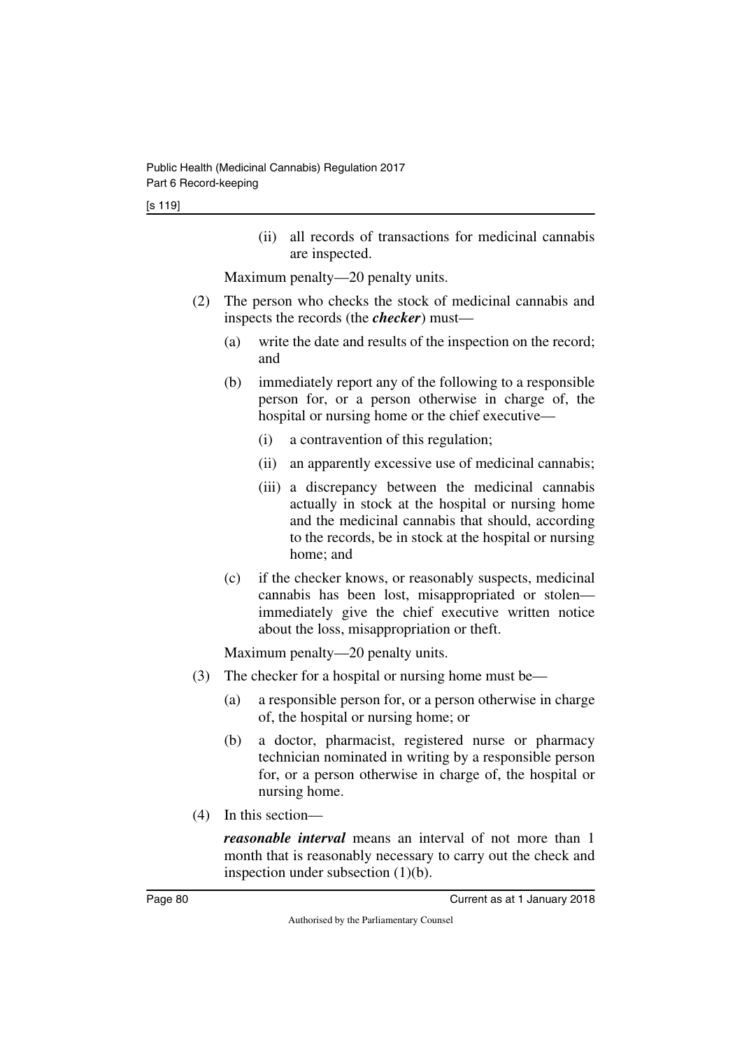(ii) all records of transactions for medicinal cannabis are inspected.

Maximum penalty—20 penalty units.

(2) The person who checks the stock of medicinal cannabis and inspects the records (the ***checker***) must—

(a) write the date and results of the inspection on the record; and

(b) immediately report any of the following to a responsible person for, or a person otherwise in charge of, the hospital or nursing home or the chief executive—

(i) a contravention of this regulation;

(ii) an apparently excessive use of medicinal cannabis;

(iii) a discrepancy between the medicinal cannabis actually in stock at the hospital or nursing home and the medicinal cannabis that should, according to the records, be in stock at the hospital or nursing home; and

(c) if the checker knows, or reasonably suspects, medicinal cannabis has been lost, misappropriated or stolen—immediately give the chief executive written notice about the loss, misappropriation or theft.

Maximum penalty—20 penalty units.

(3) The checker for a hospital or nursing home must be—

(a) a responsible person for, or a person otherwise in charge of, the hospital or nursing home; or

(b) a doctor, pharmacist, registered nurse or pharmacy technician nominated in writing by a responsible person for, or a person otherwise in charge of, the hospital or nursing home.

(4) In this section—

***reasonable interval*** means an interval of not more than 1 month that is reasonably necessary to carry out the check and inspection under subsection (1)(b).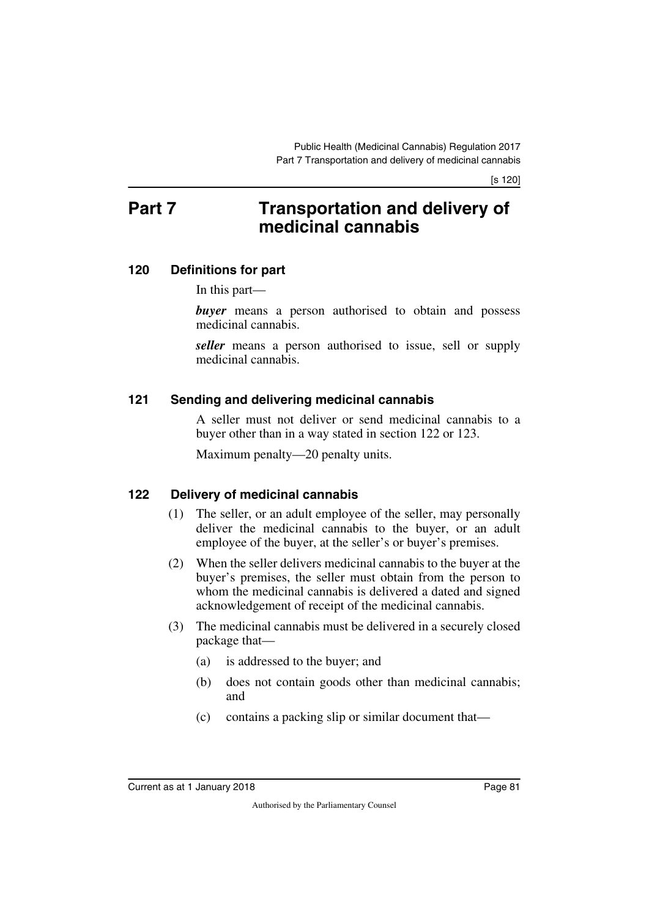# Part 7 Transportation and delivery of medicinal cannabis

## 120 Definitions for part

In this part—

***buyer*** means a person authorised to obtain and possess medicinal cannabis.

***seller*** means a person authorised to issue, sell or supply medicinal cannabis.

## 121 Sending and delivering medicinal cannabis

A seller must not deliver or send medicinal cannabis to a buyer other than in a way stated in section 122 or 123.

Maximum penalty—20 penalty units.

## 122 Delivery of medicinal cannabis

(1) The seller, or an adult employee of the seller, may personally deliver the medicinal cannabis to the buyer, or an adult employee of the buyer, at the seller's or buyer's premises.

(2) When the seller delivers medicinal cannabis to the buyer at the buyer's premises, the seller must obtain from the person to whom the medicinal cannabis is delivered a dated and signed acknowledgement of receipt of the medicinal cannabis.

(3) The medicinal cannabis must be delivered in a securely closed package that—

(a) is addressed to the buyer; and

(b) does not contain goods other than medicinal cannabis; and

(c) contains a packing slip or similar document that—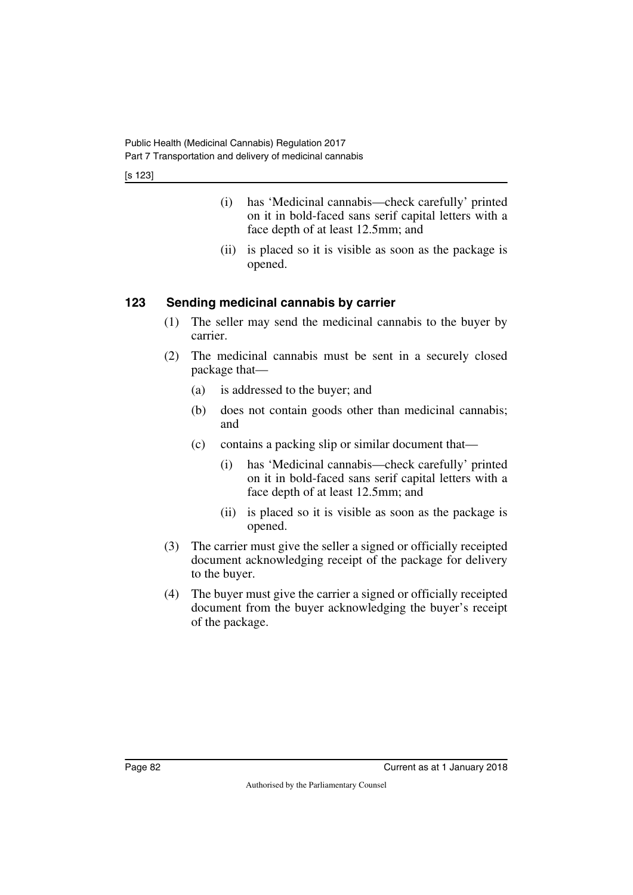- (i) has 'Medicinal cannabis—check carefully' printed on it in bold-faced sans serif capital letters with a face depth of at least 12.5mm; and
- (ii) is placed so it is visible as soon as the package is opened.

### 123 Sending medicinal cannabis by carrier

(1) The seller may send the medicinal cannabis to the buyer by carrier.

(2) The medicinal cannabis must be sent in a securely closed package that—

- (a) is addressed to the buyer; and
- (b) does not contain goods other than medicinal cannabis; and
- (c) contains a packing slip or similar document that—
  - (i) has 'Medicinal cannabis—check carefully' printed on it in bold-faced sans serif capital letters with a face depth of at least 12.5mm; and
  - (ii) is placed so it is visible as soon as the package is opened.

(3) The carrier must give the seller a signed or officially receipted document acknowledging receipt of the package for delivery to the buyer.

(4) The buyer must give the carrier a signed or officially receipted document from the buyer acknowledging the buyer's receipt of the package.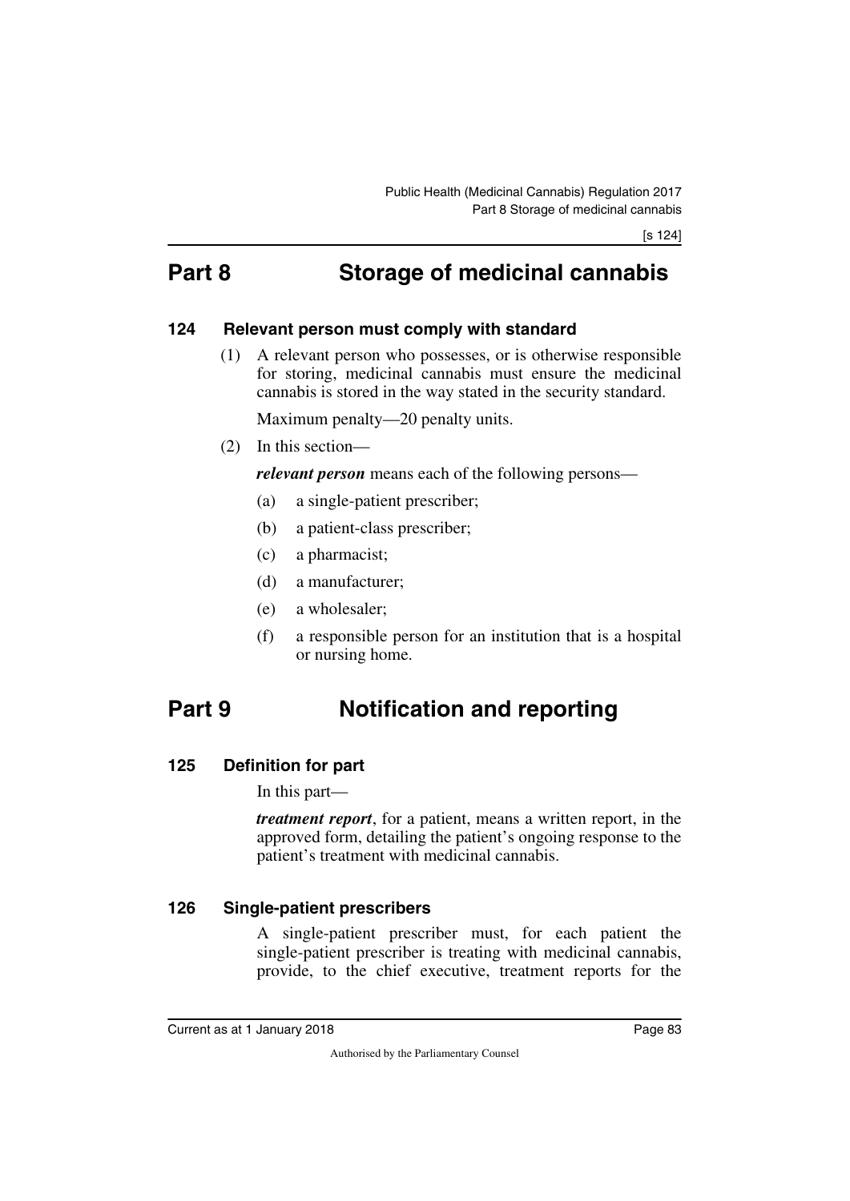# Part 8 Storage of medicinal cannabis

### 124 Relevant person must comply with standard

(1) A relevant person who possesses, or is otherwise responsible for storing, medicinal cannabis must ensure the medicinal cannabis is stored in the way stated in the security standard.

Maximum penalty—20 penalty units.

(2) In this section—

***relevant person*** means each of the following persons—

(a) a single-patient prescriber;

(b) a patient-class prescriber;

(c) a pharmacist;

(d) a manufacturer;

(e) a wholesaler;

(f) a responsible person for an institution that is a hospital or nursing home.

# Part 9 Notification and reporting

### 125 Definition for part

In this part—

***treatment report***, for a patient, means a written report, in the approved form, detailing the patient's ongoing response to the patient's treatment with medicinal cannabis.

### 126 Single-patient prescribers

A single-patient prescriber must, for each patient the single-patient prescriber is treating with medicinal cannabis, provide, to the chief executive, treatment reports for the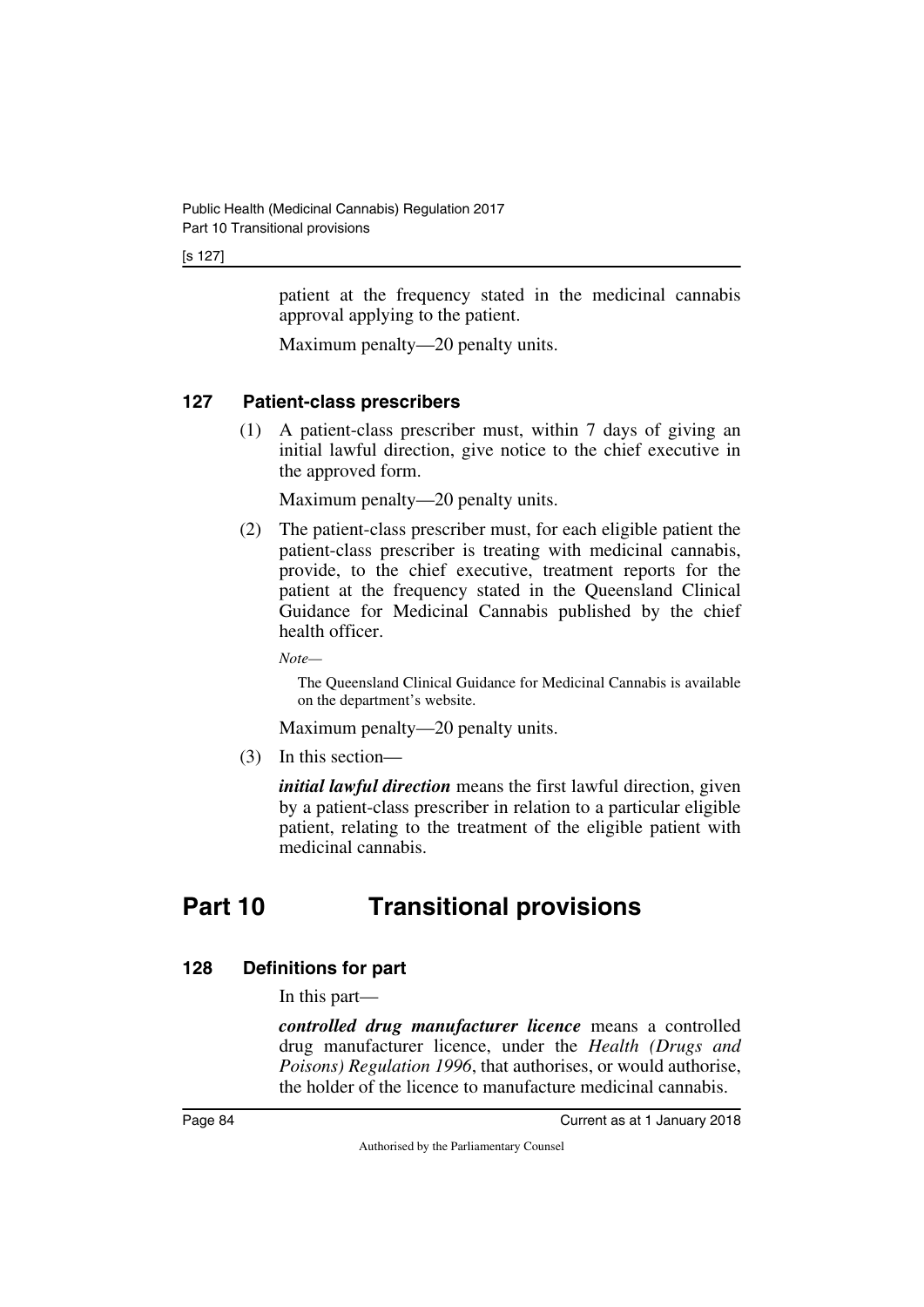patient at the frequency stated in the medicinal cannabis approval applying to the patient.

Maximum penalty—20 penalty units.

### 127 Patient-class prescribers

(1) A patient-class prescriber must, within 7 days of giving an initial lawful direction, give notice to the chief executive in the approved form.

Maximum penalty—20 penalty units.

(2) The patient-class prescriber must, for each eligible patient the patient-class prescriber is treating with medicinal cannabis, provide, to the chief executive, treatment reports for the patient at the frequency stated in the Queensland Clinical Guidance for Medicinal Cannabis published by the chief health officer.

*Note—*

The Queensland Clinical Guidance for Medicinal Cannabis is available on the department's website.

Maximum penalty—20 penalty units.

(3) In this section—

***initial lawful direction*** means the first lawful direction, given by a patient-class prescriber in relation to a particular eligible patient, relating to the treatment of the eligible patient with medicinal cannabis.

## Part 10 Transitional provisions

### 128 Definitions for part

In this part—

***controlled drug manufacturer licence*** means a controlled drug manufacturer licence, under the *Health (Drugs and Poisons) Regulation 1996*, that authorises, or would authorise, the holder of the licence to manufacture medicinal cannabis.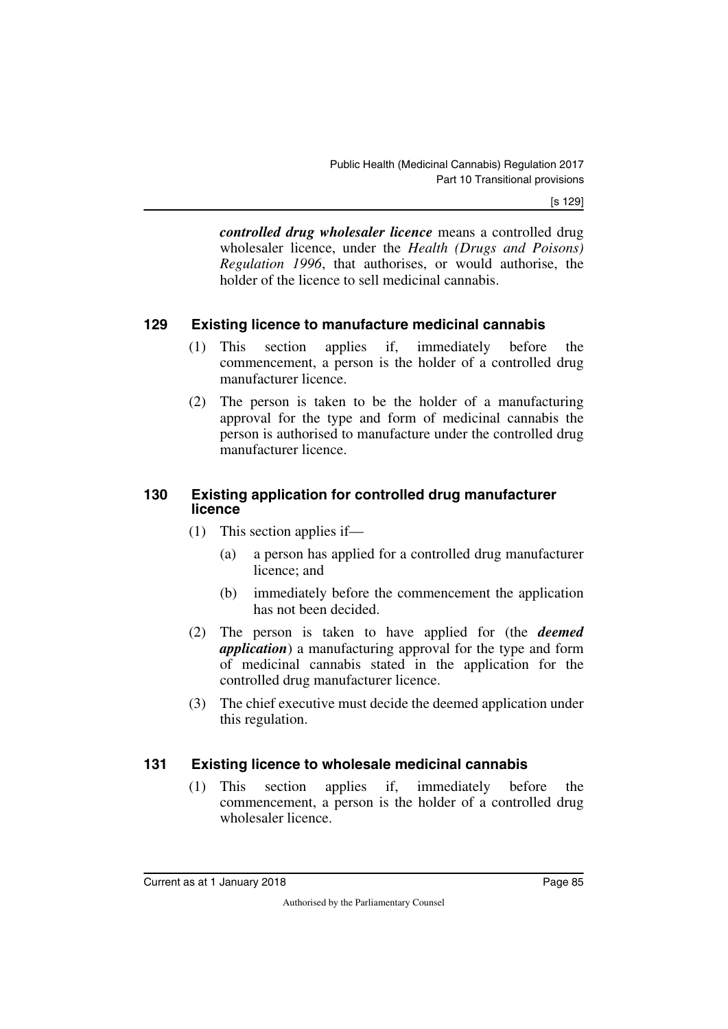***controlled drug wholesaler licence*** means a controlled drug wholesaler licence, under the *Health (Drugs and Poisons) Regulation 1996*, that authorises, or would authorise, the holder of the licence to sell medicinal cannabis.

## 129 Existing licence to manufacture medicinal cannabis

(1) This section applies if, immediately before the commencement, a person is the holder of a controlled drug manufacturer licence.

(2) The person is taken to be the holder of a manufacturing approval for the type and form of medicinal cannabis the person is authorised to manufacture under the controlled drug manufacturer licence.

## 130 Existing application for controlled drug manufacturer licence

(1) This section applies if—

  (a) a person has applied for a controlled drug manufacturer licence; and

  (b) immediately before the commencement the application has not been decided.

(2) The person is taken to have applied for (the ***deemed application***) a manufacturing approval for the type and form of medicinal cannabis stated in the application for the controlled drug manufacturer licence.

(3) The chief executive must decide the deemed application under this regulation.

## 131 Existing licence to wholesale medicinal cannabis

(1) This section applies if, immediately before the commencement, a person is the holder of a controlled drug wholesaler licence.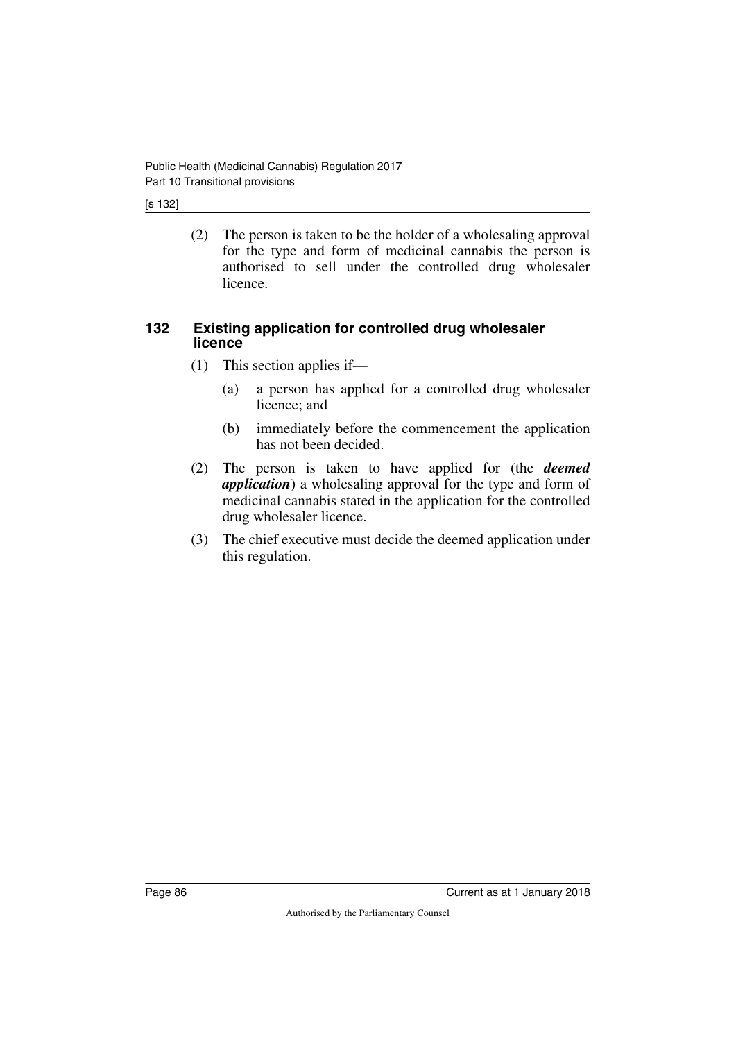(2) The person is taken to be the holder of a wholesaling approval for the type and form of medicinal cannabis the person is authorised to sell under the controlled drug wholesaler licence.

### 132 Existing application for controlled drug wholesaler licence

(1) This section applies if—

(a) a person has applied for a controlled drug wholesaler licence; and

(b) immediately before the commencement the application has not been decided.

(2) The person is taken to have applied for (the ***deemed application***) a wholesaling approval for the type and form of medicinal cannabis stated in the application for the controlled drug wholesaler licence.

(3) The chief executive must decide the deemed application under this regulation.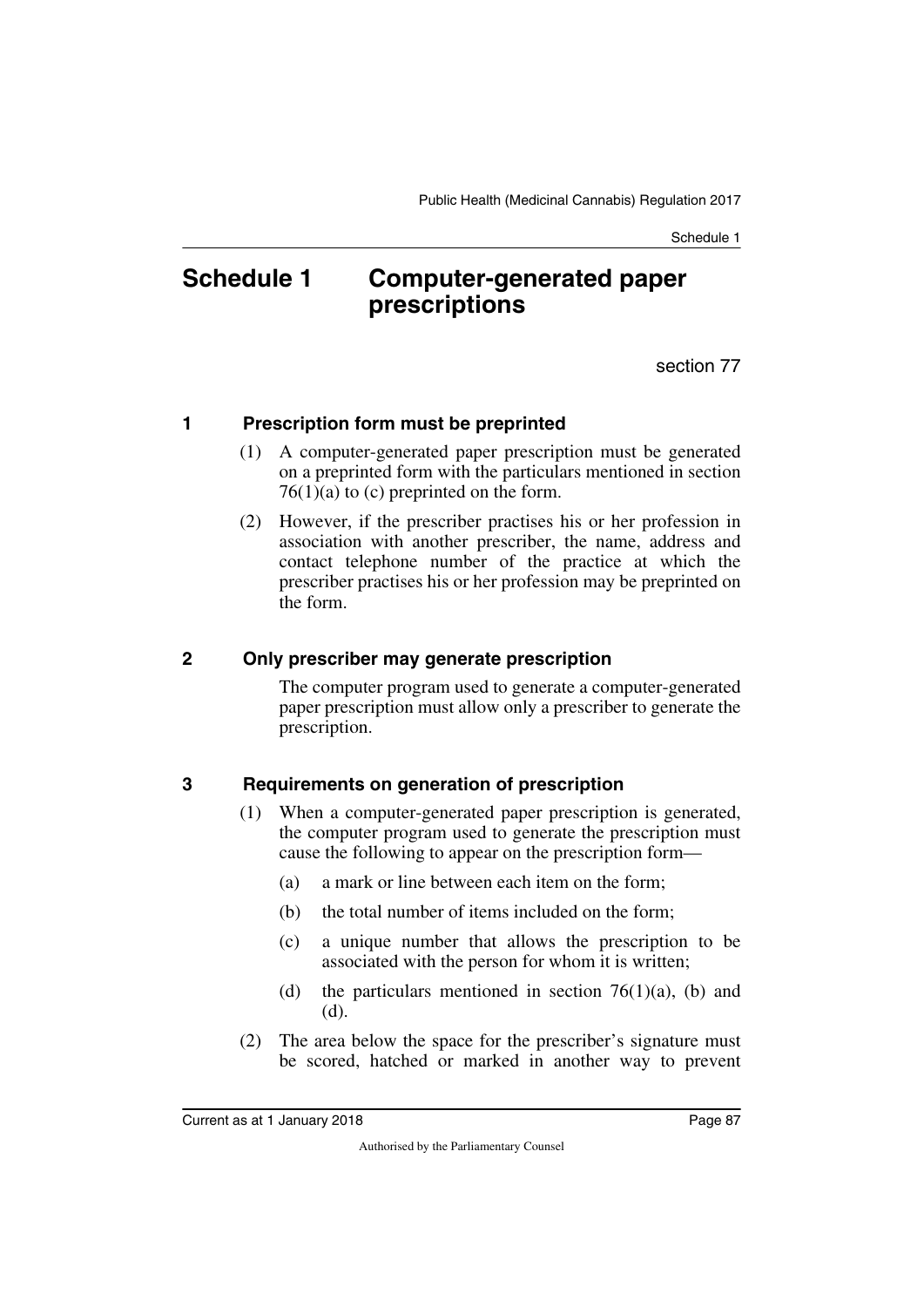# Schedule 1 Computer-generated paper prescriptions

section 77

## 1 Prescription form must be preprinted

(1) A computer-generated paper prescription must be generated on a preprinted form with the particulars mentioned in section 76(1)(a) to (c) preprinted on the form.

(2) However, if the prescriber practises his or her profession in association with another prescriber, the name, address and contact telephone number of the practice at which the prescriber practises his or her profession may be preprinted on the form.

## 2 Only prescriber may generate prescription

The computer program used to generate a computer-generated paper prescription must allow only a prescriber to generate the prescription.

## 3 Requirements on generation of prescription

(1) When a computer-generated paper prescription is generated, the computer program used to generate the prescription must cause the following to appear on the prescription form—

(a) a mark or line between each item on the form;

(b) the total number of items included on the form;

(c) a unique number that allows the prescription to be associated with the person for whom it is written;

(d) the particulars mentioned in section 76(1)(a), (b) and (d).

(2) The area below the space for the prescriber's signature must be scored, hatched or marked in another way to prevent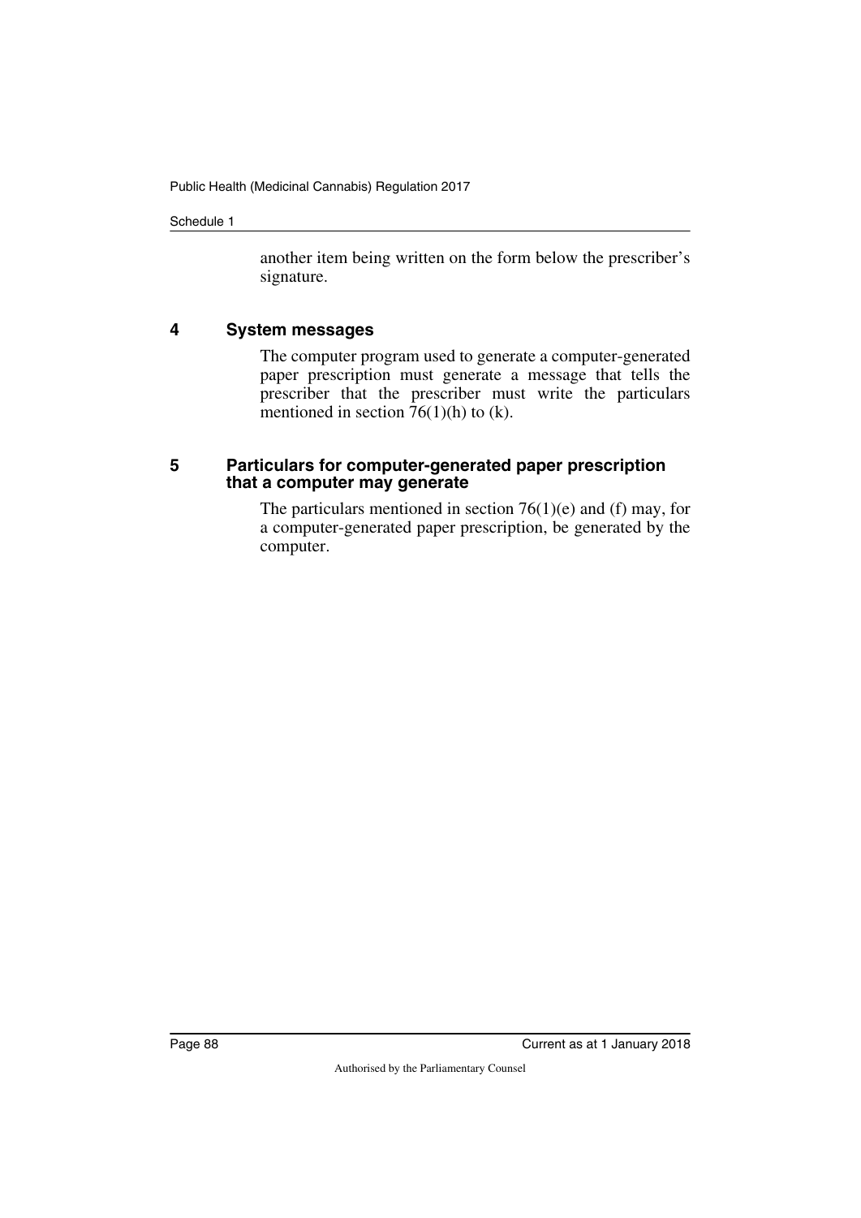another item being written on the form below the prescriber's signature.

## 4 System messages

The computer program used to generate a computer-generated paper prescription must generate a message that tells the prescriber that the prescriber must write the particulars mentioned in section 76(1)(h) to (k).

## 5 Particulars for computer-generated paper prescription that a computer may generate

The particulars mentioned in section 76(1)(e) and (f) may, for a computer-generated paper prescription, be generated by the computer.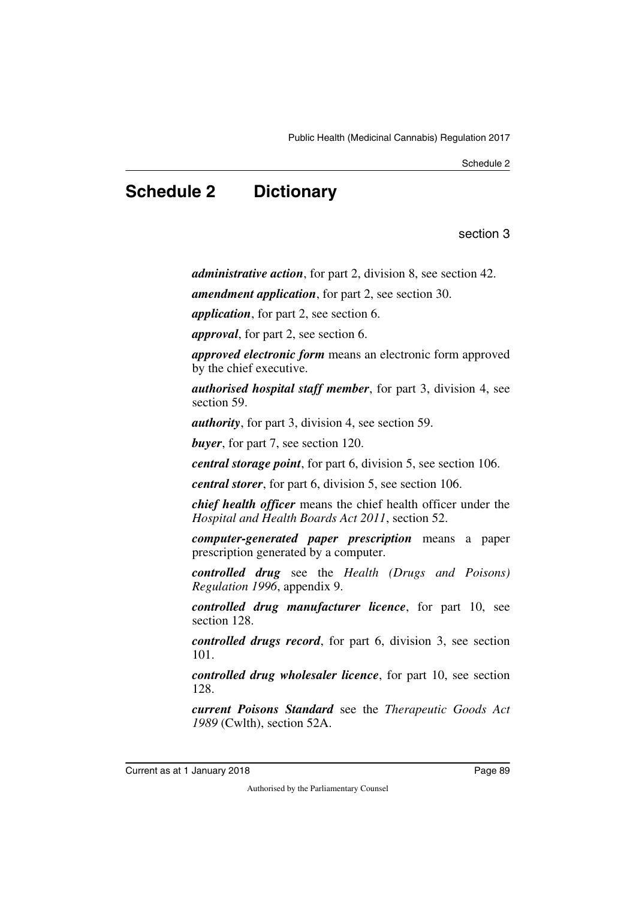# Schedule 2 Dictionary

section 3

***administrative action***, for part 2, division 8, see section 42.

***amendment application***, for part 2, see section 30.

***application***, for part 2, see section 6.

***approval***, for part 2, see section 6.

***approved electronic form*** means an electronic form approved by the chief executive.

***authorised hospital staff member***, for part 3, division 4, see section 59.

***authority***, for part 3, division 4, see section 59.

***buyer***, for part 7, see section 120.

***central storage point***, for part 6, division 5, see section 106.

***central storer***, for part 6, division 5, see section 106.

***chief health officer*** means the chief health officer under the *Hospital and Health Boards Act 2011*, section 52.

***computer-generated paper prescription*** means a paper prescription generated by a computer.

***controlled drug*** see the *Health (Drugs and Poisons) Regulation 1996*, appendix 9.

***controlled drug manufacturer licence***, for part 10, see section 128.

***controlled drugs record***, for part 6, division 3, see section 101.

***controlled drug wholesaler licence***, for part 10, see section 128.

***current Poisons Standard*** see the *Therapeutic Goods Act 1989* (Cwlth), section 52A.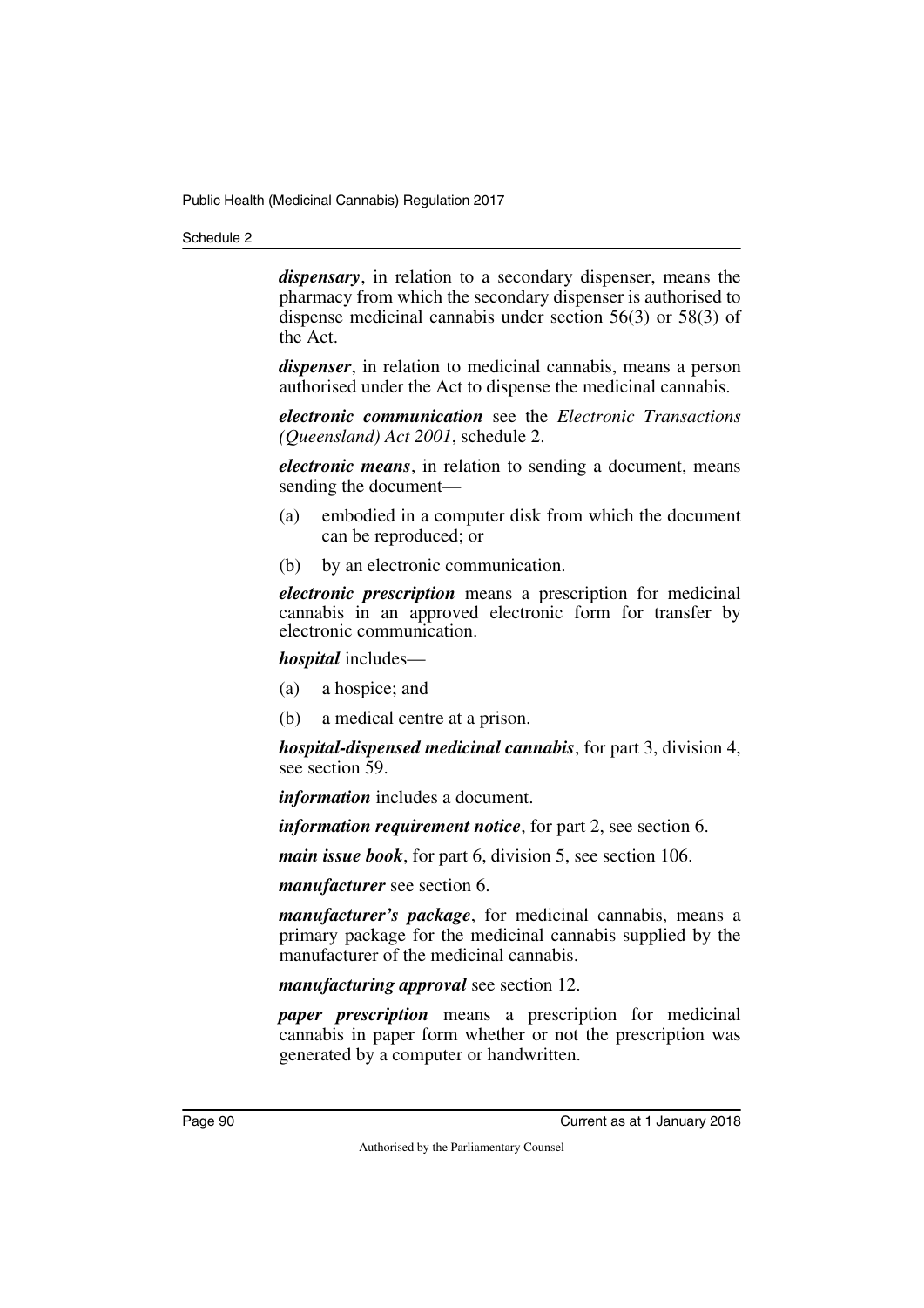***dispensary***, in relation to a secondary dispenser, means the pharmacy from which the secondary dispenser is authorised to dispense medicinal cannabis under section 56(3) or 58(3) of the Act.

***dispenser***, in relation to medicinal cannabis, means a person authorised under the Act to dispense the medicinal cannabis.

***electronic communication*** see the *Electronic Transactions (Queensland) Act 2001*, schedule 2.

***electronic means***, in relation to sending a document, means sending the document—

(a) embodied in a computer disk from which the document can be reproduced; or

(b) by an electronic communication.

***electronic prescription*** means a prescription for medicinal cannabis in an approved electronic form for transfer by electronic communication.

***hospital*** includes—

(a) a hospice; and

(b) a medical centre at a prison.

***hospital-dispensed medicinal cannabis***, for part 3, division 4, see section 59.

***information*** includes a document.

***information requirement notice***, for part 2, see section 6.

***main issue book***, for part 6, division 5, see section 106.

***manufacturer*** see section 6.

***manufacturer's package***, for medicinal cannabis, means a primary package for the medicinal cannabis supplied by the manufacturer of the medicinal cannabis.

***manufacturing approval*** see section 12.

***paper prescription*** means a prescription for medicinal cannabis in paper form whether or not the prescription was generated by a computer or handwritten.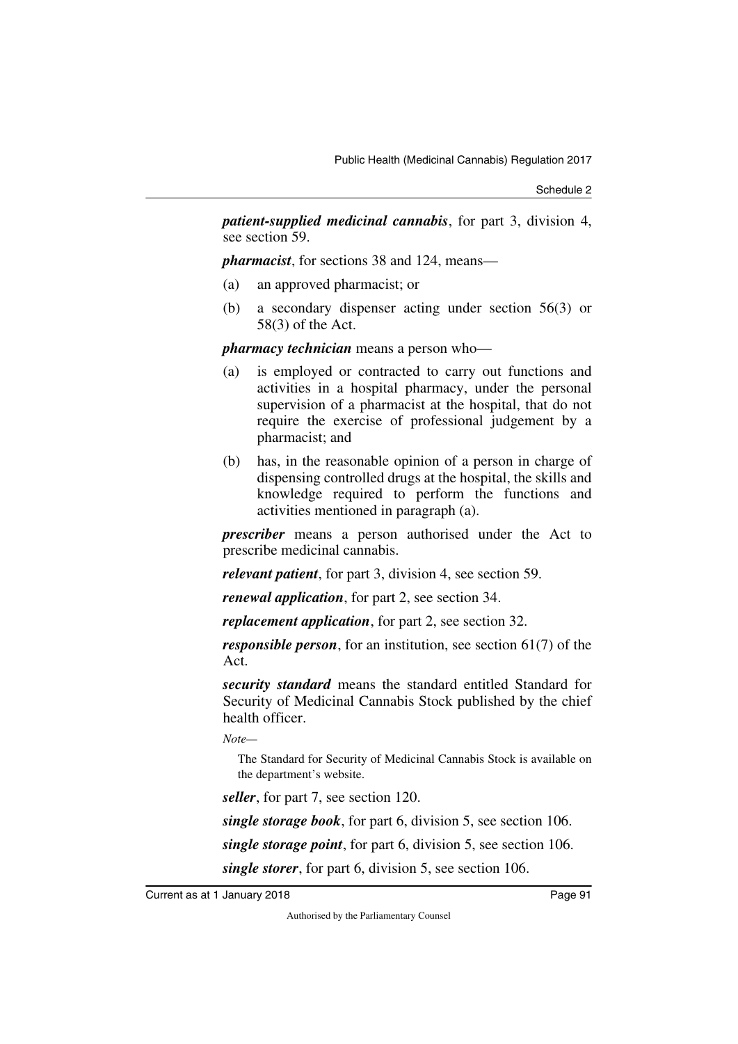***patient-supplied medicinal cannabis***, for part 3, division 4, see section 59.

***pharmacist***, for sections 38 and 124, means—

(a) an approved pharmacist; or

(b) a secondary dispenser acting under section 56(3) or 58(3) of the Act.

***pharmacy technician*** means a person who—

(a) is employed or contracted to carry out functions and activities in a hospital pharmacy, under the personal supervision of a pharmacist at the hospital, that do not require the exercise of professional judgement by a pharmacist; and

(b) has, in the reasonable opinion of a person in charge of dispensing controlled drugs at the hospital, the skills and knowledge required to perform the functions and activities mentioned in paragraph (a).

***prescriber*** means a person authorised under the Act to prescribe medicinal cannabis.

***relevant patient***, for part 3, division 4, see section 59.

***renewal application***, for part 2, see section 34.

***replacement application***, for part 2, see section 32.

***responsible person***, for an institution, see section 61(7) of the Act.

***security standard*** means the standard entitled Standard for Security of Medicinal Cannabis Stock published by the chief health officer.

*Note—*

The Standard for Security of Medicinal Cannabis Stock is available on the department's website.

***seller***, for part 7, see section 120.

***single storage book***, for part 6, division 5, see section 106.

***single storage point***, for part 6, division 5, see section 106.

***single storer***, for part 6, division 5, see section 106.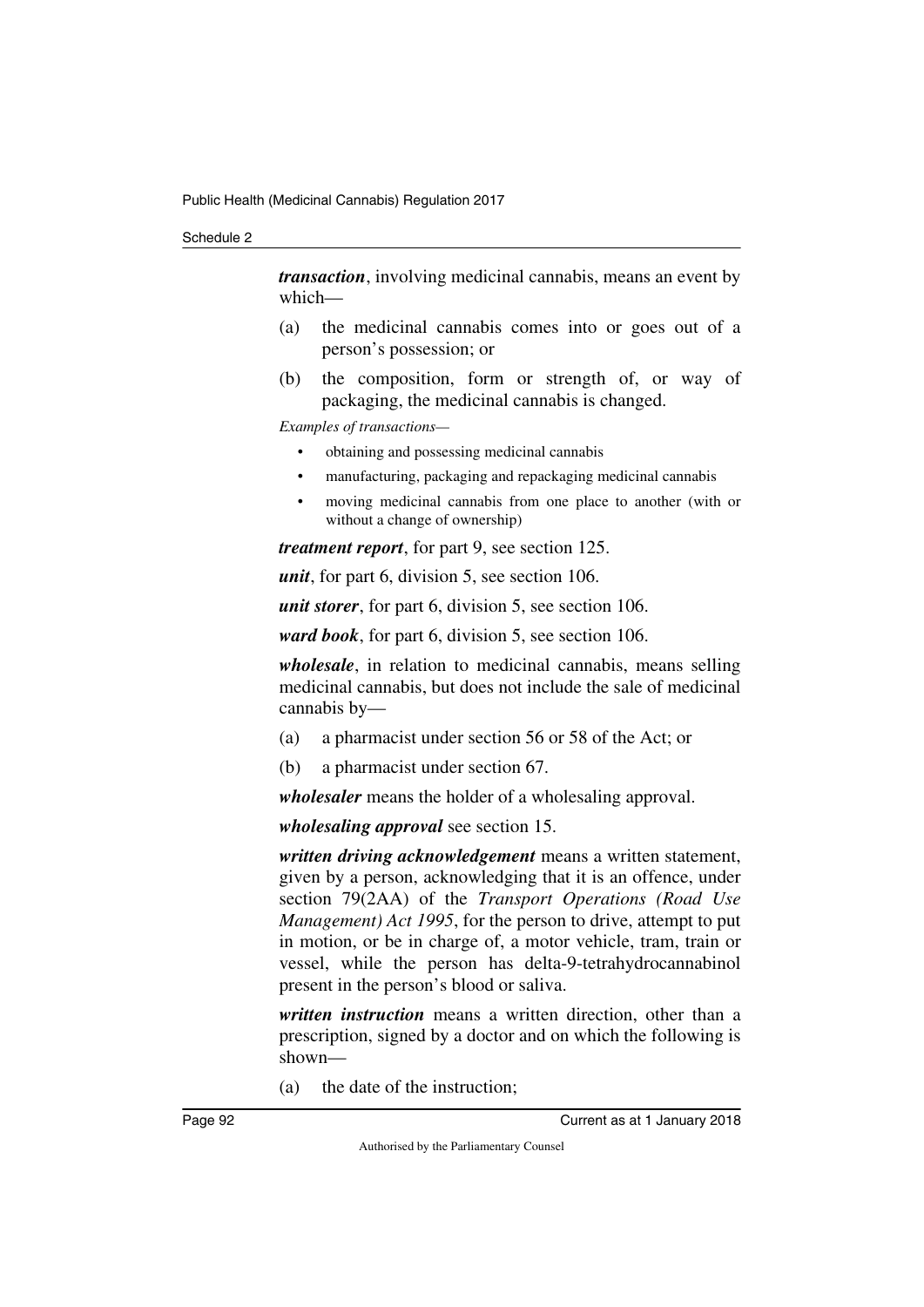***transaction***, involving medicinal cannabis, means an event by which—

(a) the medicinal cannabis comes into or goes out of a person's possession; or

(b) the composition, form or strength of, or way of packaging, the medicinal cannabis is changed.

*Examples of transactions—*

- obtaining and possessing medicinal cannabis
- manufacturing, packaging and repackaging medicinal cannabis
- moving medicinal cannabis from one place to another (with or without a change of ownership)

***treatment report***, for part 9, see section 125.

***unit***, for part 6, division 5, see section 106.

***unit storer***, for part 6, division 5, see section 106.

***ward book***, for part 6, division 5, see section 106.

***wholesale***, in relation to medicinal cannabis, means selling medicinal cannabis, but does not include the sale of medicinal cannabis by—

(a) a pharmacist under section 56 or 58 of the Act; or

(b) a pharmacist under section 67.

***wholesaler*** means the holder of a wholesaling approval.

***wholesaling approval*** see section 15.

***written driving acknowledgement*** means a written statement, given by a person, acknowledging that it is an offence, under section 79(2AA) of the *Transport Operations (Road Use Management) Act 1995*, for the person to drive, attempt to put in motion, or be in charge of, a motor vehicle, tram, train or vessel, while the person has delta-9-tetrahydrocannabinol present in the person's blood or saliva.

***written instruction*** means a written direction, other than a prescription, signed by a doctor and on which the following is shown—

(a) the date of the instruction;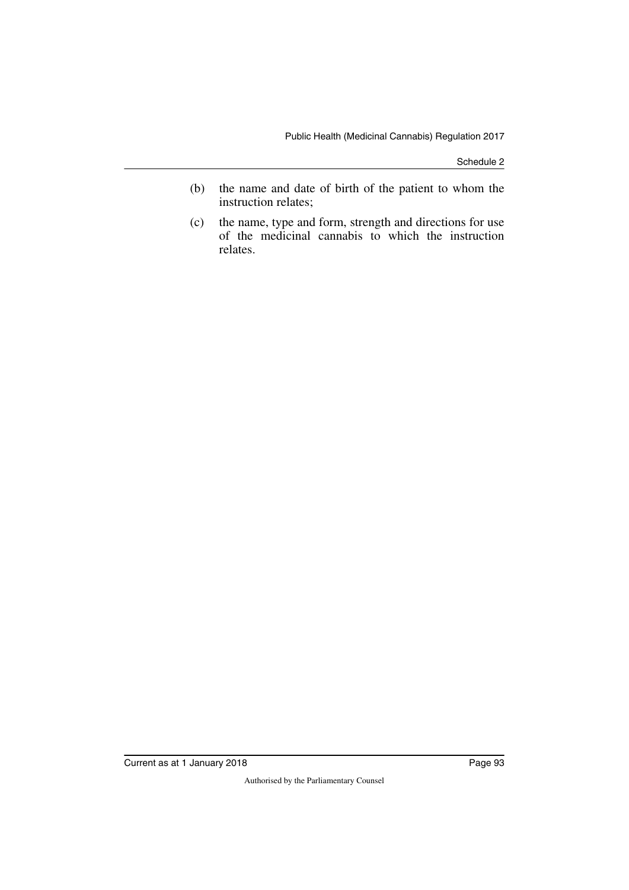(b) the name and date of birth of the patient to whom the instruction relates;

(c) the name, type and form, strength and directions for use of the medicinal cannabis to which the instruction relates.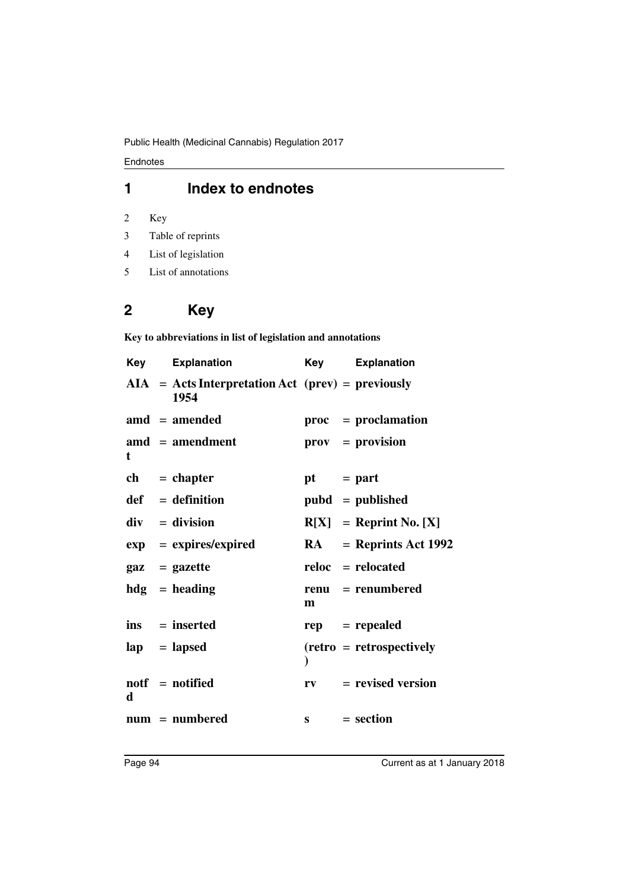# 1 Index to endnotes

2 Key

3 Table of reprints

4 List of legislation

5 List of annotations

# 2 Key

**Key to abbreviations in list of legislation and annotations**

| Key | Explanation | Key | Explanation |
|---|---|---|---|
| **AIA** | **= Acts Interpretation Act 1954** | **(prev)** | **= previously** |
| **amd** | **= amended** | **proc** | **= proclamation** |
| **amdt** | **= amendment** | **prov** | **= provision** |
| **ch** | **= chapter** | **pt** | **= part** |
| **def** | **= definition** | **pubd** | **= published** |
| **div** | **= division** | **R[X]** | **= Reprint No. [X]** |
| **exp** | **= expires/expired** | **RA** | **= Reprints Act 1992** |
| **gaz** | **= gazette** | **reloc** | **= relocated** |
| **hdg** | **= heading** | **renum** | **= renumbered** |
| **ins** | **= inserted** | **rep** | **= repealed** |
| **lap** | **= lapsed** | **(retro)** | **= retrospectively** |
| **notfd** | **= notified** | **rv** | **= revised version** |
| **num** | **= numbered** | **s** | **= section** |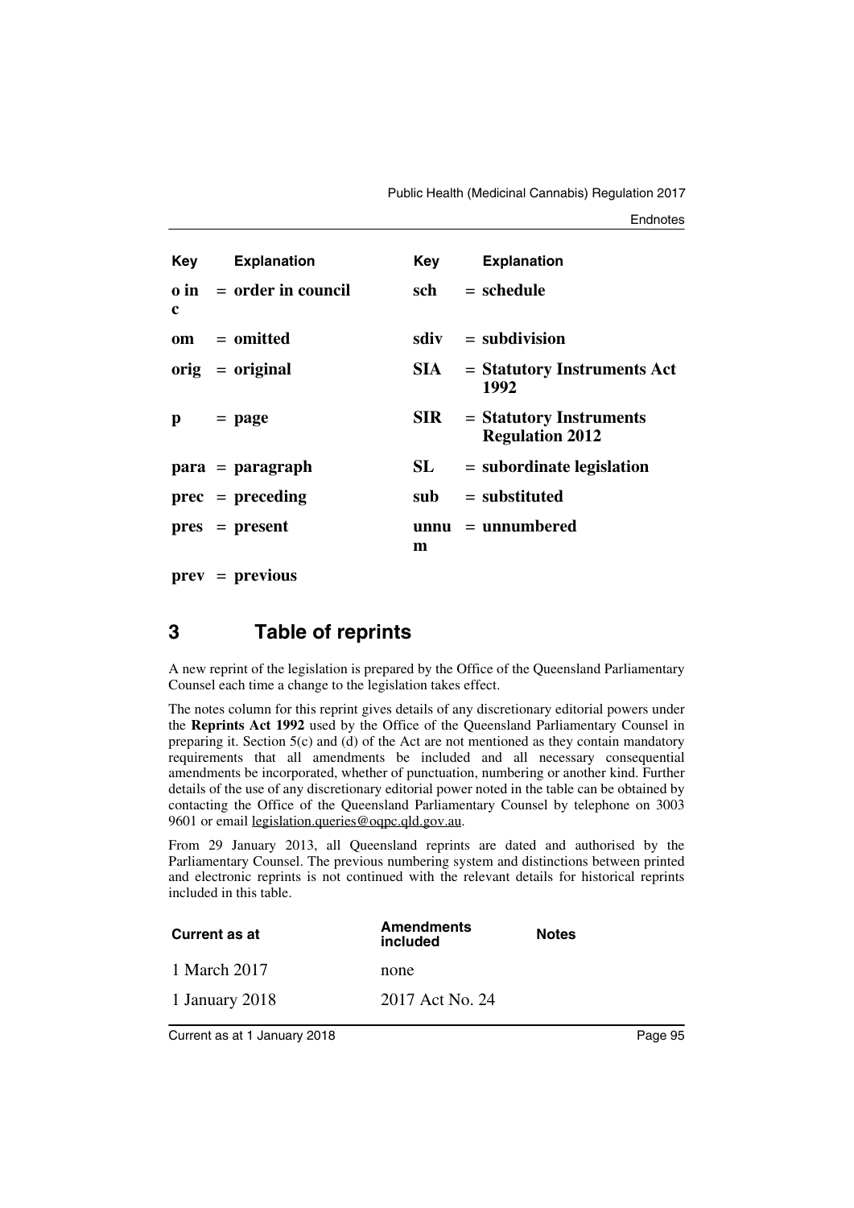| Key | Explanation | Key | Explanation |
|---|---|---|---|
| **o in c** | **= order in council** | **sch** | **= schedule** |
| **om** | **= omitted** | **sdiv** | **= subdivision** |
| **orig** | **= original** | **SIA** | **= Statutory Instruments Act 1992** |
| **p** | **= page** | **SIR** | **= Statutory Instruments Regulation 2012** |
| **para** | **= paragraph** | **SL** | **= subordinate legislation** |
| **prec** | **= preceding** | **sub** | **= substituted** |
| **pres** | **= present** | **unnum** | **= unnumbered** |
| **prev** | **= previous** | | |

## 3 Table of reprints

A new reprint of the legislation is prepared by the Office of the Queensland Parliamentary Counsel each time a change to the legislation takes effect.

The notes column for this reprint gives details of any discretionary editorial powers under the **Reprints Act 1992** used by the Office of the Queensland Parliamentary Counsel in preparing it. Section 5(c) and (d) of the Act are not mentioned as they contain mandatory requirements that all amendments be included and all necessary consequential amendments be incorporated, whether of punctuation, numbering or another kind. Further details of the use of any discretionary editorial power noted in the table can be obtained by contacting the Office of the Queensland Parliamentary Counsel by telephone on 3003 9601 or email legislation.queries@oqpc.qld.gov.au.

From 29 January 2013, all Queensland reprints are dated and authorised by the Parliamentary Counsel. The previous numbering system and distinctions between printed and electronic reprints is not continued with the relevant details for historical reprints included in this table.

| Current as at | Amendments included | Notes |
|---|---|---|
| 1 March 2017 | none | |
| 1 January 2018 | 2017 Act No. 24 | |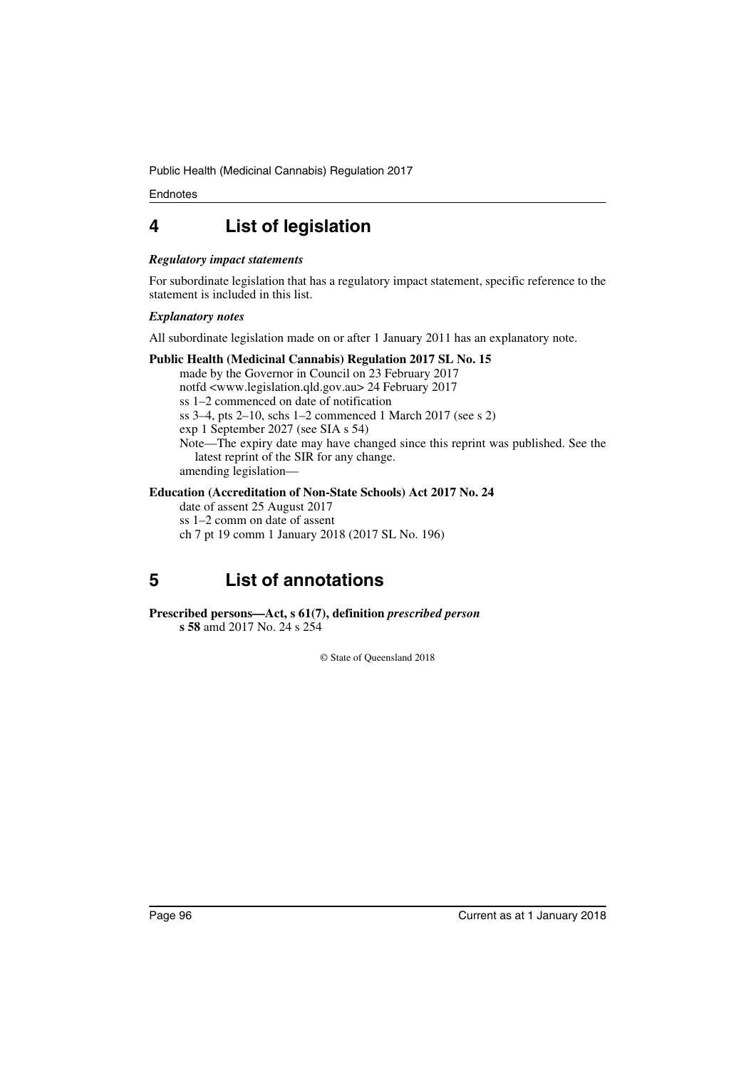# 4 List of legislation

***Regulatory impact statements***

For subordinate legislation that has a regulatory impact statement, specific reference to the statement is included in this list.

***Explanatory notes***

All subordinate legislation made on or after 1 January 2011 has an explanatory note.

**Public Health (Medicinal Cannabis) Regulation 2017 SL No. 15**

made by the Governor in Council on 23 February 2017
notfd <www.legislation.qld.gov.au> 24 February 2017
ss 1–2 commenced on date of notification
ss 3–4, pts 2–10, schs 1–2 commenced 1 March 2017 (see s 2)
exp 1 September 2027 (see SIA s 54)
Note—The expiry date may have changed since this reprint was published. See the latest reprint of the SIR for any change.
amending legislation—

**Education (Accreditation of Non-State Schools) Act 2017 No. 24**

date of assent 25 August 2017
ss 1–2 comm on date of assent
ch 7 pt 19 comm 1 January 2018 (2017 SL No. 196)

# 5 List of annotations

**Prescribed persons—Act, s 61(7), definition *prescribed person***
**s 58** amd 2017 No. 24 s 254

© State of Queensland 2018